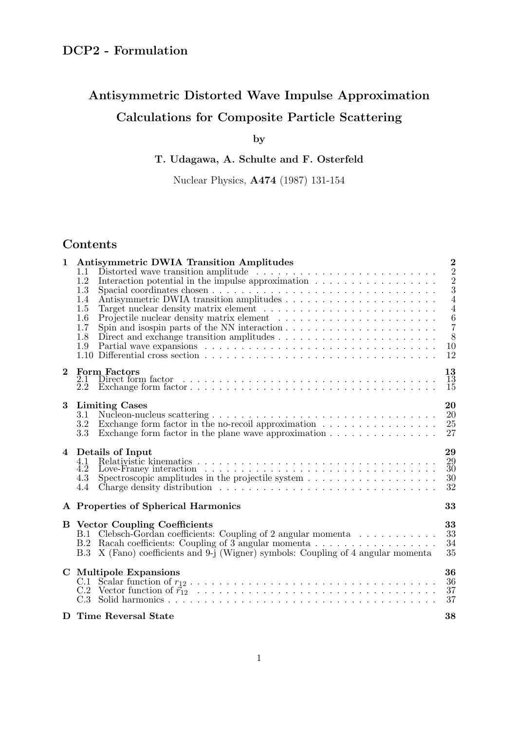## DCP2 - Formulation

# Antisymmetric Distorted Wave Impulse Approximation Calculations for Composite Particle Scattering

by

**T. Udagawa, A. Schulte and F. Osterfeld**

Nuclear Physics, **A474** (1987) 131-154

## Contents

**1 Antisymmetric DWIA Transition Amplitudes** — **2**
- 1.1 Distorted wave transition amplitude — 2
- 1.2 Interaction potential in the impulse approximation — 2
- 1.3 Spacial coordinates chosen — 3
- 1.4 Antisymmetric DWIA transition amplitudes — 4
- 1.5 Target nuclear density matrix element — 4
- 1.6 Projectile nuclear density matrix element — 6
- 1.7 Spin and isospin parts of the NN interaction — 7
- 1.8 Direct and exchange transition amplitudes — 8
- 1.9 Partial wave expansions — 10
- 1.10 Differential cross section — 12

**2 Form Factors** — **13**
- 2.1 Direct form factor — 13
- 2.2 Exchange form factor — 15

**3 Limiting Cases** — **20**
- 3.1 Nucleon-nucleus scattering — 20
- 3.2 Exchange form factor in the no-recoil approximation — 25
- 3.3 Exchange form factor in the plane wave approximation — 27

**4 Details of Input** — **29**
- 4.1 Relativistic kinematics — 29
- 4.2 Love-Franey interaction — 30
- 4.3 Spectroscopic amplitudes in the projectile system — 30
- 4.4 Charge density distribution — 32

**A Properties of Spherical Harmonics** — **33**

**B Vector Coupling Coefficients** — **33**
- B.1 Clebsch-Gordan coefficients: Coupling of 2 angular momenta — 33
- B.2 Racah coefficients: Coupling of 3 angular momenta — 34
- B.3 X (Fano) coefficients and 9-j (Wigner) symbols: Coupling of 4 angular momenta — 35

**C Multipole Expansions** — **36**
- C.1 Scalar function of $r_{12}$ — 36
- C.2 Vector function of $\vec{r}_{12}$ — 37
- C.3 Solid harmonics — 37

**D Time Reversal State** — **38**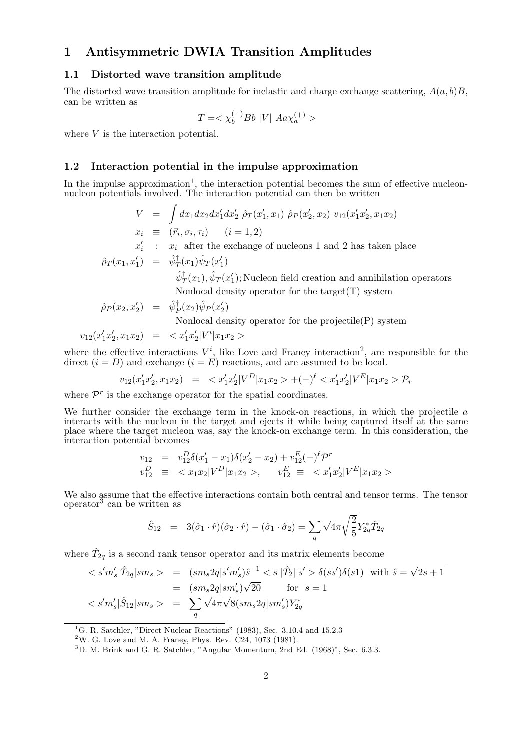# 1 Antisymmetric DWIA Transition Amplitudes

## 1.1 Distorted wave transition amplitude

The distorted wave transition amplitude for inelastic and charge exchange scattering, $A(a,b)B$, can be written as

$$T = < \chi_b^{(-)} Bb \; |V| \; Aa \chi_a^{(+)} >$$

where $V$ is the interaction potential.

## 1.2 Interaction potential in the impulse approximation

In the impulse approximation[1], the interaction potential becomes the sum of effective nucleon-nucleon potentials involved. The interaction potential can then be written

$$\begin{aligned}
V &= \int dx_1 dx_2 dx_1' dx_2' \; \hat{\rho}_T(x_1', x_1) \; \hat{\rho}_P(x_2', x_2) \; v_{12}(x_1' x_2', x_1 x_2) \\
x_i &\equiv (\vec{r}_i, \sigma_i, \tau_i) \qquad (i = 1, 2) \\
x_i' &: \; x_i \text{ after the exchange of nucleons 1 and 2 has taken place} \\
\hat{\rho}_T(x_1, x_1') &= \hat{\psi}_T^\dagger(x_1) \hat{\psi}_T(x_1') \\
& \quad \hat{\psi}_T^\dagger(x_1), \hat{\psi}_T(x_1'); \text{Nucleon field creation and annihilation operators} \\
& \quad \text{Nonlocal density operator for the target(T) system} \\
\hat{\rho}_P(x_2, x_2') &= \hat{\psi}_P^\dagger(x_2) \hat{\psi}_P(x_2') \\
& \quad \text{Nonlocal density operator for the projectile(P) system} \\
v_{12}(x_1' x_2', x_1 x_2) &= < x_1' x_2' | V^i | x_1 x_2 >
\end{aligned}$$

where the effective interactions $V^i$, like Love and Franey interaction[2], are responsible for the direct ($i = D$) and exchange ($i = E$) reactions, and are assumed to be local.

$$v_{12}(x_1' x_2', x_1 x_2) = < x_1' x_2' | V^D | x_1 x_2 > + (-)^\ell < x_1' x_2' | V^E | x_1 x_2 > \mathcal{P}_r$$

where $\mathcal{P}^r$ is the exchange operator for the spatial coordinates.

We further consider the exchange term in the knock-on reactions, in which the projectile $a$ interacts with the nucleon in the target and ejects it while being captured itself at the same place where the target nucleon was, say the knock-on exchange term. In this consideration, the interaction potential becomes

$$\begin{aligned}
v_{12} &= v_{12}^D \delta(x_1' - x_1) \delta(x_2' - x_2) + v_{12}^E (-)^\ell \mathcal{P}^r \\
v_{12}^D &\equiv < x_1 x_2 | V^D | x_1 x_2 >, \qquad v_{12}^E \equiv < x_1' x_2' | V^E | x_1 x_2 >
\end{aligned}$$

We also assume that the effective interactions contain both central and tensor terms. The tensor operator[3] can be written as

$$\hat{S}_{12} = 3(\hat{\sigma}_1 \cdot \hat{r})(\hat{\sigma}_2 \cdot \hat{r}) - (\hat{\sigma}_1 \cdot \hat{\sigma}_2) = \sum_q \sqrt{4\pi} \sqrt{\frac{2}{5}} Y_{2q}^* \hat{T}_{2q}$$

where $\hat{T}_{2q}$ is a second rank tensor operator and its matrix elements become

$$\begin{aligned}
< s' m_s' | \hat{T}_{2q} | s m_s > &= (s m_s 2q | s' m_s') \hat{s}^{-1} < s || \hat{T}_2 || s' > \delta(s s') \delta(s 1) \;\; \text{with } \hat{s} = \sqrt{2s+1} \\
&= (s m_s 2q | s m_s') \sqrt{20} \qquad \text{for } \; s = 1 \\
< s' m_s' | \hat{S}_{12} | s m_s > &= \sum_q \sqrt{4\pi} \sqrt{8} (s m_s 2q | s m_s') Y_{2q}^*
\end{aligned}$$

---

[1] G. R. Satchler, "Direct Nuclear Reactions" (1983), Sec. 3.10.4 and 15.2.3

[2] W. G. Love and M. A. Franey, Phys. Rev. C24, 1073 (1981).

[3] D. M. Brink and G. R. Satchler, "Angular Momentum, 2nd Ed. (1968)", Sec. 6.3.3.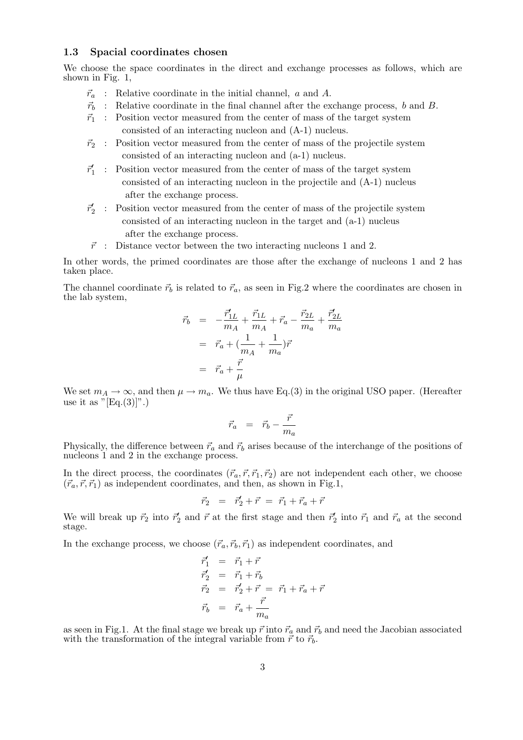### 1.3 Spacial coordinates chosen

We choose the space coordinates in the direct and exchange processes as follows, which are shown in Fig. 1,

- $\vec{r}_a$ : Relative coordinate in the initial channel, $a$ and $A$.
- $\vec{r}_b$ : Relative coordinate in the final channel after the exchange process, $b$ and $B$.
- $\vec{r}_1$ : Position vector measured from the center of mass of the target system consisted of an interacting nucleon and (A-1) nucleus.
- $\vec{r}_2$ : Position vector measured from the center of mass of the projectile system consisted of an interacting nucleon and (a-1) nucleus.
- $\vec{r}_1'$ : Position vector measured from the center of mass of the target system consisted of an interacting nucleon in the projectile and (A-1) nucleus after the exchange process.
- $\vec{r}_2'$ : Position vector measured from the center of mass of the projectile system consisted of an interacting nucleon in the target and (a-1) nucleus after the exchange process.
- $\vec{r}$ : Distance vector between the two interacting nucleons 1 and 2.

In other words, the primed coordinates are those after the exchange of nucleons 1 and 2 has taken place.

The channel coordinate $\vec{r}_b$ is related to $\vec{r}_a$, as seen in Fig.2 where the coordinates are chosen in the lab system,

$$
\begin{aligned}
\vec{r}_b &= -\frac{\vec{r}_{1L}'}{m_A} + \frac{\vec{r}_{1L}}{m_A} + \vec{r}_a - \frac{\vec{r}_{2L}}{m_a} + \frac{\vec{r}_{2L}'}{m_a} \\
&= \vec{r}_a + \left(\frac{1}{m_A} + \frac{1}{m_a}\right)\vec{r} \\
&= \vec{r}_a + \frac{\vec{r}}{\mu}
\end{aligned}
$$

We set $m_A \to \infty$, and then $\mu \to m_a$. We thus have Eq.(3) in the original USO paper. (Hereafter use it as "[Eq.(3)]".)

$$
\vec{r}_a = \vec{r}_b - \frac{\vec{r}}{m_a}
$$

Physically, the difference between $\vec{r}_a$ and $\vec{r}_b$ arises because of the interchange of the positions of nucleons 1 and 2 in the exchange process.

In the direct process, the coordinates $(\vec{r}_a, \vec{r}, \vec{r}_1, \vec{r}_2)$ are not independent each other, we choose $(\vec{r}_a, \vec{r}, \vec{r}_1)$ as independent coordinates, and then, as shown in Fig.1,

$$
\vec{r}_2 = \vec{r}_2' + \vec{r} = \vec{r}_1 + \vec{r}_a + \vec{r}
$$

We will break up $\vec{r}_2$ into $\vec{r}_2'$ and $\vec{r}$ at the first stage and then $\vec{r}_2'$ into $\vec{r}_1$ and $\vec{r}_a$ at the second stage.

In the exchange process, we choose $(\vec{r}_a, \vec{r}_b, \vec{r}_1)$ as independent coordinates, and

$$
\begin{aligned}
\vec{r}_1' &= \vec{r}_1 + \vec{r} \\
\vec{r}_2' &= \vec{r}_1 + \vec{r}_b \\
\vec{r}_2 &= \vec{r}_2' + \vec{r} = \vec{r}_1 + \vec{r}_a + \vec{r} \\
\vec{r}_b &= \vec{r}_a + \frac{\vec{r}}{m_a}
\end{aligned}
$$

as seen in Fig.1. At the final stage we break up $\vec{r}$ into $\vec{r}_a$ and $\vec{r}_b$ and need the Jacobian associated with the transformation of the integral variable from $\vec{r}$ to $\vec{r}_b$.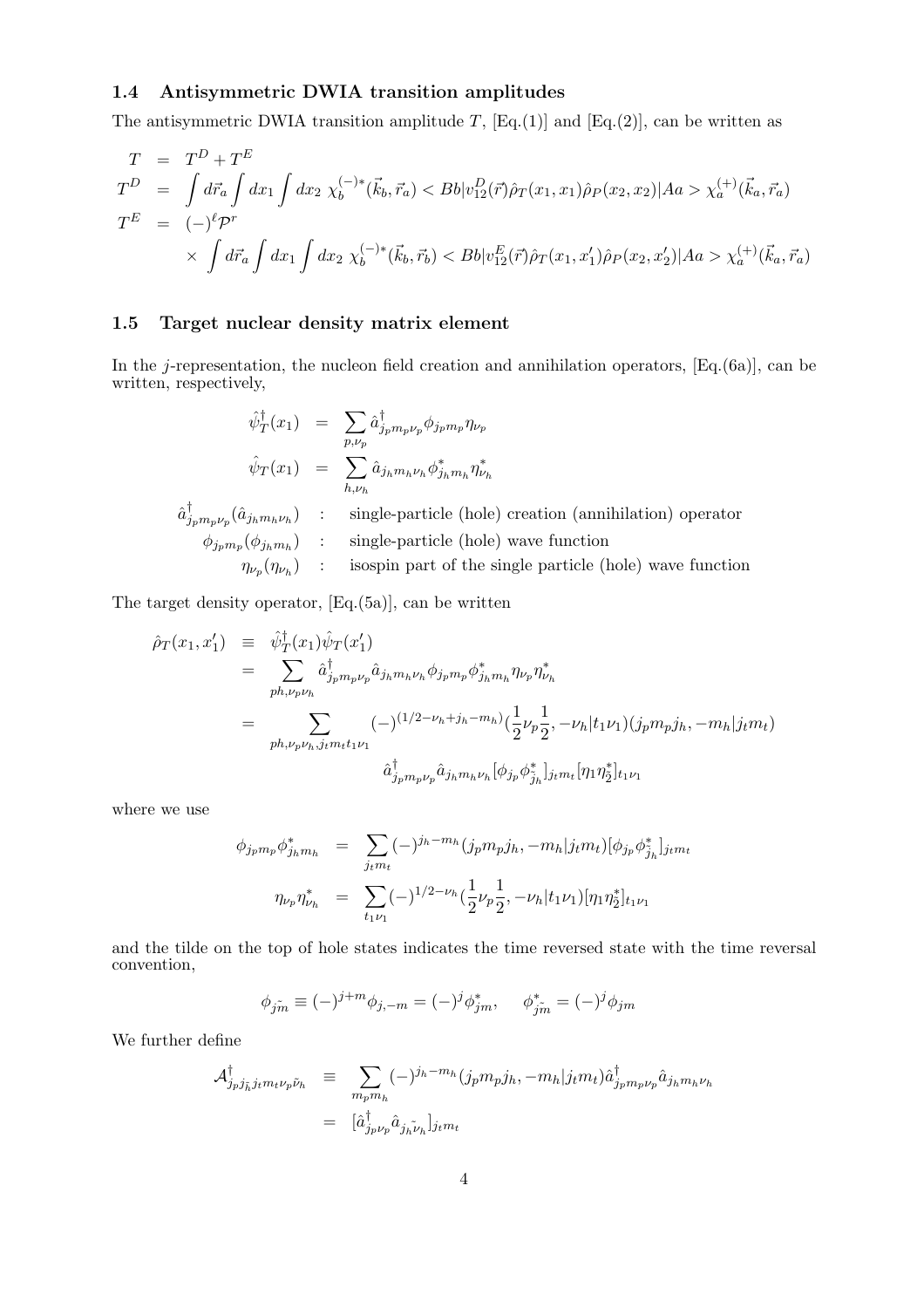### 1.4 Antisymmetric DWIA transition amplitudes

The antisymmetric DWIA transition amplitude $T$, [Eq.(1)] and [Eq.(2)], can be written as

$$
\begin{aligned}
T &= T^D + T^E \\
T^D &= \int d\vec{r}_a \int dx_1 \int dx_2 \; \chi_b^{(-)*}(\vec{k}_b, \vec{r}_a) < Bb|v_{12}^D(\vec{r})\hat{\rho}_T(x_1, x_1)\hat{\rho}_P(x_2, x_2)|Aa > \chi_a^{(+)}(\vec{k}_a, \vec{r}_a) \\
T^E &= (-)^{\ell}\mathcal{P}^r \\
&\quad \times \int d\vec{r}_a \int dx_1 \int dx_2 \; \chi_b^{(-)*}(\vec{k}_b, \vec{r}_b) < Bb|v_{12}^E(\vec{r})\hat{\rho}_T(x_1, x_1')\hat{\rho}_P(x_2, x_2')|Aa > \chi_a^{(+)}(\vec{k}_a, \vec{r}_a)
\end{aligned}
$$

### 1.5 Target nuclear density matrix element

In the $j$-representation, the nucleon field creation and annihilation operators, [Eq.(6a)], can be written, respectively,

$$
\begin{aligned}
\hat{\psi}_T^{\dagger}(x_1) &= \sum_{p,\nu_p} \hat{a}^{\dagger}_{j_p m_p \nu_p} \phi_{j_p m_p} \eta_{\nu_p} \\
\hat{\psi}_T(x_1) &= \sum_{h,\nu_h} \hat{a}_{j_h m_h \nu_h} \phi^*_{j_h m_h} \eta^*_{\nu_h}
\end{aligned}
$$

$\hat{a}^{\dagger}_{j_p m_p \nu_p}(\hat{a}_{j_h m_h \nu_h})$ : single-particle (hole) creation (annihilation) operator

$\phi_{j_p m_p}(\phi_{j_h m_h})$ : single-particle (hole) wave function

$\eta_{\nu_p}(\eta_{\nu_h})$ : isospin part of the single particle (hole) wave function

The target density operator, [Eq.(5a)], can be written

$$
\begin{aligned}
\hat{\rho}_T(x_1, x_1') &\equiv \hat{\psi}_T^{\dagger}(x_1)\hat{\psi}_T(x_1') \\
&= \sum_{ph,\nu_p\nu_h} \hat{a}^{\dagger}_{j_p m_p \nu_p} \hat{a}_{j_h m_h \nu_h} \phi_{j_p m_p} \phi^*_{j_h m_h} \eta_{\nu_p} \eta^*_{\nu_h} \\
&= \sum_{ph,\nu_p\nu_h, j_t m_t t_1 \nu_1} (-)^{(1/2-\nu_h+j_h-m_h)} (\frac{1}{2}\nu_p\frac{1}{2}, -\nu_h|t_1\nu_1)(j_p m_p j_h, -m_h|j_t m_t) \\
&\qquad \hat{a}^{\dagger}_{j_p m_p \nu_p} \hat{a}_{j_h m_h \nu_h} [\phi_{j_p} \phi^*_{\tilde{j}_h}]_{j_t m_t} [\eta_1 \eta^*_{\tilde{2}}]_{t_1 \nu_1}
\end{aligned}
$$

where we use

$$
\begin{aligned}
\phi_{j_p m_p} \phi^*_{j_h m_h} &= \sum_{j_t m_t} (-)^{j_h - m_h} (j_p m_p j_h, -m_h|j_t m_t) [\phi_{j_p} \phi^*_{\tilde{j}_h}]_{j_t m_t} \\
\eta_{\nu_p} \eta^*_{\nu_h} &= \sum_{t_1 \nu_1} (-)^{1/2-\nu_h} (\frac{1}{2}\nu_p\frac{1}{2}, -\nu_h|t_1\nu_1) [\eta_1 \eta^*_{\tilde{2}}]_{t_1 \nu_1}
\end{aligned}
$$

and the tilde on the top of hole states indicates the time reversed state with the time reversal convention,

$$
\phi_{\tilde{jm}} \equiv (-)^{j+m} \phi_{j,-m} = (-)^j \phi^*_{jm}, \qquad \phi^*_{\tilde{jm}} = (-)^j \phi_{jm}
$$

We further define

$$
\begin{aligned}
\mathcal{A}^{\dagger}_{j_p j_{\tilde{h}} j_t m_t \nu_p \tilde{\nu}_h} &\equiv \sum_{m_p m_h} (-)^{j_h - m_h} (j_p m_p j_h, -m_h|j_t m_t) \hat{a}^{\dagger}_{j_p m_p \nu_p} \hat{a}_{j_h m_h \nu_h} \\
&= [\hat{a}^{\dagger}_{j_p \nu_p} \hat{a}_{j_{\tilde{h}} \tilde{\nu}_h}]_{j_t m_t}
\end{aligned}
$$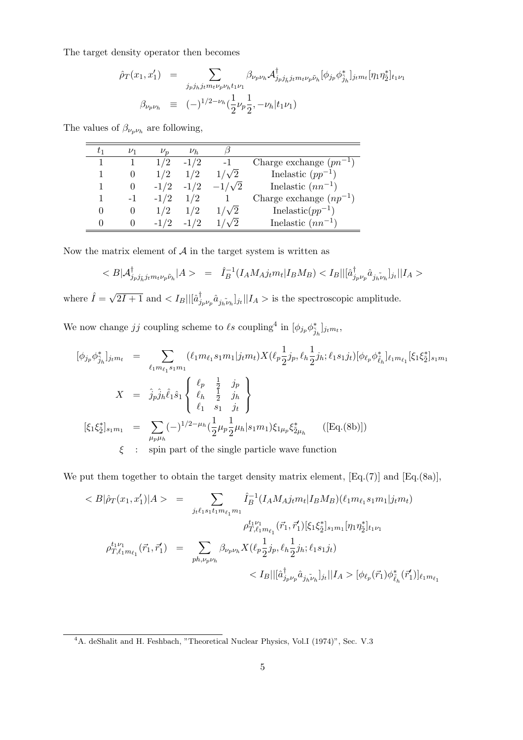The target density operator then becomes

$$
\begin{aligned}
\hat{\rho}_T(x_1, x_1') &= \sum_{j_p j_{\tilde{h}} j_t m_t \nu_p \nu_h t_1 \nu_1} \beta_{\nu_p \nu_h} \mathcal{A}^{\dagger}_{j_p j_{\tilde{h}} j_t m_t \nu_p \tilde{\nu}_h} [\phi_{j_p} \phi^*_{\tilde{j}_h}]_{j_t m_t} [\eta_1 \eta_2^*]_{t_1 \nu_1} \\
\beta_{\nu_p \nu_h} &\equiv (-)^{1/2-\nu_h} (\frac{1}{2}\nu_p \frac{1}{2}, -\nu_h | t_1 \nu_1)
\end{aligned}
$$

The values of $\beta_{\nu_p \nu_h}$ are following,

| $t_1$ | $\nu_1$ | $\nu_p$ | $\nu_h$ | $\beta$ | |
|---|---|---|---|---|---|
| 1 | 1 | 1/2 | -1/2 | -1 | Charge exchange ($pn^{-1}$) |
| 1 | 0 | 1/2 | 1/2 | $1/\sqrt{2}$ | Inelastic ($pp^{-1}$) |
| 1 | 0 | -1/2 | -1/2 | $-1/\sqrt{2}$ | Inelastic ($nn^{-1}$) |
| 1 | -1 | -1/2 | 1/2 | 1 | Charge exchange ($np^{-1}$) |
| 0 | 0 | 1/2 | 1/2 | $1/\sqrt{2}$ | Inelastic($pp^{-1}$) |
| 0 | 0 | -1/2 | -1/2 | $1/\sqrt{2}$ | Inelastic ($nn^{-1}$) |

Now the matrix element of $\mathcal{A}$ in the target system is written as

$$
< B|\mathcal{A}^{\dagger}_{j_p j_{\tilde{h}} j_t m_t \nu_p \tilde{\nu}_h}|A > \;=\; \hat{I}_B^{-1} (I_A M_A j_t m_t | I_B M_B) < I_B || [\hat{a}^{\dagger}_{j_p \nu_p} \hat{a}_{\tilde{j_h \nu_h}}]_{j_t} || I_A >
$$

where $\hat{I} = \sqrt{2I+1}$ and $< I_B || [\hat{a}^{\dagger}_{j_p \nu_p} \hat{a}_{\tilde{j_h \nu_h}}]_{j_t} || I_A >$ is the spectroscopic amplitude.

We now change $jj$ coupling scheme to $\ell s$ coupling[4] in $[\phi_{j_p} \phi^*_{\tilde{j}_h}]_{j_t m_t}$,

$$
\begin{aligned}
[\phi_{j_p} \phi^*_{\tilde{j}_h}]_{j_t m_t} &= \sum_{\ell_1 m_{\ell_1} s_1 m_1} (\ell_1 m_{\ell_1} s_1 m_1 | j_t m_t) X(\ell_p \frac{1}{2} j_p, \ell_h \frac{1}{2} j_h; \ell_1 s_1 j_t) [\phi_{\ell_p} \phi^*_{\tilde{\ell}_h}]_{\ell_1 m_{\ell_1}} [\xi_1 \xi_2^*]_{s_1 m_1} \\
X &= \hat{j}_p \hat{j}_h \hat{\ell}_1 \hat{s}_1 \left\{ \begin{array}{ccc} \ell_p & \frac{1}{2} & j_p \\ \ell_h & \frac{1}{2} & j_h \\ \ell_1 & s_1 & j_t \end{array} \right\} \\
[\xi_1 \xi_2^*]_{s_1 m_1} &= \sum_{\mu_p \mu_h} (-)^{1/2-\mu_h} (\frac{1}{2}\mu_p \frac{1}{2}\mu_h | s_1 m_1) \xi_{1\mu_p} \xi^*_{\tilde{2}\mu_h} \qquad \text{([Eq.(8b)])} \\
\xi \;\; &: \;\; \text{spin part of the single particle wave function}
\end{aligned}
$$

We put them together to obtain the target density matrix element, [Eq.(7)] and [Eq.(8a)],

$$
\begin{aligned}
< B|\hat{\rho}_T(x_1, x_1')|A > &= \sum_{j_t \ell_1 s_1 t_1 m_{\ell_1} m_1} \hat{I}_B^{-1} (I_A M_A j_t m_t | I_B M_B) (\ell_1 m_{\ell_1} s_1 m_1 | j_t m_t) \\
&\qquad \rho^{t_1 \nu_1}_{T, \ell_1 m_{\ell_1}} (\vec{r}_1, \vec{r}_1') [\xi_1 \xi_2^*]_{s_1 m_1} [\eta_1 \eta_2^*]_{t_1 \nu_1} \\
\rho^{t_1 \nu_1}_{T, \ell_1 m_{\ell_1}} (\vec{r}_1, \vec{r}_1') &= \sum_{ph, \nu_p \nu_h} \beta_{\nu_p \nu_h} X(\ell_p \frac{1}{2} j_p, \ell_h \frac{1}{2} j_h; \ell_1 s_1 j_t) \\
&\qquad < I_B || [\hat{a}^{\dagger}_{j_p \nu_p} \hat{a}_{\tilde{j_h \nu_h}}]_{j_t} || I_A > [\phi_{\ell_p}(\vec{r}_1) \phi^*_{\tilde{\ell}_h}(\vec{r}_1')]_{\ell_1 m_{\ell_1}}
\end{aligned}
$$

[4] A. deShalit and H. Feshbach, "Theoretical Nuclear Physics, Vol.I (1974)", Sec. V.3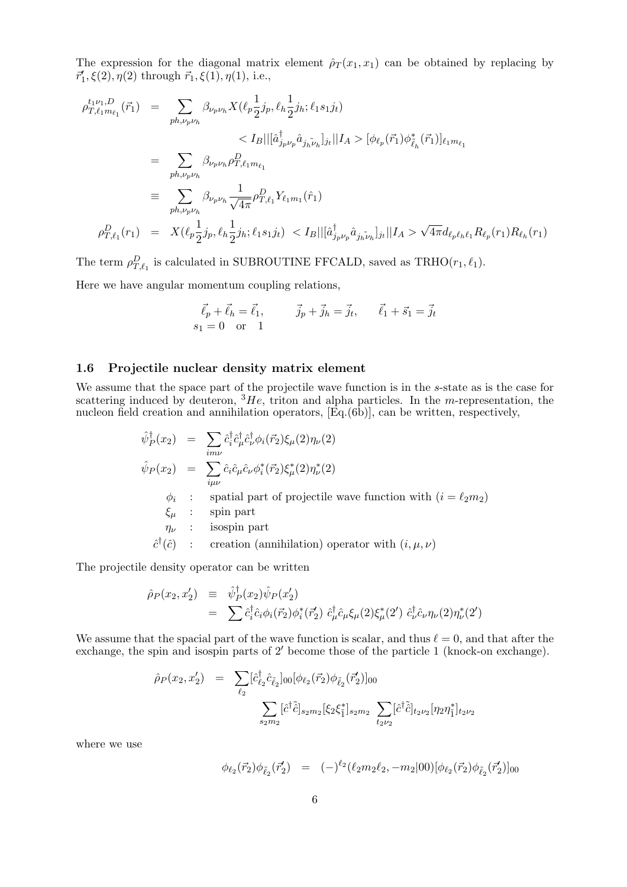The expression for the diagonal matrix element $\hat{\rho}_T(x_1, x_1)$ can be obtained by replacing by $\vec{r}_1', \xi(2), \eta(2)$ through $\vec{r}_1, \xi(1), \eta(1)$, i.e.,

$$
\begin{aligned}
\rho^{t_1\nu_1,D}_{T,\ell_1 m_{\ell_1}}(\vec{r}_1) &= \sum_{ph,\nu_p\nu_h} \beta_{\nu_p\nu_h} X(\ell_p \frac{1}{2} j_p, \ell_h \frac{1}{2} j_h; \ell_1 s_1 j_t) \\
&\qquad < I_B || [\hat{a}^\dagger_{j_p\nu_p} \hat{a}_{\tilde{j_h}\tilde{\nu_h}}]_{j_t} || I_A > [\phi_{\ell_p}(\vec{r}_1)\phi^*_{\tilde{\ell}_h}(\vec{r}_1)]_{\ell_1 m_{\ell_1}} \\
&= \sum_{ph,\nu_p\nu_h} \beta_{\nu_p\nu_h} \rho^D_{T,\ell_1 m_{\ell_1}} \\
&\equiv \sum_{ph,\nu_p\nu_h} \beta_{\nu_p\nu_h} \frac{1}{\sqrt{4\pi}} \rho^D_{T,\ell_1} Y_{\ell_1 m_1}(\hat{r}_1) \\
\rho^D_{T,\ell_1}(r_1) &= X(\ell_p \frac{1}{2} j_p, \ell_h \frac{1}{2} j_h; \ell_1 s_1 j_t) \ < I_B || [\hat{a}^\dagger_{j_p\nu_p} \hat{a}_{\tilde{j_h}\tilde{\nu_h}}]_{j_t} || I_A > \sqrt{4\pi} d_{\ell_p\ell_h\ell_1} R_{\ell_p}(r_1) R_{\ell_h}(r_1)
\end{aligned}
$$

The term $\rho^D_{T,\ell_1}$ is calculated in SUBROUTINE FFCALD, saved as TRHO($r_1, \ell_1$).

Here we have angular momentum coupling relations,

$$
\vec{\ell}_p + \vec{\ell}_h = \vec{\ell}_1, \qquad \vec{j}_p + \vec{j}_h = \vec{j}_t, \qquad \vec{\ell}_1 + \vec{s}_1 = \vec{j}_t
$$
$$
s_1 = 0 \quad \text{or} \quad 1
$$

### 1.6 Projectile nuclear density matrix element

We assume that the space part of the projectile wave function is in the $s$-state as is the case for scattering induced by deuteron, $^3He$, triton and alpha particles. In the $m$-representation, the nucleon field creation and annihilation operators, [Eq.(6b)], can be written, respectively,

$$
\begin{aligned}
\hat{\psi}^\dagger_P(x_2) &= \sum_{im\nu} \hat{c}^\dagger_i \hat{c}^\dagger_\mu \hat{c}^\dagger_\nu \phi_i(\vec{r}_2) \xi_\mu(2) \eta_\nu(2) \\
\hat{\psi}_P(x_2) &= \sum_{i\mu\nu} \hat{c}_i \hat{c}_\mu \hat{c}_\nu \phi^*_i(\vec{r}_2) \xi^*_\mu(2) \eta^*_\nu(2)
\end{aligned}
$$

- $\phi_i$ : spatial part of projectile wave function with $(i = \ell_2 m_2)$
- $\xi_\mu$ : spin part
- $\eta_\nu$ : isospin part
- $\hat{c}^\dagger(\hat{c})$ : creation (annihilation) operator with $(i, \mu, \nu)$

The projectile density operator can be written

$$
\begin{aligned}
\hat{\rho}_P(x_2, x_2') &\equiv \hat{\psi}^\dagger_P(x_2) \hat{\psi}_P(x_2') \\
&= \sum \hat{c}^\dagger_i \hat{c}_i \phi_i(\vec{r}_2) \phi^*_i(\vec{r}_2') \ \hat{c}^\dagger_\mu \hat{c}_\mu \xi_\mu(2) \xi^*_\mu(2') \ \hat{c}^\dagger_\nu \hat{c}_\nu \eta_\nu(2) \eta^*_\nu(2')
\end{aligned}
$$

We assume that the spacial part of the wave function is scalar, and thus $\ell = 0$, and that after the exchange, the spin and isospin parts of $2'$ become those of the particle 1 (knock-on exchange).

$$
\begin{aligned}
\hat{\rho}_P(x_2, x_2') &= \sum_{\ell_2} [\hat{c}^\dagger_{\ell_2} \hat{c}_{\tilde{\ell}_2}]_{00} [\phi_{\ell_2}(\vec{r}_2) \phi_{\tilde{\ell}_2}(\vec{r}_2')]_{00} \\
&\qquad \sum_{s_2 m_2} [\hat{c}^\dagger \tilde{\hat{c}}]_{s_2 m_2} [\xi_2 \xi^*_{\tilde{1}}]_{s_2 m_2} \sum_{t_2 \nu_2} [\hat{c}^\dagger \tilde{\hat{c}}]_{t_2 \nu_2} [\eta_2 \eta^*_{\tilde{1}}]_{t_2 \nu_2}
\end{aligned}
$$

where we use

$$
\phi_{\ell_2}(\vec{r}_2) \phi_{\tilde{\ell}_2}(\vec{r}_2') = (-)^{\ell_2} (\ell_2 m_2 \ell_2, -m_2 | 00) [\phi_{\ell_2}(\vec{r}_2) \phi_{\tilde{\ell}_2}(\vec{r}_2')]_{00}
$$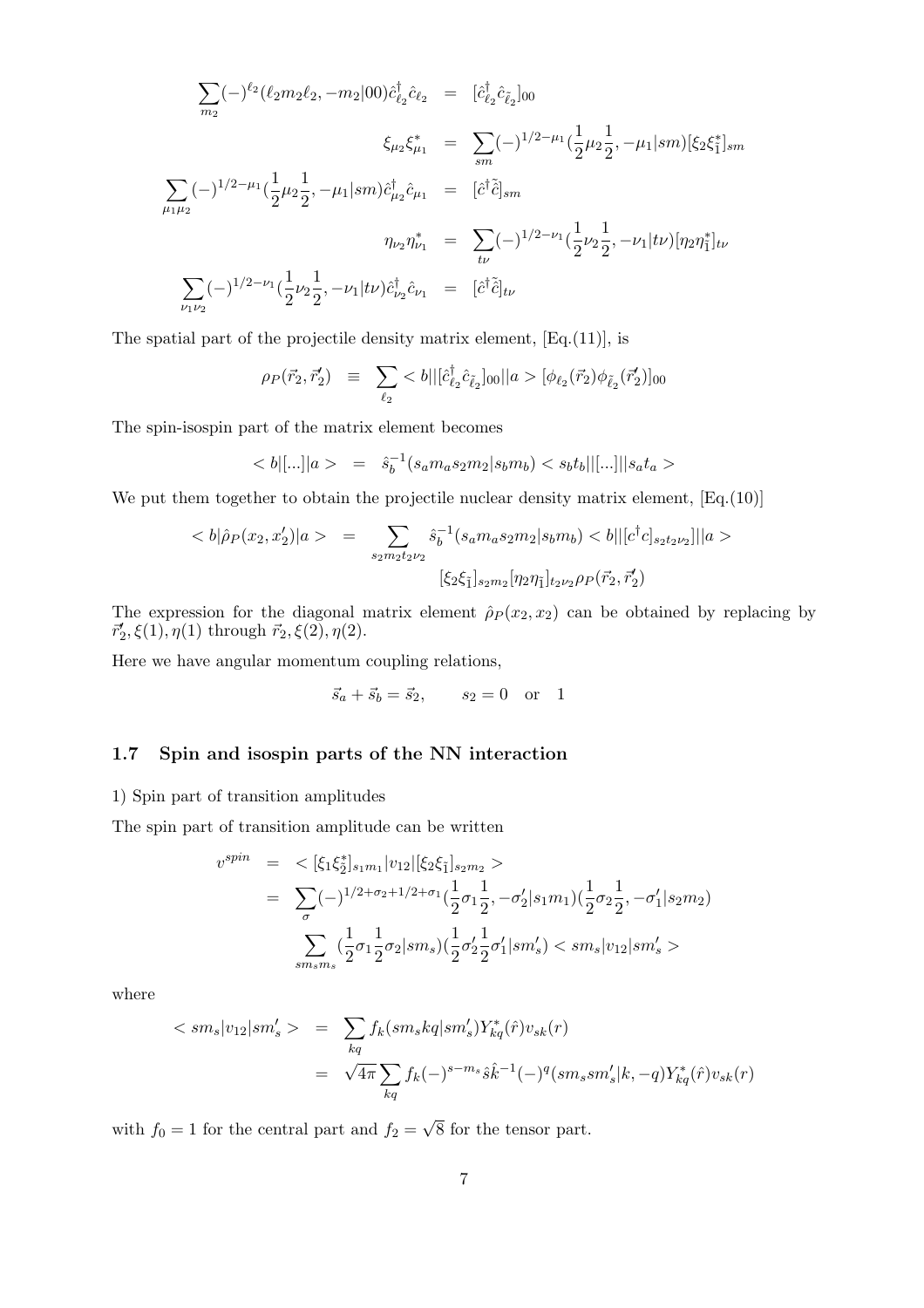$$
\begin{aligned}
\sum_{m_2}(-)^{\ell_2}(\ell_2 m_2 \ell_2,-m_2|00)\hat{c}^\dagger_{\ell_2}\hat{c}_{\ell_2} &= [\hat{c}^\dagger_{\ell_2}\hat{c}_{\tilde{\ell}_2}]_{00} \\
\xi_{\mu_2}\xi^*_{\mu_1} &= \sum_{sm}(-)^{1/2-\mu_1}(\frac{1}{2}\mu_2\frac{1}{2},-\mu_1|sm)[\xi_2\xi^*_{\bar{1}}]_{sm} \\
\sum_{\mu_1\mu_2}(-)^{1/2-\mu_1}(\frac{1}{2}\mu_2\frac{1}{2},-\mu_1|sm)\hat{c}^\dagger_{\mu_2}\hat{c}_{\mu_1} &= [\hat{c}^\dagger\tilde{\hat{c}}]_{sm} \\
\eta_{\nu_2}\eta^*_{\nu_1} &= \sum_{t\nu}(-)^{1/2-\nu_1}(\frac{1}{2}\nu_2\frac{1}{2},-\nu_1|t\nu)[\eta_2\eta^*_{\bar{1}}]_{t\nu} \\
\sum_{\nu_1\nu_2}(-)^{1/2-\nu_1}(\frac{1}{2}\nu_2\frac{1}{2},-\nu_1|t\nu)\hat{c}^\dagger_{\nu_2}\hat{c}_{\nu_1} &= [\hat{c}^\dagger\tilde{\hat{c}}]_{t\nu}
\end{aligned}
$$

The spatial part of the projectile density matrix element, [Eq.(11)], is

$$
\rho_P(\vec{r}_2,\vec{r}_2') \equiv \sum_{\ell_2} < b||[\hat{c}^\dagger_{\ell_2}\hat{c}_{\tilde{\ell}_2}]_{00}||a > [\phi_{\ell_2}(\vec{r}_2)\phi_{\tilde{\ell}_2}(\vec{r}_2')]_{00}
$$

The spin-isospin part of the matrix element becomes

$$
< b|[...]|a > = \hat{s}_b^{-1}(s_a m_a s_2 m_2|s_b m_b) < s_b t_b||[...]||s_a t_a >
$$

We put them together to obtain the projectile nuclear density matrix element, [Eq.(10)]

$$
\begin{aligned}
< b|\hat{\rho}_P(x_2,x_2')|a > = & \sum_{s_2 m_2 t_2 \nu_2} \hat{s}_b^{-1}(s_a m_a s_2 m_2|s_b m_b) < b||[c^\dagger c]_{s_2 t_2 \nu_2}]||a > \\
& [\xi_2\xi_{\bar{1}}]_{s_2 m_2}[\eta_2\eta_{\bar{1}}]_{t_2\nu_2}\rho_P(\vec{r}_2,\vec{r}_2')
\end{aligned}
$$

The expression for the diagonal matrix element $\hat{\rho}_P(x_2,x_2)$ can be obtained by replacing by $\vec{r}_2', \xi(1), \eta(1)$ through $\vec{r}_2, \xi(2), \eta(2)$.

Here we have angular momentum coupling relations,

$$
\vec{s}_a + \vec{s}_b = \vec{s}_2, \qquad s_2 = 0 \quad \text{or} \quad 1
$$

### 1.7 Spin and isospin parts of the NN interaction

1) Spin part of transition amplitudes

The spin part of transition amplitude can be written

$$
\begin{aligned}
v^{spin} &= < [\xi_1\xi_{\bar{2}}^*]_{s_1 m_1}|v_{12}|[\xi_2\xi_{\bar{1}}]_{s_2 m_2} > \\
&= \sum_{\sigma}(-)^{1/2+\sigma_2+1/2+\sigma_1}(\frac{1}{2}\sigma_1\frac{1}{2},-\sigma_2'|s_1 m_1)(\frac{1}{2}\sigma_2\frac{1}{2},-\sigma_1'|s_2 m_2) \\
&\quad \sum_{s m_s m_s}(\frac{1}{2}\sigma_1\frac{1}{2}\sigma_2|s m_s)(\frac{1}{2}\sigma_2'\frac{1}{2}\sigma_1'|s m_s') < s m_s|v_{12}|s m_s' >
\end{aligned}
$$

where

$$
\begin{aligned}
< s m_s|v_{12}|s m_s' > &= \sum_{kq} f_k(s m_s k q|s m_s')Y^*_{kq}(\hat{r})v_{sk}(r) \\
&= \sqrt{4\pi}\sum_{kq} f_k(-)^{s-m_s}\hat{s}\hat{k}^{-1}(-)^q(s m_s s m_s'|k,-q)Y^*_{kq}(\hat{r})v_{sk}(r)
\end{aligned}
$$

with $f_0 = 1$ for the central part and $f_2 = \sqrt{8}$ for the tensor part.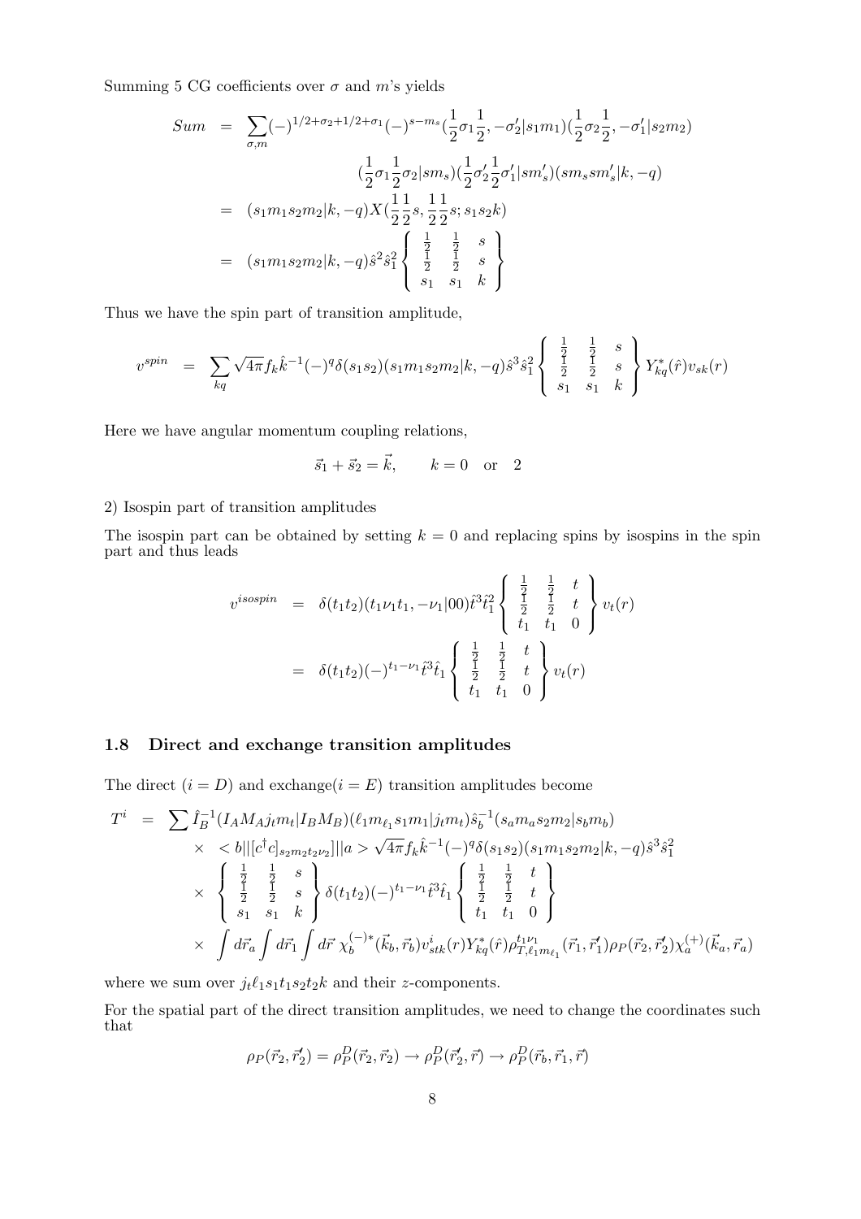Summing 5 CG coefficients over $\sigma$ and $m$'s yields

$$
\begin{aligned}
Sum &= \sum_{\sigma,m} (-)^{1/2+\sigma_2+1/2+\sigma_1}(-)^{s-m_s}(\frac{1}{2}\sigma_1\frac{1}{2},-\sigma_2'|s_1m_1)(\frac{1}{2}\sigma_2\frac{1}{2},-\sigma_1'|s_2m_2) \\
&\qquad (\frac{1}{2}\sigma_1\frac{1}{2}\sigma_2|sm_s)(\frac{1}{2}\sigma_2'\frac{1}{2}\sigma_1'|sm_s')(sm_ssm_s'|k,-q) \\
&= (s_1m_1s_2m_2|k,-q)X(\frac{1}{2}\frac{1}{2}s,\frac{1}{2}\frac{1}{2}s;s_1s_2k) \\
&= (s_1m_1s_2m_2|k,-q)\hat{s}^2\hat{s}_1^2 \left\{ \begin{array}{ccc} \frac{1}{2} & \frac{1}{2} & s \\ \frac{1}{2} & \frac{1}{2} & s \\ s_1 & s_1 & k \end{array} \right\}
\end{aligned}
$$

Thus we have the spin part of transition amplitude,

$$
v^{spin} = \sum_{kq} \sqrt{4\pi} f_k \hat{k}^{-1}(-)^q \delta(s_1s_2)(s_1m_1s_2m_2|k,-q)\hat{s}^3\hat{s}_1^2 \left\{ \begin{array}{ccc} \frac{1}{2} & \frac{1}{2} & s \\ \frac{1}{2} & \frac{1}{2} & s \\ s_1 & s_1 & k \end{array} \right\} Y_{kq}^*(\hat{r})v_{sk}(r)
$$

Here we have angular momentum coupling relations,

$$
\vec{s}_1 + \vec{s}_2 = \vec{k}, \qquad k = 0 \quad \text{or} \quad 2
$$

2) Isospin part of transition amplitudes

The isospin part can be obtained by setting $k = 0$ and replacing spins by isospins in the spin part and thus leads

$$
\begin{aligned}
v^{isospin} &= \delta(t_1t_2)(t_1\nu_1t_1,-\nu_1|00)\hat{t}^3\hat{t}_1^2 \left\{ \begin{array}{ccc} \frac{1}{2} & \frac{1}{2} & t \\ \frac{1}{2} & \frac{1}{2} & t \\ t_1 & t_1 & 0 \end{array} \right\} v_t(r) \\
&= \delta(t_1t_2)(-)^{t_1-\nu_1}\hat{t}^3\hat{t}_1 \left\{ \begin{array}{ccc} \frac{1}{2} & \frac{1}{2} & t \\ \frac{1}{2} & \frac{1}{2} & t \\ t_1 & t_1 & 0 \end{array} \right\} v_t(r)
\end{aligned}
$$

### 1.8 Direct and exchange transition amplitudes

The direct ($i = D$) and exchange($i = E$) transition amplitudes become

$$
\begin{aligned}
T^i &= \sum \hat{I}_B^{-1}(I_AM_Aj_tm_t|I_BM_B)(\ell_1m_{\ell_1}s_1m_1|j_tm_t)\hat{s}_b^{-1}(s_am_as_2m_2|s_bm_b) \\
&\times\ <b||[c^\dagger c]_{s_2m_2t_2\nu_2}]||a> \sqrt{4\pi}f_k\hat{k}^{-1}(-)^q\delta(s_1s_2)(s_1m_1s_2m_2|k,-q)\hat{s}^3\hat{s}_1^2 \\
&\times \left\{ \begin{array}{ccc} \frac{1}{2} & \frac{1}{2} & s \\ \frac{1}{2} & \frac{1}{2} & s \\ s_1 & s_1 & k \end{array} \right\} \delta(t_1t_2)(-)^{t_1-\nu_1}\hat{t}^3\hat{t}_1 \left\{ \begin{array}{ccc} \frac{1}{2} & \frac{1}{2} & t \\ \frac{1}{2} & \frac{1}{2} & t \\ t_1 & t_1 & 0 \end{array} \right\} \\
&\times \int d\vec{r}_a \int d\vec{r}_1 \int d\vec{r}\ \chi_b^{(-)*}(\vec{k}_b,\vec{r}_b)v_{stk}^i(r)Y_{kq}^*(\hat{r})\rho_{T,\ell_1m_{\ell_1}}^{t_1\nu_1}(\vec{r}_1,\vec{r}_1')\rho_P(\vec{r}_2,\vec{r}_2')\chi_a^{(+)}(\vec{k}_a,\vec{r}_a)
\end{aligned}
$$

where we sum over $j_t\ell_1s_1t_1s_2t_2k$ and their $z$-components.

For the spatial part of the direct transition amplitudes, we need to change the coordinates such that

$$
\rho_P(\vec{r}_2,\vec{r}_2') = \rho_P^D(\vec{r}_2,\vec{r}_2) \to \rho_P^D(\vec{r}_2',\vec{r}) \to \rho_P^D(\vec{r}_b,\vec{r}_1,\vec{r})
$$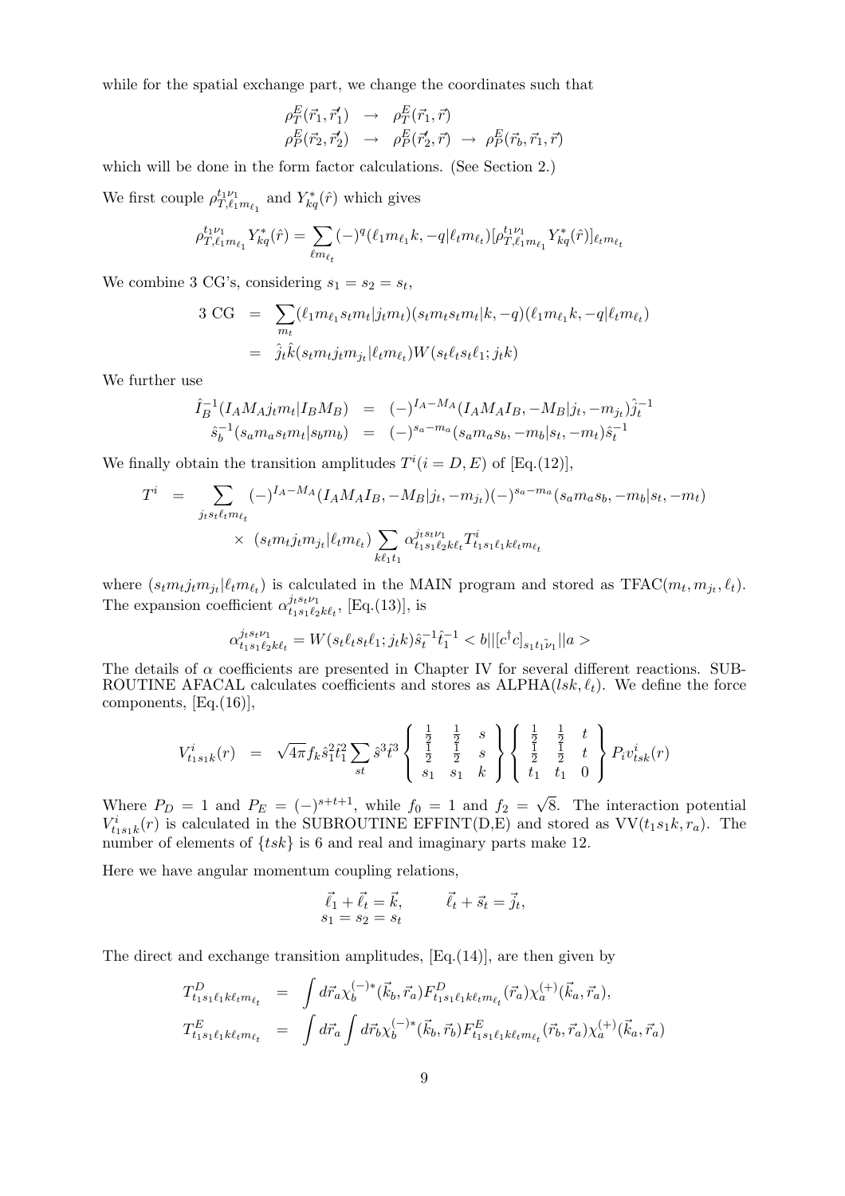while for the spatial exchange part, we change the coordinates such that

$$
\begin{aligned}
\rho_T^E(\vec{r}_1,\vec{r}_1') &\rightarrow \rho_T^E(\vec{r}_1,\vec{r}) \\
\rho_P^E(\vec{r}_2,\vec{r}_2') &\rightarrow \rho_P^E(\vec{r}_2',\vec{r}) \rightarrow \rho_P^E(\vec{r}_b,\vec{r}_1,\vec{r})
\end{aligned}
$$

which will be done in the form factor calculations. (See Section 2.)

We first couple $\rho^{t_1\nu_1}_{T,\ell_1 m_{\ell_1}}$ and $Y^*_{kq}(\hat{r})$ which gives

$$
\rho^{t_1\nu_1}_{T,\ell_1 m_{\ell_1}} Y^*_{kq}(\hat{r}) = \sum_{\ell m_{\ell_t}} (-)^q (\ell_1 m_{\ell_1} k, -q|\ell_t m_{\ell_t}) [\rho^{t_1\nu_1}_{T,\ell_1 m_{\ell_1}} Y^*_{kq}(\hat{r})]_{\ell_t m_{\ell_t}}
$$

We combine 3 CG's, considering $s_1 = s_2 = s_t$,

$$
\begin{aligned}
3\ \mathrm{CG} &= \sum_{m_t} (\ell_1 m_{\ell_1} s_t m_t | j_t m_t)(s_t m_t s_t m_t | k, -q)(\ell_1 m_{\ell_1} k, -q | \ell_t m_{\ell_t}) \\
&= \hat{j}_t \hat{k} (s_t m_t j_t m_{j_t} | \ell_t m_{\ell_t}) W(s_t \ell_t s_t \ell_1; j_t k)
\end{aligned}
$$

We further use

$$
\begin{aligned}
\hat{I}_B^{-1}(I_A M_A j_t m_t | I_B M_B) &= (-)^{I_A - M_A}(I_A M_A I_B, -M_B | j_t, -m_{j_t}) \hat{j}_t^{-1} \\
\hat{s}_b^{-1}(s_a m_a s_t m_t | s_b m_b) &= (-)^{s_a - m_a}(s_a m_a s_b, -m_b | s_t, -m_t) \hat{s}_t^{-1}
\end{aligned}
$$

We finally obtain the transition amplitudes $T^i (i = D, E)$ of [Eq.(12)],

$$
\begin{aligned}
T^i &= \sum_{j_t s_t \ell_t m_{\ell_t}} (-)^{I_A - M_A}(I_A M_A I_B, -M_B | j_t, -m_{j_t})(-)^{s_a - m_a}(s_a m_a s_b, -m_b | s_t, -m_t) \\
&\quad \times (s_t m_t j_t m_{j_t} | \ell_t m_{\ell_t}) \sum_{k \ell_1 t_1} \alpha^{j_t s_t \nu_1}_{t_1 s_1 \ell_2 k \ell_t} T^i_{t_1 s_1 \ell_1 k \ell_t m_{\ell_t}}
\end{aligned}
$$

where $(s_t m_t j_t m_{j_t} | \ell_t m_{\ell_t})$ is calculated in the MAIN program and stored as TFAC$(m_t, m_{j_t}, \ell_t)$. The expansion coefficient $\alpha^{j_t s_t \nu_1}_{t_1 s_1 \ell_2 k \ell_t}$, [Eq.(13)], is

$$
\alpha^{j_t s_t \nu_1}_{t_1 s_1 \ell_2 k \ell_t} = W(s_t \ell_t s_t \ell_1; j_t k) \hat{s}_t^{-1} \hat{t}_1^{-1} < b || [c^\dagger c]_{s_1 t_1 \tilde{\nu}_1} || a >
$$

The details of $\alpha$ coefficients are presented in Chapter IV for several different reactions. SUBROUTINE AFACAL calculates coefficients and stores as ALPHA$(lsk, \ell_t)$. We define the force components, [Eq.(16)],

$$
V^i_{t_1 s_1 k}(r) = \sqrt{4\pi} f_k \hat{s}_1^2 \hat{t}_1^2 \sum_{st} \hat{s}^3 \hat{t}^3 \left\{ \begin{array}{ccc} \frac{1}{2} & \frac{1}{2} & s \\ \frac{1}{2} & \frac{1}{2} & s \\ s_1 & s_1 & k \end{array} \right\} \left\{ \begin{array}{ccc} \frac{1}{2} & \frac{1}{2} & t \\ \frac{1}{2} & \frac{1}{2} & t \\ t_1 & t_1 & 0 \end{array} \right\} P_i v^i_{tsk}(r)
$$

Where $P_D = 1$ and $P_E = (-)^{s+t+1}$, while $f_0 = 1$ and $f_2 = \sqrt{8}$. The interaction potential $V^i_{t_1 s_1 k}(r)$ is calculated in the SUBROUTINE EFFINT(D,E) and stored as VV$(t_1 s_1 k, r_a)$. The number of elements of $\{tsk\}$ is 6 and real and imaginary parts make 12.

Here we have angular momentum coupling relations,

$$
\vec{\ell}_1 + \vec{\ell}_t = \vec{k}, \qquad \vec{\ell}_t + \vec{s}_t = \vec{j}_t, \qquad s_1 = s_2 = s_t
$$

The direct and exchange transition amplitudes, [Eq.(14)], are then given by

$$
\begin{aligned}
T^D_{t_1 s_1 \ell_1 k \ell_t m_{\ell_t}} &= \int d\vec{r}_a \chi_b^{(-)*}(\vec{k}_b, \vec{r}_a) F^D_{t_1 s_1 \ell_1 k \ell_t m_{\ell_t}}(\vec{r}_a) \chi_a^{(+)}(\vec{k}_a, \vec{r}_a), \\
T^E_{t_1 s_1 \ell_1 k \ell_t m_{\ell_t}} &= \int d\vec{r}_a \int d\vec{r}_b \chi_b^{(-)*}(\vec{k}_b, \vec{r}_b) F^E_{t_1 s_1 \ell_1 k \ell_t m_{\ell_t}}(\vec{r}_b, \vec{r}_a) \chi_a^{(+)}(\vec{k}_a, \vec{r}_a)
\end{aligned}
$$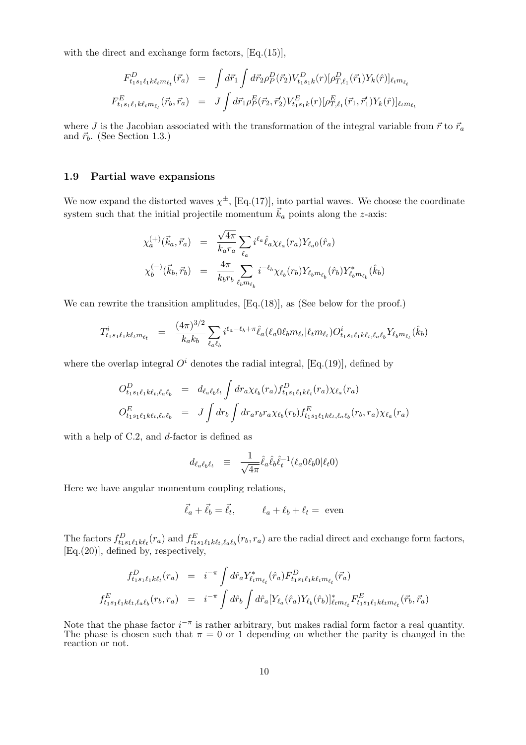with the direct and exchange form factors, [Eq.(15)],

$$
\begin{aligned}
F^D_{t_1 s_1 \ell_1 k \ell_t m_{\ell_t}}(\vec{r}_a) &= \int d\vec{r}_1 \int d\vec{r}_2 \rho^D_P(\vec{r}_2) V^D_{t_1 s_1 k}(r) [\rho^D_{T,\ell_1}(\vec{r}_1) Y_k(\hat{r})]_{\ell_t m_{\ell_t}} \\
F^E_{t_1 s_1 \ell_1 k \ell_t m_{\ell_t}}(\vec{r}_b, \vec{r}_a) &= J \int d\vec{r}_1 \rho^E_P(\vec{r}_2, \vec{r}_2') V^E_{t_1 s_1 k}(r) [\rho^E_{T,\ell_1}(\vec{r}_1, \vec{r}_1') Y_k(\hat{r})]_{\ell_t m_{\ell_t}}
\end{aligned}
$$

where $J$ is the Jacobian associated with the transformation of the integral variable from $\vec{r}$ to $\vec{r}_a$ and $\vec{r}_b$. (See Section 1.3.)

### 1.9 Partial wave expansions

We now expand the distorted waves $\chi^{\pm}$, [Eq.(17)], into partial waves. We choose the coordinate system such that the initial projectile momentum $\vec{k}_a$ points along the $z$-axis:

$$
\begin{aligned}
\chi^{(+)}_a(\vec{k}_a, \vec{r}_a) &= \frac{\sqrt{4\pi}}{k_a r_a} \sum_{\ell_a} i^{\ell_a} \hat{\ell}_a \chi_{\ell_a}(r_a) Y_{\ell_a 0}(\hat{r}_a) \\
\chi^{(-)}_b(\vec{k}_b, \vec{r}_b) &= \frac{4\pi}{k_b r_b} \sum_{\ell_b m_{\ell_b}} i^{-\ell_b} \chi_{\ell_b}(r_b) Y_{\ell_b m_{\ell_b}}(\hat{r}_b) Y^*_{\ell_b m_{\ell_b}}(\hat{k}_b)
\end{aligned}
$$

We can rewrite the transition amplitudes, [Eq.(18)], as (See below for the proof.)

$$
T^i_{t_1 s_1 \ell_1 k \ell_t m_{\ell_t}} = \frac{(4\pi)^{3/2}}{k_a k_b} \sum_{\ell_a \ell_b} i^{\ell_a - \ell_b + \pi} \hat{\ell}_a (\ell_a 0 \ell_b m_{\ell_t} | \ell_t m_{\ell_t}) O^i_{t_1 s_1 \ell_1 k \ell_t, \ell_a \ell_b} Y_{\ell_b m_{\ell_t}}(\hat{k}_b)
$$

where the overlap integral $O^i$ denotes the radial integral, [Eq.(19)], defined by

$$
\begin{aligned}
O^D_{t_1 s_1 \ell_1 k \ell_t, \ell_a \ell_b} &= d_{\ell_a \ell_b \ell_t} \int dr_a \chi_{\ell_b}(r_a) f^D_{t_1 s_1 \ell_1 k \ell_t}(r_a) \chi_{\ell_a}(r_a) \\
O^E_{t_1 s_1 \ell_1 k \ell_t, \ell_a \ell_b} &= J \int dr_b \int dr_a r_b r_a \chi_{\ell_b}(r_b) f^E_{t_1 s_1 \ell_1 k \ell_t, \ell_a \ell_b}(r_b, r_a) \chi_{\ell_a}(r_a)
\end{aligned}
$$

with a help of C.2, and $d$-factor is defined as

$$
d_{\ell_a \ell_b \ell_t} \equiv \frac{1}{\sqrt{4\pi}} \hat{\ell}_a \hat{\ell}_b \hat{\ell}_t^{-1} (\ell_a 0 \ell_b 0 | \ell_t 0)
$$

Here we have angular momentum coupling relations,

$$
\vec{\ell}_a + \vec{\ell}_b = \vec{\ell}_t, \qquad \ell_a + \ell_b + \ell_t = \text{ even}
$$

The factors $f^D_{t_1 s_1 \ell_1 k \ell_t}(r_a)$ and $f^E_{t_1 s_1 \ell_1 k \ell_t, \ell_a \ell_b}(r_b, r_a)$ are the radial direct and exchange form factors, [Eq.(20)], defined by, respectively,

$$
\begin{aligned}
f^D_{t_1 s_1 \ell_1 k \ell_t}(r_a) &= i^{-\pi} \int d\hat{r}_a Y^*_{\ell_t m_{\ell_t}}(\hat{r}_a) F^D_{t_1 s_1 \ell_1 k \ell_t m_{\ell_t}}(\vec{r}_a) \\
f^E_{t_1 s_1 \ell_1 k \ell_t, \ell_a \ell_b}(r_b, r_a) &= i^{-\pi} \int d\hat{r}_b \int d\hat{r}_a [Y_{\ell_a}(\hat{r}_a) Y_{\ell_b}(\hat{r}_b)]^*_{\ell_t m_{\ell_t}} F^E_{t_1 s_1 \ell_1 k \ell_t m_{\ell_t}}(\vec{r}_b, \vec{r}_a)
\end{aligned}
$$

Note that the phase factor $i^{-\pi}$ is rather arbitrary, but makes radial form factor a real quantity. The phase is chosen such that $\pi = 0$ or 1 depending on whether the parity is changed in the reaction or not.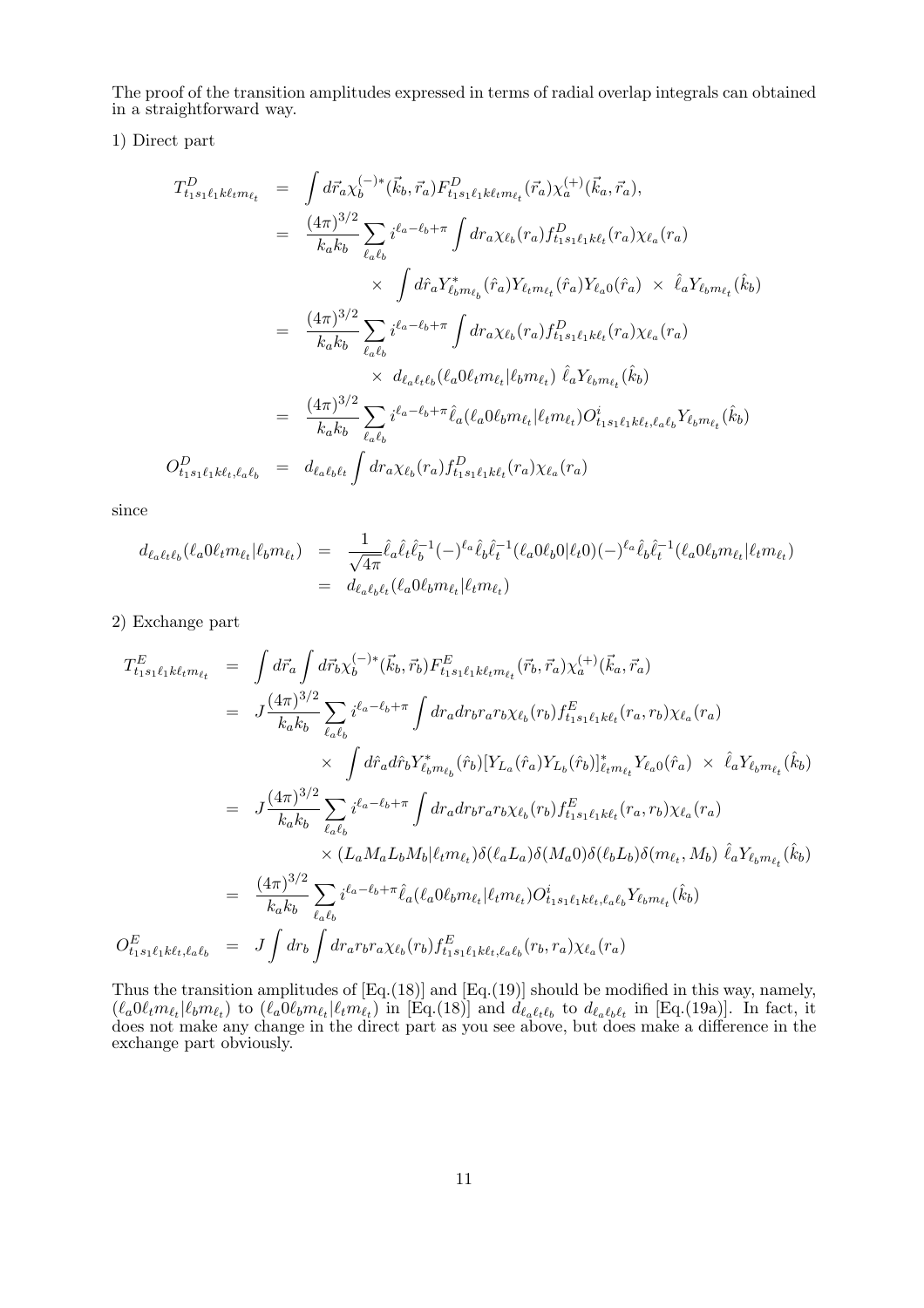The proof of the transition amplitudes expressed in terms of radial overlap integrals can obtained in a straightforward way.

1) Direct part

$$
\begin{aligned}
T^D_{t_1 s_1 \ell_1 k \ell_t m_{\ell_t}} &= \int d\vec{r}_a \chi_b^{(-)*}(\vec{k}_b, \vec{r}_a) F^D_{t_1 s_1 \ell_1 k \ell_t m_{\ell_t}}(\vec{r}_a) \chi_a^{(+)}(\vec{k}_a, \vec{r}_a), \\
&= \frac{(4\pi)^{3/2}}{k_a k_b} \sum_{\ell_a \ell_b} i^{\ell_a - \ell_b + \pi} \int dr_a \chi_{\ell_b}(r_a) f^D_{t_1 s_1 \ell_1 k \ell_t}(r_a) \chi_{\ell_a}(r_a) \\
&\qquad \times \int d\hat{r}_a Y^*_{\ell_b m_{\ell_b}}(\hat{r}_a) Y_{\ell_t m_{\ell_t}}(\hat{r}_a) Y_{\ell_a 0}(\hat{r}_a) \ \times \ \hat{\ell}_a Y_{\ell_b m_{\ell_t}}(\hat{k}_b) \\
&= \frac{(4\pi)^{3/2}}{k_a k_b} \sum_{\ell_a \ell_b} i^{\ell_a - \ell_b + \pi} \int dr_a \chi_{\ell_b}(r_a) f^D_{t_1 s_1 \ell_1 k \ell_t}(r_a) \chi_{\ell_a}(r_a) \\
&\qquad \times \ d_{\ell_a \ell_t \ell_b} (\ell_a 0 \ell_t m_{\ell_t} | \ell_b m_{\ell_t}) \ \hat{\ell}_a Y_{\ell_b m_{\ell_t}}(\hat{k}_b) \\
&= \frac{(4\pi)^{3/2}}{k_a k_b} \sum_{\ell_a \ell_b} i^{\ell_a - \ell_b + \pi} \hat{\ell}_a (\ell_a 0 \ell_b m_{\ell_t} | \ell_t m_{\ell_t}) O^i_{t_1 s_1 \ell_1 k \ell_t, \ell_a \ell_b} Y_{\ell_b m_{\ell_t}}(\hat{k}_b) \\
O^D_{t_1 s_1 \ell_1 k \ell_t, \ell_a \ell_b} &= d_{\ell_a \ell_b \ell_t} \int dr_a \chi_{\ell_b}(r_a) f^D_{t_1 s_1 \ell_1 k \ell_t}(r_a) \chi_{\ell_a}(r_a)
\end{aligned}
$$

since

$$
\begin{aligned}
d_{\ell_a \ell_t \ell_b} (\ell_a 0 \ell_t m_{\ell_t} | \ell_b m_{\ell_t}) &= \frac{1}{\sqrt{4\pi}} \hat{\ell}_a \hat{\ell}_t \hat{\ell}_b^{-1} (-)^{\ell_a} \hat{\ell}_b \hat{\ell}_t^{-1} (\ell_a 0 \ell_b 0 | \ell_t 0) (-)^{\ell_a} \hat{\ell}_b \hat{\ell}_t^{-1} (\ell_a 0 \ell_b m_{\ell_t} | \ell_t m_{\ell_t}) \\
&= d_{\ell_a \ell_b \ell_t} (\ell_a 0 \ell_b m_{\ell_t} | \ell_t m_{\ell_t})
\end{aligned}
$$

2) Exchange part

$$
\begin{aligned}
T^E_{t_1 s_1 \ell_1 k \ell_t m_{\ell_t}} &= \int d\vec{r}_a \int d\vec{r}_b \chi_b^{(-)*}(\vec{k}_b, \vec{r}_b) F^E_{t_1 s_1 \ell_1 k \ell_t m_{\ell_t}}(\vec{r}_b, \vec{r}_a) \chi_a^{(+)}(\vec{k}_a, \vec{r}_a) \\
&= J \frac{(4\pi)^{3/2}}{k_a k_b} \sum_{\ell_a \ell_b} i^{\ell_a - \ell_b + \pi} \int dr_a dr_b r_a r_b \chi_{\ell_b}(r_b) f^E_{t_1 s_1 \ell_1 k \ell_t}(r_a, r_b) \chi_{\ell_a}(r_a) \\
&\qquad \times \int d\hat{r}_a d\hat{r}_b Y^*_{\ell_b m_{\ell_b}}(\hat{r}_b) [Y_{L_a}(\hat{r}_a) Y_{L_b}(\hat{r}_b)]^*_{\ell_t m_{\ell_t}} Y_{\ell_a 0}(\hat{r}_a) \ \times \ \hat{\ell}_a Y_{\ell_b m_{\ell_t}}(\hat{k}_b) \\
&= J \frac{(4\pi)^{3/2}}{k_a k_b} \sum_{\ell_a \ell_b} i^{\ell_a - \ell_b + \pi} \int dr_a dr_b r_a r_b \chi_{\ell_b}(r_b) f^E_{t_1 s_1 \ell_1 k \ell_t}(r_a, r_b) \chi_{\ell_a}(r_a) \\
&\qquad \times (L_a M_a L_b M_b | \ell_t m_{\ell_t}) \delta(\ell_a L_a) \delta(M_a 0) \delta(\ell_b L_b) \delta(m_{\ell_t}, M_b) \ \hat{\ell}_a Y_{\ell_b m_{\ell_t}}(\hat{k}_b) \\
&= \frac{(4\pi)^{3/2}}{k_a k_b} \sum_{\ell_a \ell_b} i^{\ell_a - \ell_b + \pi} \hat{\ell}_a (\ell_a 0 \ell_b m_{\ell_t} | \ell_t m_{\ell_t}) O^i_{t_1 s_1 \ell_1 k \ell_t, \ell_a \ell_b} Y_{\ell_b m_{\ell_t}}(\hat{k}_b) \\
O^E_{t_1 s_1 \ell_1 k \ell_t, \ell_a \ell_b} &= J \int dr_b \int dr_a r_b r_a \chi_{\ell_b}(r_b) f^E_{t_1 s_1 \ell_1 k \ell_t, \ell_a \ell_b}(r_b, r_a) \chi_{\ell_a}(r_a)
\end{aligned}
$$

Thus the transition amplitudes of [Eq.(18)] and [Eq.(19)] should be modified in this way, namely, $(\ell_a 0 \ell_t m_{\ell_t} | \ell_b m_{\ell_t})$ to $(\ell_a 0 \ell_b m_{\ell_t} | \ell_t m_{\ell_t})$ in [Eq.(18)] and $d_{\ell_a \ell_t \ell_b}$ to $d_{\ell_a \ell_b \ell_t}$ in [Eq.(19a)]. In fact, it does not make any change in the direct part as you see above, but does make a difference in the exchange part obviously.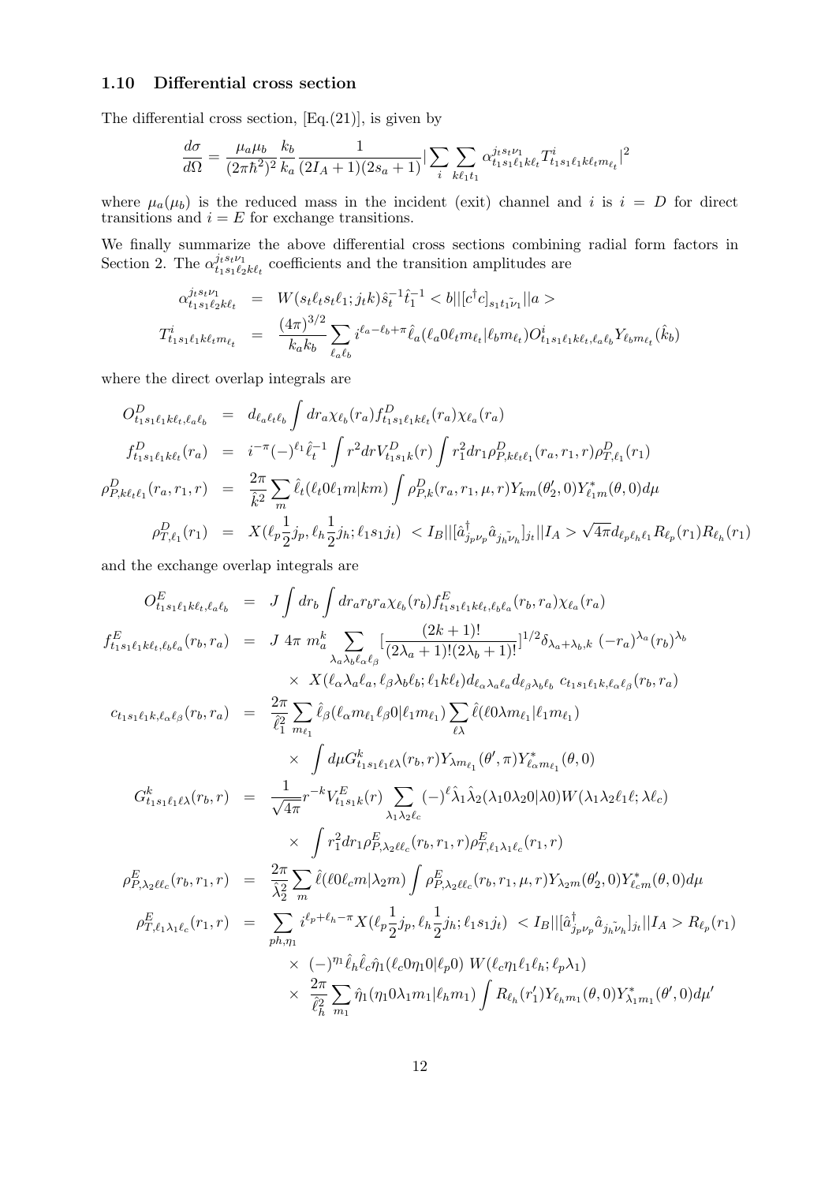### 1.10 Differential cross section

The differential cross section, [Eq.(21)], is given by

$$\frac{d\sigma}{d\Omega} = \frac{\mu_a \mu_b}{(2\pi\hbar^2)^2}\frac{k_b}{k_a}\frac{1}{(2I_A+1)(2s_a+1)}|\sum_i \sum_{k\ell_1 t_1} \alpha^{j_t s_t \nu_1}_{t_1 s_1 \ell_1 k \ell_t} T^i_{t_1 s_1 \ell_1 k \ell_t m_{\ell_t}}|^2$$

where $\mu_a(\mu_b)$ is the reduced mass in the incident (exit) channel and $i$ is $i = D$ for direct transitions and $i = E$ for exchange transitions.

We finally summarize the above differential cross sections combining radial form factors in Section 2. The $\alpha^{j_t s_t \nu_1}_{t_1 s_1 \ell_2 k \ell_t}$ coefficients and the transition amplitudes are

$$\begin{aligned}
\alpha^{j_t s_t \nu_1}_{t_1 s_1 \ell_2 k \ell_t} &= W(s_t \ell_t s_t \ell_1; j_t k)\hat{s}_t^{-1}\hat{t}_1^{-1} < b||[c^\dagger c]_{s_1 t_1 \tilde{\nu}_1}||a> \\
T^i_{t_1 s_1 \ell_1 k \ell_t m_{\ell_t}} &= \frac{(4\pi)^{3/2}}{k_a k_b}\sum_{\ell_a \ell_b} i^{\ell_a - \ell_b + \pi}\hat{\ell}_a(\ell_a 0 \ell_t m_{\ell_t}|\ell_b m_{\ell_t}) O^i_{t_1 s_1 \ell_1 k \ell_t, \ell_a \ell_b} Y_{\ell_b m_{\ell_t}}(\hat{k}_b)
\end{aligned}$$

where the direct overlap integrals are

$$\begin{aligned}
O^D_{t_1 s_1 \ell_1 k \ell_t, \ell_a \ell_b} &= d_{\ell_a \ell_t \ell_b}\int dr_a \chi_{\ell_b}(r_a) f^D_{t_1 s_1 \ell_1 k \ell_t}(r_a)\chi_{\ell_a}(r_a) \\
f^D_{t_1 s_1 \ell_1 k \ell_t}(r_a) &= i^{-\pi}(-)^{\ell_1}\hat{\ell}_t^{-1}\int r^2 dr V^D_{t_1 s_1 k}(r)\int r_1^2 dr_1 \rho^D_{P,k\ell_t \ell_1}(r_a, r_1, r)\rho^D_{T,\ell_1}(r_1) \\
\rho^D_{P,k\ell_t \ell_1}(r_a, r_1, r) &= \frac{2\pi}{\hat{k}^2}\sum_m \hat{\ell}_t(\ell_t 0 \ell_1 m|km)\int \rho^D_{P,k}(r_a, r_1, \mu, r) Y_{km}(\theta_2', 0) Y^*_{\ell_1 m}(\theta, 0) d\mu \\
\rho^D_{T,\ell_1}(r_1) &= X(\ell_p \tfrac{1}{2} j_p, \ell_h \tfrac{1}{2} j_h; \ell_1 s_1 j_t) \ < I_B||[\hat{a}^\dagger_{j_p \nu_p}\hat{a}_{j_h \tilde{\nu}_h}]_{j_t}||I_A> \sqrt{4\pi} d_{\ell_p \ell_h \ell_1} R_{\ell_p}(r_1) R_{\ell_h}(r_1)
\end{aligned}$$

and the exchange overlap integrals are

$$\begin{aligned}
O^E_{t_1 s_1 \ell_1 k \ell_t, \ell_a \ell_b} &= J\int dr_b \int dr_a r_b r_a \chi_{\ell_b}(r_b) f^E_{t_1 s_1 \ell_1 k \ell_t, \ell_b \ell_a}(r_b, r_a)\chi_{\ell_a}(r_a) \\
f^E_{t_1 s_1 \ell_1 k \ell_t, \ell_b \ell_a}(r_b, r_a) &= J\ 4\pi\ m_a^k \sum_{\lambda_a \lambda_b \ell_\alpha \ell_\beta}\left[\frac{(2k+1)!}{(2\lambda_a+1)!(2\lambda_b+1)!}\right]^{1/2}\delta_{\lambda_a+\lambda_b,k}\ (-r_a)^{\lambda_a}(r_b)^{\lambda_b} \\
&\quad\times\ X(\ell_\alpha \lambda_a \ell_a, \ell_\beta \lambda_b \ell_b; \ell_1 k \ell_t) d_{\ell_\alpha \lambda_a \ell_a} d_{\ell_\beta \lambda_b \ell_b}\ c_{t_1 s_1 \ell_1 k, \ell_\alpha \ell_\beta}(r_b, r_a) \\
c_{t_1 s_1 \ell_1 k, \ell_\alpha \ell_\beta}(r_b, r_a) &= \frac{2\pi}{\hat{\ell}_1^2}\sum_{m_{\ell_1}}\hat{\ell}_\beta(\ell_\alpha m_{\ell_1}\ell_\beta 0|\ell_1 m_{\ell_1})\sum_{\ell\lambda}\hat{\ell}(\ell 0 \lambda m_{\ell_1}|\ell_1 m_{\ell_1}) \\
&\quad\times\ \int d\mu G^k_{t_1 s_1 \ell_1 \ell \lambda}(r_b, r) Y_{\lambda m_{\ell_1}}(\theta', \pi) Y^*_{\ell_\alpha m_{\ell_1}}(\theta, 0) \\
G^k_{t_1 s_1 \ell_1 \ell \lambda}(r_b, r) &= \frac{1}{\sqrt{4\pi}} r^{-k} V^E_{t_1 s_1 k}(r)\sum_{\lambda_1 \lambda_2 \ell_c}(-)^\ell \hat{\lambda}_1 \hat{\lambda}_2(\lambda_1 0 \lambda_2 0|\lambda 0) W(\lambda_1 \lambda_2 \ell_1 \ell; \lambda \ell_c) \\
&\quad\times\ \int r_1^2 dr_1 \rho^E_{P,\lambda_2 \ell \ell_c}(r_b, r_1, r)\rho^E_{T,\ell_1 \lambda_1 \ell_c}(r_1, r) \\
\rho^E_{P,\lambda_2 \ell \ell_c}(r_b, r_1, r) &= \frac{2\pi}{\hat{\lambda}_2^2}\sum_m \hat{\ell}(\ell 0 \ell_c m|\lambda_2 m)\int \rho^E_{P,\lambda_2 \ell \ell_c}(r_b, r_1, \mu, r) Y_{\lambda_2 m}(\theta_2', 0) Y^*_{\ell_c m}(\theta, 0) d\mu \\
\rho^E_{T,\ell_1 \lambda_1 \ell_c}(r_1, r) &= \sum_{ph,\eta_1} i^{\ell_p + \ell_h - \pi} X(\ell_p \tfrac{1}{2} j_p, \ell_h \tfrac{1}{2} j_h; \ell_1 s_1 j_t) \ < I_B||[\hat{a}^\dagger_{j_p \nu_p}\hat{a}_{j_h \tilde{\nu}_h}]_{j_t}||I_A> R_{\ell_p}(r_1) \\
&\quad\times\ (-)^{\eta_1}\hat{\ell}_h \hat{\ell}_c \hat{\eta}_1(\ell_c 0 \eta_1 0|\ell_p 0)\ W(\ell_c \eta_1 \ell_1 \ell_h; \ell_p \lambda_1) \\
&\quad\times\ \frac{2\pi}{\hat{\ell}_h^2}\sum_{m_1}\hat{\eta}_1(\eta_1 0 \lambda_1 m_1|\ell_h m_1)\int R_{\ell_h}(r_1') Y_{\ell_h m_1}(\theta, 0) Y^*_{\lambda_1 m_1}(\theta', 0) d\mu'
\end{aligned}$$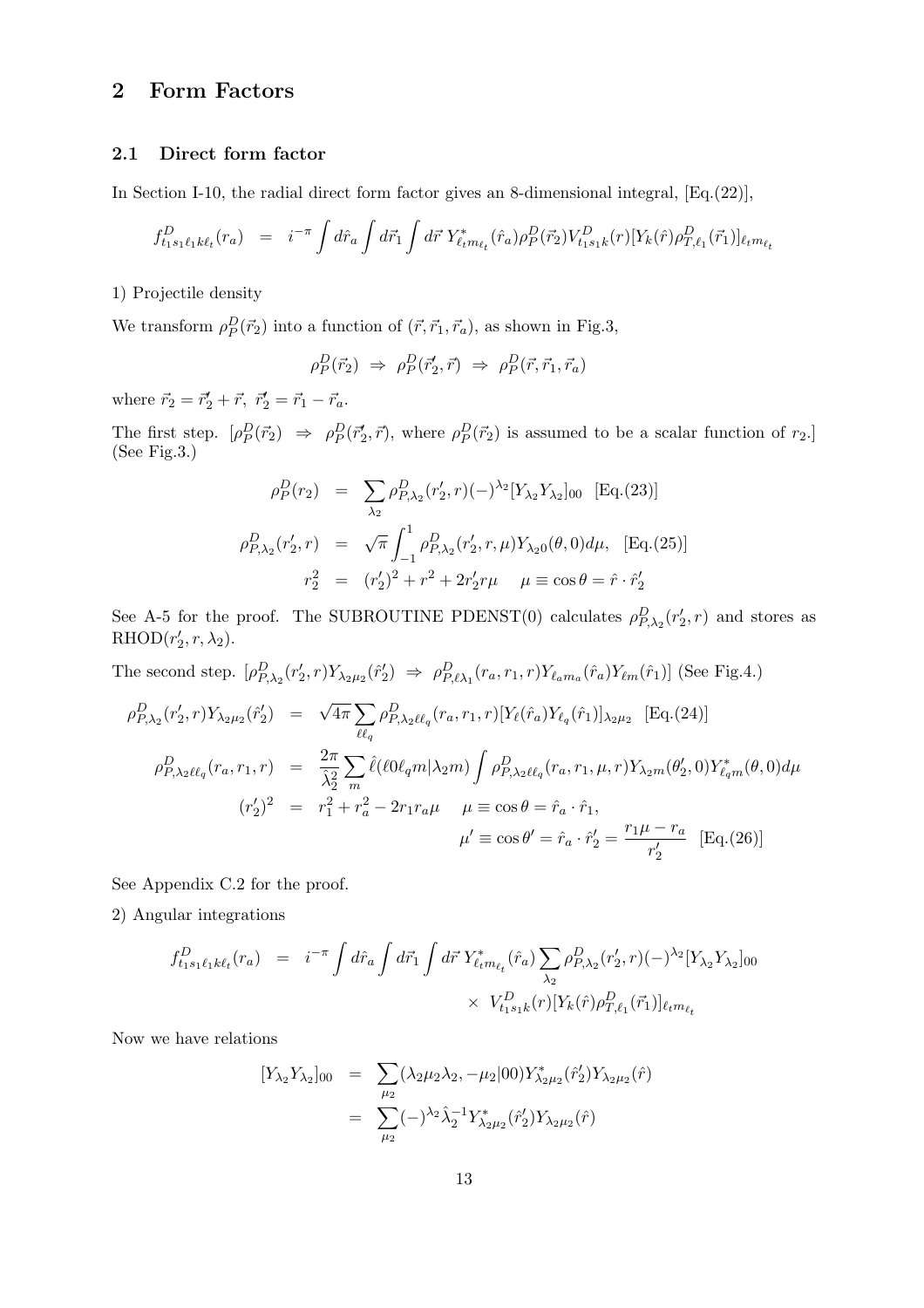## 2 Form Factors

### 2.1 Direct form factor

In Section I-10, the radial direct form factor gives an 8-dimensional integral, [Eq.(22)],

$$f^D_{t_1s_1\ell_1k\ell_t}(r_a) = i^{-\pi}\int d\hat{r}_a \int d\vec{r}_1 \int d\vec{r}\, Y^*_{\ell_t m_{\ell_t}}(\hat{r}_a)\rho^D_P(\vec{r}_2)V^D_{t_1s_1k}(r)[Y_k(\hat{r})\rho^D_{T,\ell_1}(\vec{r}_1)]_{\ell_t m_{\ell_t}}$$

1) Projectile density

We transform $\rho^D_P(\vec{r}_2)$ into a function of $(\vec{r},\vec{r}_1,\vec{r}_a)$, as shown in Fig.3,

$$\rho^D_P(\vec{r}_2) \;\Rightarrow\; \rho^D_P(\vec{r}_2',\vec{r}) \;\Rightarrow\; \rho^D_P(\vec{r},\vec{r}_1,\vec{r}_a)$$

where $\vec{r}_2 = \vec{r}_2' + \vec{r},\ \vec{r}_2' = \vec{r}_1 - \vec{r}_a$.

The first step. [$\rho^D_P(\vec{r}_2) \;\Rightarrow\; \rho^D_P(\vec{r}_2',\vec{r})$, where $\rho^D_P(\vec{r}_2)$ is assumed to be a scalar function of $r_2$.] (See Fig.3.)

$$\begin{aligned}
\rho^D_P(r_2) &= \sum_{\lambda_2}\rho^D_{P,\lambda_2}(r_2',r)(-)^{\lambda_2}[Y_{\lambda_2}Y_{\lambda_2}]_{00} \quad \text{[Eq.(23)]}\\
\rho^D_{P,\lambda_2}(r_2',r) &= \sqrt{\pi}\int_{-1}^{1}\rho^D_{P,\lambda_2}(r_2',r,\mu)Y_{\lambda_2 0}(\theta,0)d\mu, \quad \text{[Eq.(25)]}\\
r_2^2 &= (r_2')^2 + r^2 + 2r_2' r\mu \qquad \mu\equiv\cos\theta = \hat{r}\cdot\hat{r}_2'
\end{aligned}$$

See A-5 for the proof. The SUBROUTINE PDENST(0) calculates $\rho^D_{P,\lambda_2}(r_2',r)$ and stores as RHOD$(r_2',r,\lambda_2)$.

The second step. [$\rho^D_{P,\lambda_2}(r_2',r)Y_{\lambda_2\mu_2}(\hat{r}_2') \;\Rightarrow\; \rho^D_{P,\ell\lambda_1}(r_a,r_1,r)Y_{\ell_a m_a}(\hat{r}_a)Y_{\ell m}(\hat{r}_1)$] (See Fig.4.)

$$\begin{aligned}
\rho^D_{P,\lambda_2}(r_2',r)Y_{\lambda_2\mu_2}(\hat{r}_2') &= \sqrt{4\pi}\sum_{\ell\ell_q}\rho^D_{P,\lambda_2\ell\ell_q}(r_a,r_1,r)[Y_\ell(\hat{r}_a)Y_{\ell_q}(\hat{r}_1)]_{\lambda_2\mu_2} \quad \text{[Eq.(24)]}\\
\rho^D_{P,\lambda_2\ell\ell_q}(r_a,r_1,r) &= \frac{2\pi}{\hat{\lambda}_2^2}\sum_m \hat{\ell}(\ell 0\ell_q m|\lambda_2 m)\int\rho^D_{P,\lambda_2\ell\ell_q}(r_a,r_1,\mu,r)Y_{\lambda_2 m}(\theta_2',0)Y^*_{\ell_q m}(\theta,0)d\mu\\
(r_2')^2 &= r_1^2 + r_a^2 - 2r_1 r_a\mu \qquad \mu\equiv\cos\theta = \hat{r}_a\cdot\hat{r}_1,\\
&\qquad\qquad\qquad\qquad \mu'\equiv\cos\theta' = \hat{r}_a\cdot\hat{r}_2' = \frac{r_1\mu - r_a}{r_2'} \quad \text{[Eq.(26)]}
\end{aligned}$$

See Appendix C.2 for the proof.

2) Angular integrations

$$\begin{aligned}
f^D_{t_1s_1\ell_1k\ell_t}(r_a) &= i^{-\pi}\int d\hat{r}_a\int d\vec{r}_1\int d\vec{r}\, Y^*_{\ell_t m_{\ell_t}}(\hat{r}_a)\sum_{\lambda_2}\rho^D_{P,\lambda_2}(r_2',r)(-)^{\lambda_2}[Y_{\lambda_2}Y_{\lambda_2}]_{00}\\
&\qquad\times\; V^D_{t_1s_1k}(r)[Y_k(\hat{r})\rho^D_{T,\ell_1}(\vec{r}_1)]_{\ell_t m_{\ell_t}}
\end{aligned}$$

Now we have relations

$$\begin{aligned}
[Y_{\lambda_2}Y_{\lambda_2}]_{00} &= \sum_{\mu_2}(\lambda_2\mu_2\lambda_2,-\mu_2|00)Y^*_{\lambda_2\mu_2}(\hat{r}_2')Y_{\lambda_2\mu_2}(\hat{r})\\
&= \sum_{\mu_2}(-)^{\lambda_2}\hat{\lambda}_2^{-1}Y^*_{\lambda_2\mu_2}(\hat{r}_2')Y_{\lambda_2\mu_2}(\hat{r})
\end{aligned}$$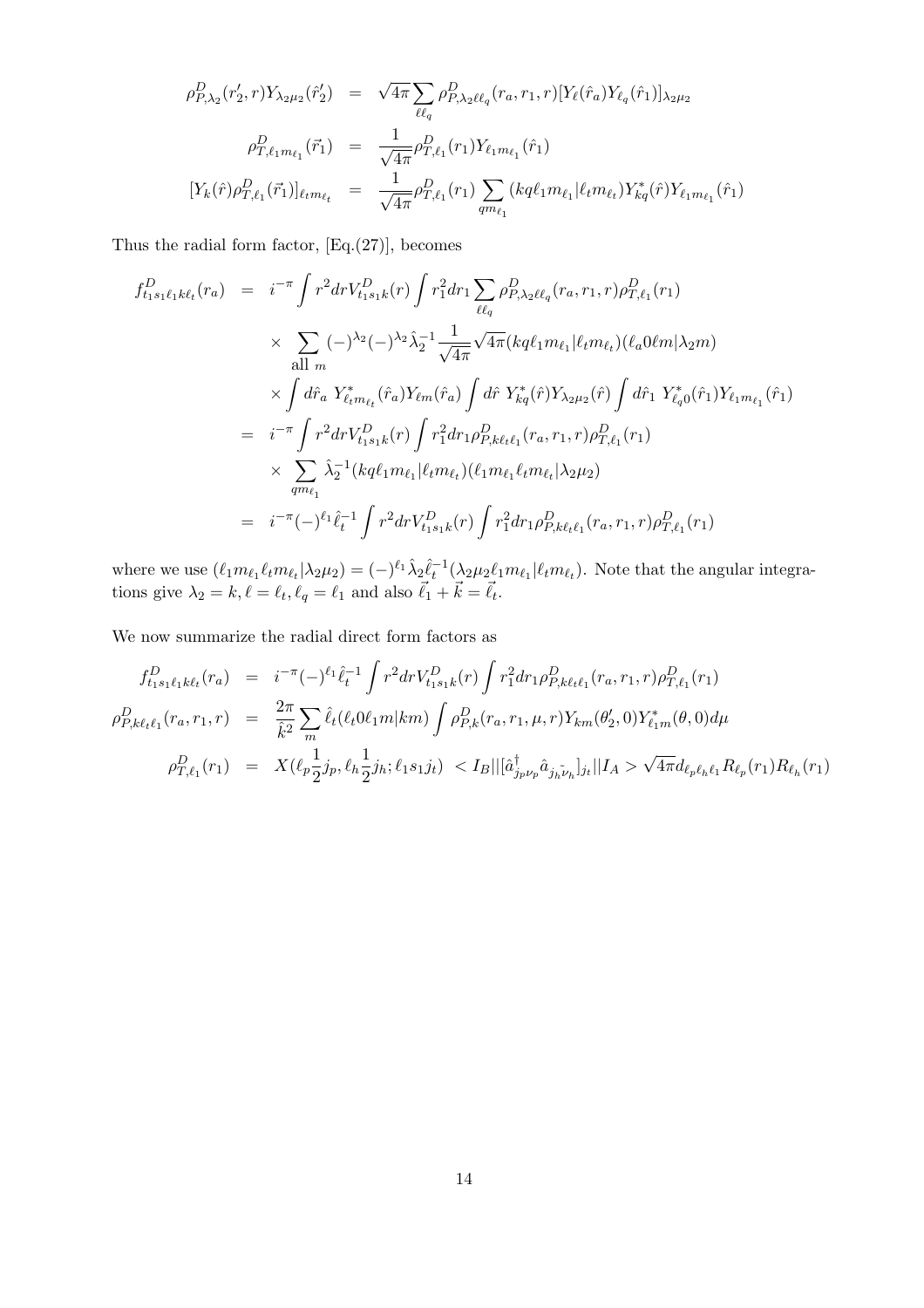$$
\begin{aligned}
\rho^D_{P,\lambda_2}(r_2', r) Y_{\lambda_2\mu_2}(\hat{r}_2') &= \sqrt{4\pi} \sum_{\ell\ell_q} \rho^D_{P,\lambda_2\ell\ell_q}(r_a, r_1, r) [Y_\ell(\hat{r}_a) Y_{\ell_q}(\hat{r}_1)]_{\lambda_2\mu_2} \\
\rho^D_{T,\ell_1 m_{\ell_1}}(\vec{r}_1) &= \frac{1}{\sqrt{4\pi}} \rho^D_{T,\ell_1}(r_1) Y_{\ell_1 m_{\ell_1}}(\hat{r}_1) \\
[Y_k(\hat{r}) \rho^D_{T,\ell_1}(\vec{r}_1)]_{\ell_t m_{\ell_t}} &= \frac{1}{\sqrt{4\pi}} \rho^D_{T,\ell_1}(r_1) \sum_{q m_{\ell_1}} (kq\ell_1 m_{\ell_1} | \ell_t m_{\ell_t}) Y^*_{kq}(\hat{r}) Y_{\ell_1 m_{\ell_1}}(\hat{r}_1)
\end{aligned}
$$

Thus the radial form factor, [Eq.(27)], becomes

$$
\begin{aligned}
f^D_{t_1 s_1 \ell_1 k \ell_t}(r_a) &= i^{-\pi} \int r^2 dr V^D_{t_1 s_1 k}(r) \int r_1^2 dr_1 \sum_{\ell\ell_q} \rho^D_{P,\lambda_2\ell\ell_q}(r_a, r_1, r) \rho^D_{T,\ell_1}(r_1) \\
&\times \sum_{\text{all } m} (-)^{\lambda_2} (-)^{\lambda_2} \hat{\lambda}_2^{-1} \frac{1}{\sqrt{4\pi}} \sqrt{4\pi} (kq\ell_1 m_{\ell_1} | \ell_t m_{\ell_t}) (\ell_a 0 \ell m | \lambda_2 m) \\
&\times \int d\hat{r}_a \; Y^*_{\ell_t m_{\ell_t}}(\hat{r}_a) Y_{\ell m}(\hat{r}_a) \int d\hat{r} \; Y^*_{kq}(\hat{r}) Y_{\lambda_2\mu_2}(\hat{r}) \int d\hat{r}_1 \; Y^*_{\ell_q 0}(\hat{r}_1) Y_{\ell_1 m_{\ell_1}}(\hat{r}_1) \\
&= i^{-\pi} \int r^2 dr V^D_{t_1 s_1 k}(r) \int r_1^2 dr_1 \rho^D_{P,k\ell_t\ell_1}(r_a, r_1, r) \rho^D_{T,\ell_1}(r_1) \\
&\times \sum_{q m_{\ell_1}} \hat{\lambda}_2^{-1} (kq\ell_1 m_{\ell_1} | \ell_t m_{\ell_t}) (\ell_1 m_{\ell_1} \ell_t m_{\ell_t} | \lambda_2 \mu_2) \\
&= i^{-\pi} (-)^{\ell_1} \hat{\ell}_t^{-1} \int r^2 dr V^D_{t_1 s_1 k}(r) \int r_1^2 dr_1 \rho^D_{P,k\ell_t\ell_1}(r_a, r_1, r) \rho^D_{T,\ell_1}(r_1)
\end{aligned}
$$

where we use $(\ell_1 m_{\ell_1} \ell_t m_{\ell_t} | \lambda_2 \mu_2) = (-)^{\ell_1} \hat{\lambda}_2 \hat{\ell}_t^{-1} (\lambda_2 \mu_2 \ell_1 m_{\ell_1} | \ell_t m_{\ell_t})$. Note that the angular integrations give $\lambda_2 = k, \ell = \ell_t, \ell_q = \ell_1$ and also $\vec{\ell}_1 + \vec{k} = \vec{\ell}_t$.

We now summarize the radial direct form factors as

$$
\begin{aligned}
f^D_{t_1 s_1 \ell_1 k \ell_t}(r_a) &= i^{-\pi} (-)^{\ell_1} \hat{\ell}_t^{-1} \int r^2 dr V^D_{t_1 s_1 k}(r) \int r_1^2 dr_1 \rho^D_{P,k\ell_t\ell_1}(r_a, r_1, r) \rho^D_{T,\ell_1}(r_1) \\
\rho^D_{P,k\ell_t\ell_1}(r_a, r_1, r) &= \frac{2\pi}{\hat{k}^2} \sum_m \hat{\ell}_t (\ell_t 0 \ell_1 m | km) \int \rho^D_{P,k}(r_a, r_1, \mu, r) Y_{km}(\theta_2', 0) Y^*_{\ell_1 m}(\theta, 0) d\mu \\
\rho^D_{T,\ell_1}(r_1) &= X(\ell_p \tfrac{1}{2} j_p, \ell_h \tfrac{1}{2} j_h; \ell_1 s_1 j_t) \; < I_B || [\hat{a}^\dagger_{j_p\nu_p} \hat{a}_{j_h\tilde{\nu}_h}]_{j_t} || I_A > \sqrt{4\pi} d_{\ell_p\ell_h\ell_1} R_{\ell_p}(r_1) R_{\ell_h}(r_1)
\end{aligned}
$$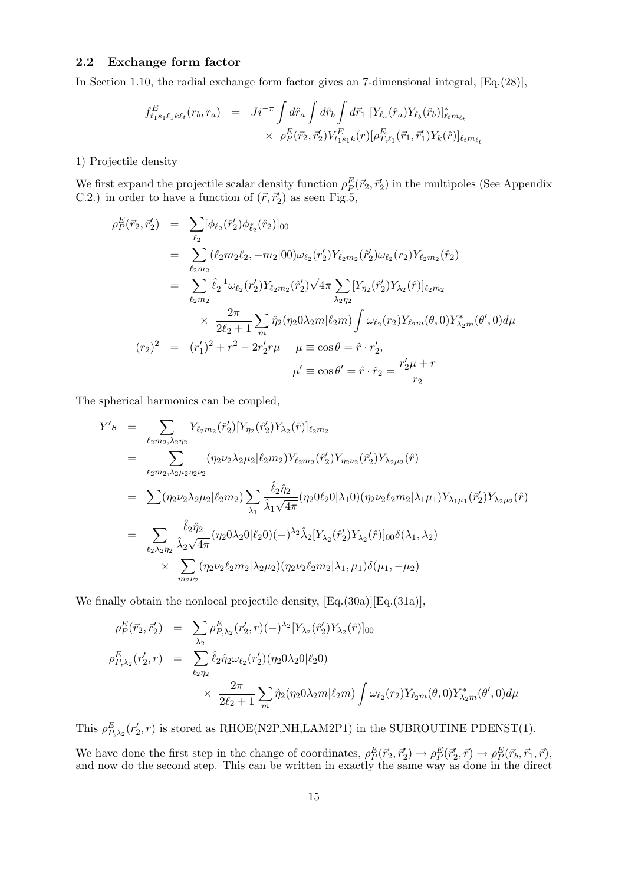### 2.2 Exchange form factor

In Section 1.10, the radial exchange form factor gives an 7-dimensional integral, [Eq.(28)],

$$
\begin{aligned}
f^E_{t_1 s_1 \ell_1 k \ell_t}(r_b, r_a) &= J i^{-\pi} \int d\hat{r}_a \int d\hat{r}_b \int d\vec{r}_1 \, [Y_{\ell_a}(\hat{r}_a) Y_{\ell_b}(\hat{r}_b)]^*_{\ell_t m_{\ell_t}} \\
&\quad \times \rho^E_P(\vec{r}_2, \vec{r}_2') V^E_{t_1 s_1 k}(r) [\rho^E_{T,\ell_1}(\vec{r}_1, \vec{r}_1') Y_k(\hat{r})]_{\ell_t m_{\ell_t}}
\end{aligned}
$$

1) Projectile density

We first expand the projectile scalar density function $\rho^E_P(\vec{r}_2, \vec{r}_2')$ in the multipoles (See Appendix C.2.) in order to have a function of $(\vec{r}, \vec{r}_2')$ as seen Fig.5,

$$
\begin{aligned}
\rho^E_P(\vec{r}_2, \vec{r}_2') &= \sum_{\ell_2} [\phi_{\ell_2}(\hat{r}_2') \phi_{\tilde{\ell}_2}(\hat{r}_2)]_{00} \\
&= \sum_{\ell_2 m_2} (\ell_2 m_2 \ell_2, -m_2 | 00) \omega_{\ell_2}(r_2') Y_{\ell_2 m_2}(\hat{r}_2') \omega_{\ell_2}(r_2) Y_{\ell_2 m_2}(\hat{r}_2) \\
&= \sum_{\ell_2 m_2} \hat{\ell}_2^{-1} \omega_{\ell_2}(r_2') Y_{\ell_2 m_2}(\hat{r}_2') \sqrt{4\pi} \sum_{\lambda_2 \eta_2} [Y_{\eta_2}(\hat{r}_2') Y_{\lambda_2}(\hat{r})]_{\ell_2 m_2} \\
&\quad \times \frac{2\pi}{2\ell_2 + 1} \sum_m \hat{\eta}_2 (\eta_2 0 \lambda_2 m | \ell_2 m) \int \omega_{\ell_2}(r_2) Y_{\ell_2 m}(\theta, 0) Y^*_{\lambda_2 m}(\theta', 0) d\mu \\
(r_2)^2 &= (r_1')^2 + r^2 - 2 r_2' r \mu \qquad \mu \equiv \cos\theta = \hat{r} \cdot r_2', \\
&\qquad\qquad\qquad\qquad\qquad \mu' \equiv \cos\theta' = \hat{r} \cdot \hat{r}_2 = \frac{r_2' \mu + r}{r_2}
\end{aligned}
$$

The spherical harmonics can be coupled,

$$
\begin{aligned}
Y's &= \sum_{\ell_2 m_2, \lambda_2 \eta_2} Y_{\ell_2 m_2}(\hat{r}_2') [Y_{\eta_2}(\hat{r}_2') Y_{\lambda_2}(\hat{r})]_{\ell_2 m_2} \\
&= \sum_{\ell_2 m_2, \lambda_2 \mu_2 \eta_2 \nu_2} (\eta_2 \nu_2 \lambda_2 \mu_2 | \ell_2 m_2) Y_{\ell_2 m_2}(\hat{r}_2') Y_{\eta_2 \nu_2}(\hat{r}_2') Y_{\lambda_2 \mu_2}(\hat{r}) \\
&= \sum (\eta_2 \nu_2 \lambda_2 \mu_2 | \ell_2 m_2) \sum_{\lambda_1} \frac{\hat{\ell}_2 \hat{\eta}_2}{\hat{\lambda}_1 \sqrt{4\pi}} (\eta_2 0 \ell_2 0 | \lambda_1 0)(\eta_2 \nu_2 \ell_2 m_2 | \lambda_1 \mu_1) Y_{\lambda_1 \mu_1}(\hat{r}_2') Y_{\lambda_2 \mu_2}(\hat{r}) \\
&= \sum_{\ell_2 \lambda_2 \eta_2} \frac{\hat{\ell}_2 \hat{\eta}_2}{\hat{\lambda}_2 \sqrt{4\pi}} (\eta_2 0 \lambda_2 0 | \ell_2 0)(-)^{\lambda_2} \hat{\lambda}_2 [Y_{\lambda_2}(\hat{r}_2') Y_{\lambda_2}(\hat{r})]_{00} \delta(\lambda_1, \lambda_2) \\
&\quad \times \sum_{m_2 \nu_2} (\eta_2 \nu_2 \ell_2 m_2 | \lambda_2 \mu_2)(\eta_2 \nu_2 \ell_2 m_2 | \lambda_1, \mu_1) \delta(\mu_1, -\mu_2)
\end{aligned}
$$

We finally obtain the nonlocal projectile density, [Eq.(30a)][Eq.(31a)],

$$
\begin{aligned}
\rho^E_P(\vec{r}_2, \vec{r}_2') &= \sum_{\lambda_2} \rho^E_{P,\lambda_2}(r_2', r)(-)^{\lambda_2} [Y_{\lambda_2}(\hat{r}_2') Y_{\lambda_2}(\hat{r})]_{00} \\
\rho^E_{P,\lambda_2}(r_2', r) &= \sum_{\ell_2 \eta_2} \hat{\ell}_2 \hat{\eta}_2 \omega_{\ell_2}(r_2') (\eta_2 0 \lambda_2 0 | \ell_2 0) \\
&\quad \times \frac{2\pi}{2\ell_2 + 1} \sum_m \hat{\eta}_2 (\eta_2 0 \lambda_2 m | \ell_2 m) \int \omega_{\ell_2}(r_2) Y_{\ell_2 m}(\theta, 0) Y^*_{\lambda_2 m}(\theta', 0) d\mu
\end{aligned}
$$

This $\rho^E_{P,\lambda_2}(r_2', r)$ is stored as RHOE(N2P,NH,LAM2P1) in the SUBROUTINE PDENST(1).

We have done the first step in the change of coordinates, $\rho^E_P(\vec{r}_2, \vec{r}_2') \to \rho^E_P(\vec{r}_2', \vec{r}) \to \rho^E_P(\vec{r}_b, \vec{r}_1, \vec{r})$, and now do the second step. This can be written in exactly the same way as done in the direct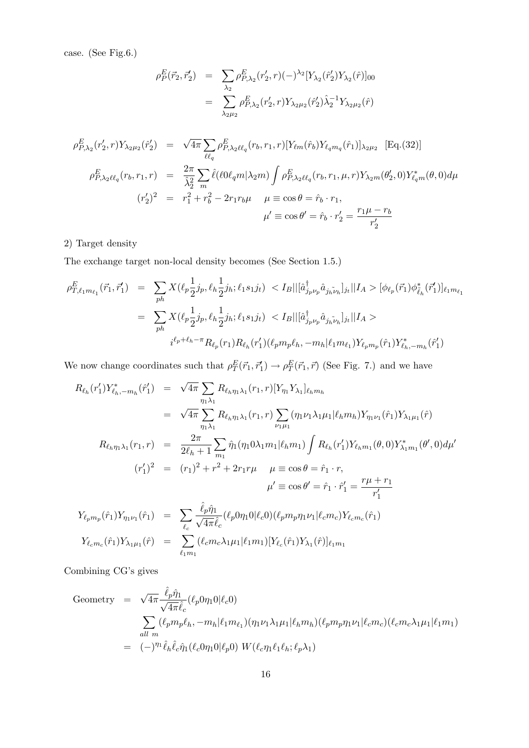case. (See Fig.6.)

$$
\begin{aligned}
\rho_P^E(\vec{r}_2, \vec{r}_2') &= \sum_{\lambda_2} \rho_{P,\lambda_2}^E(r_2', r)(-)^{\lambda_2}[Y_{\lambda_2}(\hat{r}_2')Y_{\lambda_2}(\hat{r})]_{00} \\
&= \sum_{\lambda_2\mu_2} \rho_{P,\lambda_2}^E(r_2', r) Y_{\lambda_2\mu_2}(\hat{r}_2')\hat{\lambda}_2^{-1} Y_{\lambda_2\mu_2}(\hat{r})
\end{aligned}
$$

$$
\begin{aligned}
\rho_{P,\lambda_2}^E(r_2', r) Y_{\lambda_2\mu_2}(\hat{r}_2') &= \sqrt{4\pi} \sum_{\ell\ell_q} \rho_{P,\lambda_2\ell\ell_q}^E(r_b, r_1, r)[Y_{\ell m}(\hat{r}_b)Y_{\ell_q m_q}(\hat{r}_1)]_{\lambda_2\mu_2} \quad \text{[Eq.(32)]} \\
\rho_{P,\lambda_2\ell\ell_q}^E(r_b, r_1, r) &= \frac{2\pi}{\hat{\lambda}_2^2} \sum_m \hat{\ell}(\ell 0 \ell_q m|\lambda_2 m) \int \rho_{P,\lambda_2\ell\ell_q}^E(r_b, r_1, \mu, r) Y_{\lambda_2 m}(\theta_2', 0) Y_{\ell_q m}^*(\theta, 0) d\mu \\
(r_2')^2 &= r_1^2 + r_b^2 - 2r_1 r_b \mu \quad \mu \equiv \cos\theta = \hat{r}_b \cdot r_1, \\
& \qquad \mu' \equiv \cos\theta' = \hat{r}_b \cdot r_2' = \frac{r_1\mu - r_b}{r_2'}
\end{aligned}
$$

2) Target density

The exchange target non-local density becomes (See Section 1.5.)

$$
\begin{aligned}
\rho_{T,\ell_1 m_{\ell_1}}^E(\vec{r}_1, \vec{r}_1') &= \sum_{ph} X(\ell_p \tfrac{1}{2} j_p, \ell_h \tfrac{1}{2} j_h; \ell_1 s_1 j_t) \ < I_B||[\hat{a}_{j_p\nu_p}^\dagger \hat{a}_{\tilde{j_h\nu_h}}]_{j_t}||I_A > [\phi_{\ell_p}(\vec{r}_1)\phi_{\tilde{\ell}_h}^*(\vec{r}_1')]_{\ell_1 m_{\ell_1}} \\
&= \sum_{ph} X(\ell_p \tfrac{1}{2} j_p, \ell_h \tfrac{1}{2} j_h; \ell_1 s_1 j_t) \ < I_B||[\hat{a}_{j_p\nu_p}^\dagger \hat{a}_{\tilde{j_h\nu_h}}]_{j_t}||I_A > \\
& \qquad i^{\ell_p + \ell_h - \pi} R_{\ell_p}(r_1) R_{\ell_h}(r_1')(\ell_p m_p \ell_h, -m_h|\ell_1 m_{\ell_1}) Y_{\ell_p m_p}(\hat{r}_1) Y_{\ell_h, -m_h}^*(\hat{r}_1')
\end{aligned}
$$

We now change coordinates such that $\rho_T^E(\vec{r}_1, \vec{r}_1') \to \rho_T^E(\vec{r}_1, \vec{r})$ (See Fig. 7.) and we have

$$
\begin{aligned}
R_{\ell_h}(r_1') Y_{\ell_h, -m_h}^*(\hat{r}_1') &= \sqrt{4\pi} \sum_{\eta_1\lambda_1} R_{\ell_h\eta_1\lambda_1}(r_1, r)[Y_{\eta_1} Y_{\lambda_1}]_{\ell_h m_h} \\
&= \sqrt{4\pi} \sum_{\eta_1\lambda_1} R_{\ell_h\eta_1\lambda_1}(r_1, r) \sum_{\nu_1\mu_1} (\eta_1\nu_1\lambda_1\mu_1|\ell_h m_h) Y_{\eta_1\nu_1}(\hat{r}_1) Y_{\lambda_1\mu_1}(\hat{r}) \\
R_{\ell_h\eta_1\lambda_1}(r_1, r) &= \frac{2\pi}{2\ell_h + 1} \sum_{m_1} \hat{\eta}_1(\eta_1 0 \lambda_1 m_1|\ell_h m_1) \int R_{\ell_h}(r_1') Y_{\ell_h m_1}(\theta, 0) Y_{\lambda_1 m_1}^*(\theta', 0) d\mu' \\
(r_1')^2 &= (r_1)^2 + r^2 + 2r_1 r \mu \quad \mu \equiv \cos\theta = \hat{r}_1 \cdot r, \\
& \qquad \mu' \equiv \cos\theta' = \hat{r}_1 \cdot \hat{r}_1' = \frac{r\mu + r_1}{r_1'}
\end{aligned}
$$

$$
\begin{aligned}
Y_{\ell_p m_p}(\hat{r}_1) Y_{\eta_1\nu_1}(\hat{r}_1) &= \sum_{\ell_c} \frac{\hat{\ell}_p \hat{\eta}_1}{\sqrt{4\pi}\hat{\ell}_c} (\ell_p 0 \eta_1 0|\ell_c 0)(\ell_p m_p \eta_1 \nu_1|\ell_c m_c) Y_{\ell_c m_c}(\hat{r}_1) \\
Y_{\ell_c m_c}(\hat{r}_1) Y_{\lambda_1\mu_1}(\hat{r}) &= \sum_{\ell_1 m_1} (\ell_c m_c \lambda_1 \mu_1|\ell_1 m_1)[Y_{\ell_c}(\hat{r}_1) Y_{\lambda_1}(\hat{r})]_{\ell_1 m_1}
\end{aligned}
$$

Combining CG's gives

$$
\begin{aligned}
\text{Geometry} &= \sqrt{4\pi} \frac{\hat{\ell}_p \hat{\eta}_1}{\sqrt{4\pi}\hat{\ell}_c} (\ell_p 0 \eta_1 0|\ell_c 0) \\
& \qquad \sum_{all\ m} (\ell_p m_p \ell_h, -m_h|\ell_1 m_{\ell_1})(\eta_1\nu_1\lambda_1\mu_1|\ell_h m_h)(\ell_p m_p \eta_1 \nu_1|\ell_c m_c)(\ell_c m_c \lambda_1 \mu_1|\ell_1 m_1) \\
&= (-)^{\eta_1} \hat{\ell}_h \hat{\ell}_c \hat{\eta}_1 (\ell_c 0 \eta_1 0|\ell_p 0) \ W(\ell_c \eta_1 \ell_1 \ell_h; \ell_p \lambda_1)
\end{aligned}
$$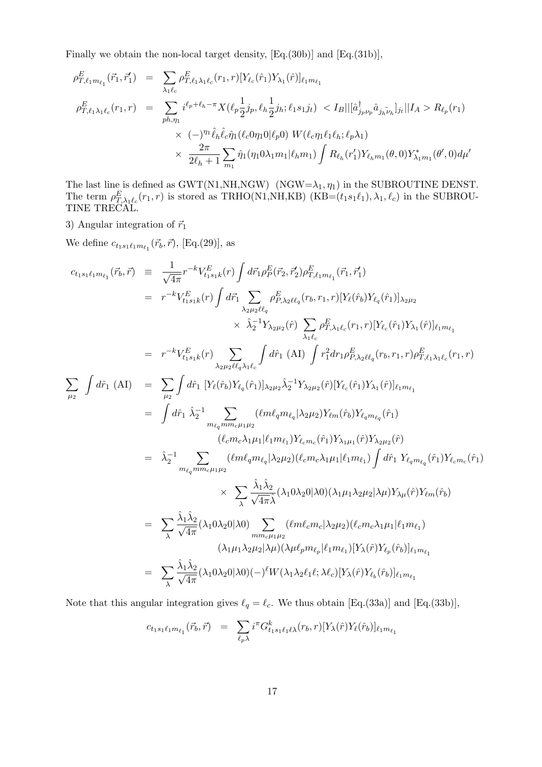Finally we obtain the non-local target density, [Eq.(30b)] and [Eq.(31b)],

$$
\begin{aligned}
\rho^E_{T,\ell_1 m_{\ell_1}}(\vec{r}_1,\vec{r}_1') &= \sum_{\lambda_1\ell_c} \rho^E_{T,\ell_1\lambda_1\ell_c}(r_1,r)[Y_{\ell_c}(\hat{r}_1)Y_{\lambda_1}(\hat{r})]_{\ell_1 m_{\ell_1}} \\
\rho^E_{T,\ell_1\lambda_1\ell_c}(r_1,r) &= \sum_{ph,\eta_1} i^{\ell_p+\ell_h-\pi} X(\ell_p\frac{1}{2}j_p,\ell_h\frac{1}{2}j_h;\ell_1 s_1 j_t) \; < I_B||[\hat{a}^\dagger_{j_p\nu_p}\hat{a}_{j_h\tilde{\nu}_h}]_{j_t}||I_A > R_{\ell_p}(r_1) \\
&\times \; (-)^{\eta_1}\hat{\ell}_h\hat{\ell}_c\hat{\eta}_1(\ell_c 0\eta_1 0|\ell_p 0)\; W(\ell_c\eta_1\ell_1\ell_h;\ell_p\lambda_1) \\
&\times \; \frac{2\pi}{2\ell_h+1}\sum_{m_1}\hat{\eta}_1(\eta_1 0\lambda_1 m_1|\ell_h m_1)\int R_{\ell_h}(r_1')Y_{\ell_h m_1}(\theta,0)Y^*_{\lambda_1 m_1}(\theta',0)d\mu'
\end{aligned}
$$

The last line is defined as GWT(N1,NH,NGW) (NGW=$\lambda_1,\eta_1$) in the SUBROUTINE DENST. The term $\rho^E_{T,\lambda_1\ell_c}(r_1,r)$ is stored as TRHO(N1,NH,KB) (KB=$(t_1s_1\ell_1),\lambda_1,\ell_c$) in the SUBROUTINE TRECAL.

3) Angular integration of $\vec{r}_1$

We define $c_{t_1s_1\ell_1m_{\ell_1}}(\vec{r}_b,\vec{r})$, [Eq.(29)], as

$$
\begin{aligned}
c_{t_1s_1\ell_1m_{\ell_1}}(\vec{r}_b,\vec{r}) &\equiv \frac{1}{\sqrt{4\pi}}r^{-k}V^E_{t_1s_1k}(r)\int d\vec{r}_1\rho^E_P(\vec{r}_2,\vec{r}_2')\rho^E_{T,\ell_1 m_{\ell_1}}(\vec{r}_1,\vec{r}_1') \\
&= r^{-k}V^E_{t_1s_1k}(r)\int d\vec{r}_1 \sum_{\lambda_2\mu_2\ell\ell_q}\rho^E_{P,\lambda_2\ell\ell_q}(r_b,r_1,r)[Y_\ell(\hat{r}_b)Y_{\ell_q}(\hat{r}_1)]_{\lambda_2\mu_2} \\
&\qquad\qquad \times\; \hat{\lambda}_2^{-1}Y_{\lambda_2\mu_2}(\hat{r})\sum_{\lambda_1\ell_c}\rho^E_{T,\lambda_1\ell_c}(r_1,r)[Y_{\ell_c}(\hat{r}_1)Y_{\lambda_1}(\hat{r})]_{\ell_1 m_{\ell_1}} \\
&= r^{-k}V^E_{t_1s_1k}(r)\sum_{\lambda_2\mu_2\ell\ell_q\lambda_1\ell_c}\int d\hat{r}_1\;(\mathrm{AI})\;\int r_1^2 dr_1\rho^E_{P,\lambda_2\ell\ell_q}(r_b,r_1,r)\rho^E_{T,\ell_1\lambda_1\ell_c}(r_1,r)
\end{aligned}
$$

$$
\begin{aligned}
\sum_{\mu_2}\int d\hat{r}_1\;(\mathrm{AI}) &= \sum_{\mu_2}\int d\hat{r}_1\;[Y_\ell(\hat{r}_b)Y_{\ell_q}(\hat{r}_1)]_{\lambda_2\mu_2}\hat{\lambda}_2^{-1}Y_{\lambda_2\mu_2}(\hat{r})[Y_{\ell_c}(\hat{r}_1)Y_{\lambda_1}(\hat{r})]_{\ell_1 m_{\ell_1}} \\
&= \int d\hat{r}_1\;\hat{\lambda}_2^{-1}\sum_{m_{\ell_q}mm_c\mu_1\mu_2}(\ell m\ell_q m_{\ell_q}|\lambda_2\mu_2)Y_{\ell m}(\hat{r}_b)Y_{\ell_q m_{\ell_q}}(\hat{r}_1) \\
&\qquad (\ell_c m_c\lambda_1\mu_1|\ell_1 m_{\ell_1})Y_{\ell_c m_c}(\hat{r}_1)Y_{\lambda_1\mu_1}(\hat{r})Y_{\lambda_2\mu_2}(\hat{r}) \\
&= \hat{\lambda}_2^{-1}\sum_{m_{\ell_q}mm_c\mu_1\mu_2}(\ell m\ell_q m_{\ell_q}|\lambda_2\mu_2)(\ell_c m_c\lambda_1\mu_1|\ell_1 m_{\ell_1})\int d\hat{r}_1\;Y_{\ell_q m_{\ell_q}}(\hat{r}_1)Y_{\ell_c m_c}(\hat{r}_1) \\
&\qquad\qquad \times\;\sum_\lambda\frac{\hat{\lambda}_1\hat{\lambda}_2}{\sqrt{4\pi}\hat{\lambda}}(\lambda_1 0\lambda_2 0|\lambda 0)(\lambda_1\mu_1\lambda_2\mu_2|\lambda\mu)Y_{\lambda\mu}(\hat{r})Y_{\ell m}(\hat{r}_b) \\
&= \sum_\lambda\frac{\hat{\lambda}_1\hat{\lambda}_2}{\sqrt{4\pi}}(\lambda_1 0\lambda_2 0|\lambda 0)\sum_{mm_c\mu_1\mu_2}(\ell m\ell_c m_c|\lambda_2\mu_2)(\ell_c m_c\lambda_1\mu_1|\ell_1 m_{\ell_1}) \\
&\qquad (\lambda_1\mu_1\lambda_2\mu_2|\lambda\mu)(\lambda\mu\ell_p m_{\ell_p}|\ell_1 m_{\ell_1})[Y_\lambda(\hat{r})Y_{\ell_p}(\hat{r}_b)]_{\ell_1 m_{\ell_1}} \\
&= \sum_\lambda\frac{\hat{\lambda}_1\hat{\lambda}_2}{\sqrt{4\pi}}(\lambda_1 0\lambda_2 0|\lambda 0)(-)^\ell W(\lambda_1\lambda_2\ell_1\ell;\lambda\ell_c)[Y_\lambda(\hat{r})Y_{\ell_b}(\hat{r}_b)]_{\ell_1 m_{\ell_1}}
\end{aligned}
$$

Note that this angular integration gives $\ell_q = \ell_c$. We thus obtain [Eq.(33a)] and [Eq.(33b)],

$$
c_{t_1s_1\ell_1m_{\ell_1}}(\vec{r}_b,\vec{r}) \;=\; \sum_{\ell_p\lambda} i^\pi G^k_{t_1s_1\ell_1\ell\lambda}(r_b,r)[Y_\lambda(\hat{r})Y_\ell(\hat{r}_b)]_{\ell_1 m_{\ell_1}}
$$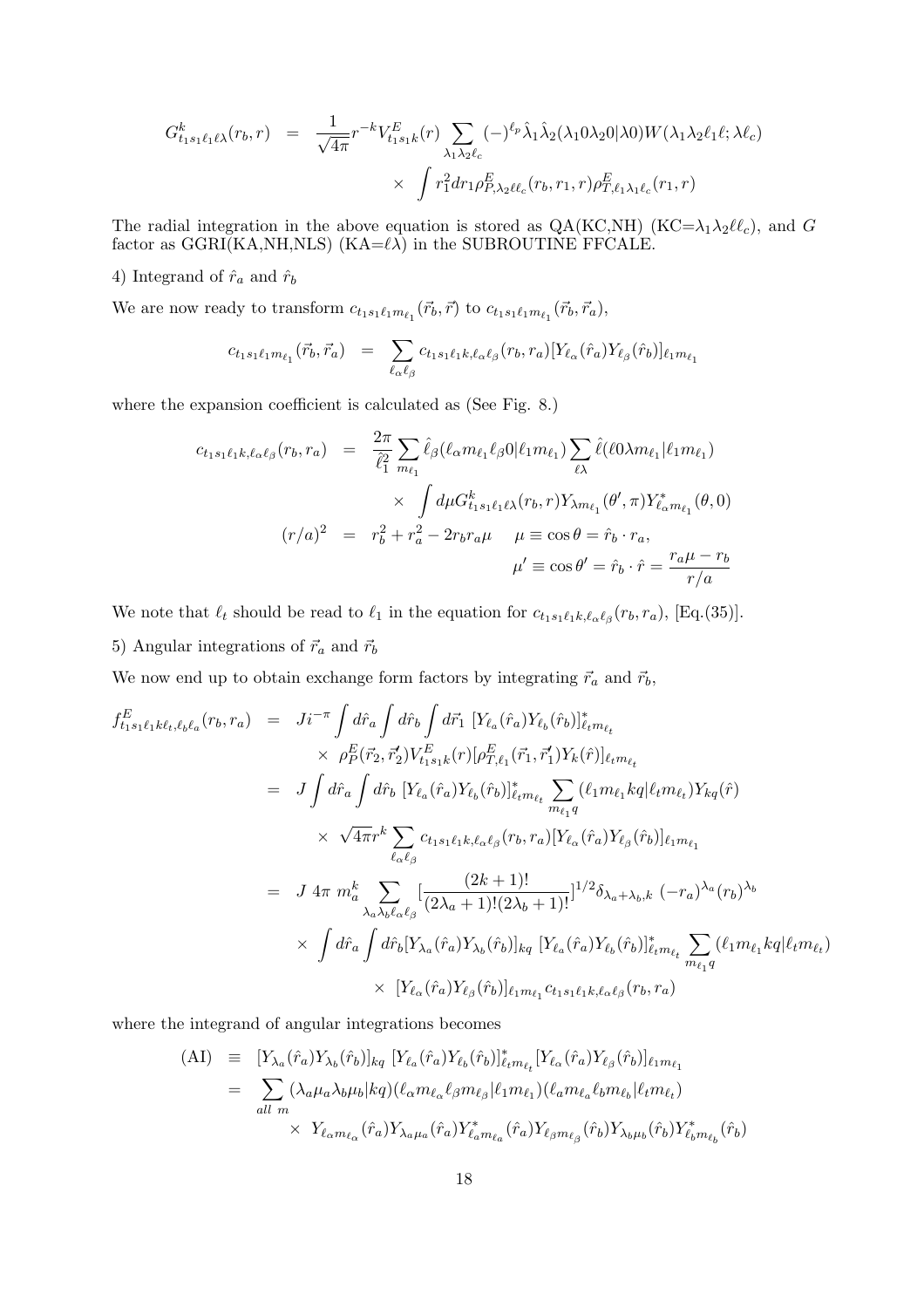$$G^k_{t_1 s_1 \ell_1 \ell\lambda}(r_b, r) \;=\; \frac{1}{\sqrt{4\pi}} r^{-k} V^E_{t_1 s_1 k}(r) \sum_{\lambda_1 \lambda_2 \ell_c} (-)^{\ell_p} \hat{\lambda}_1 \hat{\lambda}_2 (\lambda_1 0 \lambda_2 0|\lambda 0) W(\lambda_1 \lambda_2 \ell_1 \ell; \lambda \ell_c)$$
$$\times \int r_1^2 dr_1 \rho^E_{P,\lambda_2 \ell \ell_c}(r_b, r_1, r) \rho^E_{T,\ell_1 \lambda_1 \ell_c}(r_1, r)$$

The radial integration in the above equation is stored as QA(KC,NH) (KC=$\lambda_1\lambda_2\ell\ell_c$), and $G$ factor as GGRI(KA,NH,NLS) (KA=$\ell\lambda$) in the SUBROUTINE FFCALE.

4) Integrand of $\hat{r}_a$ and $\hat{r}_b$

We are now ready to transform $c_{t_1 s_1 \ell_1 m_{\ell_1}}(\vec{r}_b, \vec{r})$ to $c_{t_1 s_1 \ell_1 m_{\ell_1}}(\vec{r}_b, \vec{r}_a)$,

$$c_{t_1 s_1 \ell_1 m_{\ell_1}}(\vec{r}_b, \vec{r}_a) \;=\; \sum_{\ell_\alpha \ell_\beta} c_{t_1 s_1 \ell_1 k, \ell_\alpha \ell_\beta}(r_b, r_a) [Y_{\ell_\alpha}(\hat{r}_a) Y_{\ell_\beta}(\hat{r}_b)]_{\ell_1 m_{\ell_1}}$$

where the expansion coefficient is calculated as (See Fig. 8.)

$$c_{t_1 s_1 \ell_1 k, \ell_\alpha \ell_\beta}(r_b, r_a) \;=\; \frac{2\pi}{\hat{\ell}_1^2} \sum_{m_{\ell_1}} \hat{\ell}_\beta (\ell_\alpha m_{\ell_1} \ell_\beta 0 | \ell_1 m_{\ell_1}) \sum_{\ell\lambda} \hat{\ell} (\ell 0 \lambda m_{\ell_1} | \ell_1 m_{\ell_1})$$
$$\times \int d\mu G^k_{t_1 s_1 \ell_1 \ell\lambda}(r_b, r) Y_{\lambda m_{\ell_1}}(\theta', \pi) Y^*_{\ell_\alpha m_{\ell_1}}(\theta, 0)$$
$$(r/a)^2 \;=\; r_b^2 + r_a^2 - 2 r_b r_a \mu \qquad \mu \equiv \cos\theta = \hat{r}_b \cdot r_a,$$
$$\mu' \equiv \cos\theta' = \hat{r}_b \cdot \hat{r} = \frac{r_a \mu - r_b}{r/a}$$

We note that $\ell_t$ should be read to $\ell_1$ in the equation for $c_{t_1 s_1 \ell_1 k, \ell_\alpha \ell_\beta}(r_b, r_a)$, [Eq.(35)].

5) Angular integrations of $\vec{r}_a$ and $\vec{r}_b$

We now end up to obtain exchange form factors by integrating $\vec{r}_a$ and $\vec{r}_b$,

$$f^E_{t_1 s_1 \ell_1 k \ell_t, \ell_b \ell_a}(r_b, r_a) \;=\; J i^{-\pi} \int d\hat{r}_a \int d\hat{r}_b \int d\vec{r}_1 \; [Y_{\ell_a}(\hat{r}_a) Y_{\ell_b}(\hat{r}_b)]^*_{\ell_t m_{\ell_t}}$$
$$\times \; \rho^E_P(\vec{r}_2, \vec{r}_2') V^E_{t_1 s_1 k}(r) [\rho^E_{T,\ell_1}(\vec{r}_1, \vec{r}_1') Y_k(\hat{r})]_{\ell_t m_{\ell_t}}$$
$$= \; J \int d\hat{r}_a \int d\hat{r}_b \; [Y_{\ell_a}(\hat{r}_a) Y_{\ell_b}(\hat{r}_b)]^*_{\ell_t m_{\ell_t}} \sum_{m_{\ell_1} q} (\ell_1 m_{\ell_1} k q | \ell_t m_{\ell_t}) Y_{kq}(\hat{r})$$
$$\times \; \sqrt{4\pi} r^k \sum_{\ell_\alpha \ell_\beta} c_{t_1 s_1 \ell_1 k, \ell_\alpha \ell_\beta}(r_b, r_a) [Y_{\ell_\alpha}(\hat{r}_a) Y_{\ell_\beta}(\hat{r}_b)]_{\ell_1 m_{\ell_1}}$$
$$= \; J \; 4\pi \; m_a^k \sum_{\lambda_a \lambda_b \ell_\alpha \ell_\beta} \left[\frac{(2k+1)!}{(2\lambda_a+1)!(2\lambda_b+1)!}\right]^{1/2} \delta_{\lambda_a+\lambda_b, k} \; (-r_a)^{\lambda_a} (r_b)^{\lambda_b}$$
$$\times \; \int d\hat{r}_a \int d\hat{r}_b [Y_{\lambda_a}(\hat{r}_a) Y_{\lambda_b}(\hat{r}_b)]_{kq} \; [Y_{\ell_a}(\hat{r}_a) Y_{\ell_b}(\hat{r}_b)]^*_{\ell_t m_{\ell_t}} \sum_{m_{\ell_1} q} (\ell_1 m_{\ell_1} k q | \ell_t m_{\ell_t})$$
$$\times \; [Y_{\ell_\alpha}(\hat{r}_a) Y_{\ell_\beta}(\hat{r}_b)]_{\ell_1 m_{\ell_1}} c_{t_1 s_1 \ell_1 k, \ell_\alpha \ell_\beta}(r_b, r_a)$$

where the integrand of angular integrations becomes

$$(\mathrm{AI}) \;\equiv\; [Y_{\lambda_a}(\hat{r}_a) Y_{\lambda_b}(\hat{r}_b)]_{kq} \; [Y_{\ell_a}(\hat{r}_a) Y_{\ell_b}(\hat{r}_b)]^*_{\ell_t m_{\ell_t}} [Y_{\ell_\alpha}(\hat{r}_a) Y_{\ell_\beta}(\hat{r}_b)]_{\ell_1 m_{\ell_1}}$$
$$= \; \sum_{all\ m} (\lambda_a \mu_a \lambda_b \mu_b | kq)(\ell_\alpha m_{\ell_\alpha} \ell_\beta m_{\ell_\beta} | \ell_1 m_{\ell_1})(\ell_a m_{\ell_a} \ell_b m_{\ell_b} | \ell_t m_{\ell_t})$$
$$\times \; Y_{\ell_\alpha m_{\ell_\alpha}}(\hat{r}_a) Y_{\lambda_a \mu_a}(\hat{r}_a) Y^*_{\ell_a m_{\ell_a}}(\hat{r}_a) Y_{\ell_\beta m_{\ell_\beta}}(\hat{r}_b) Y_{\lambda_b \mu_b}(\hat{r}_b) Y^*_{\ell_b m_{\ell_b}}(\hat{r}_b)$$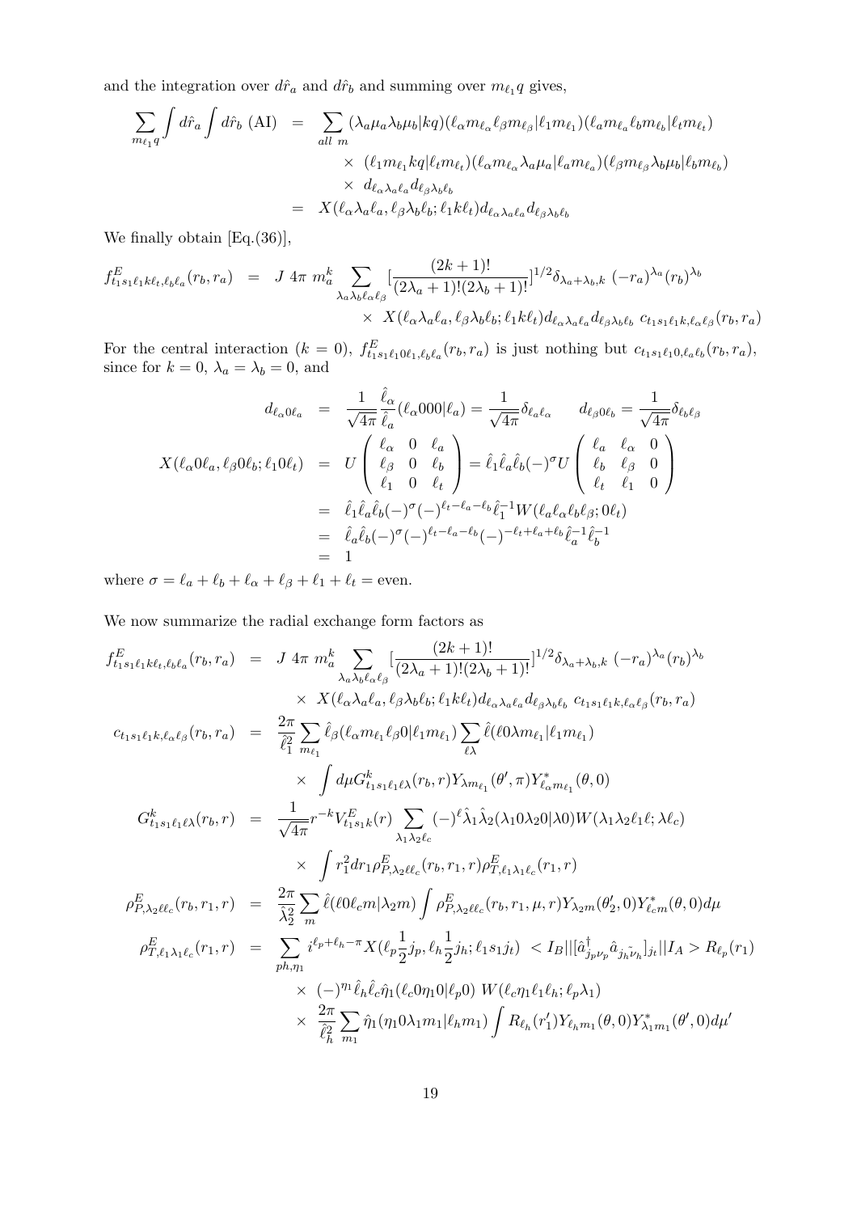and the integration over $d\hat{r}_a$ and $d\hat{r}_b$ and summing over $m_{\ell_1}q$ gives,

$$
\begin{aligned}
\sum_{m_{\ell_1}q}\int d\hat{r}_a\int d\hat{r}_b\ (\mathrm{AI}) &= \sum_{all\ m}(\lambda_a\mu_a\lambda_b\mu_b|kq)(\ell_\alpha m_{\ell_\alpha}\ell_\beta m_{\ell_\beta}|\ell_1 m_{\ell_1})(\ell_a m_{\ell_a}\ell_b m_{\ell_b}|\ell_t m_{\ell_t}) \\
&\times\ (\ell_1 m_{\ell_1}kq|\ell_t m_{\ell_t})(\ell_\alpha m_{\ell_\alpha}\lambda_a\mu_a|\ell_a m_{\ell_a})(\ell_\beta m_{\ell_\beta}\lambda_b\mu_b|\ell_b m_{\ell_b}) \\
&\times\ d_{\ell_\alpha\lambda_a\ell_a}d_{\ell_\beta\lambda_b\ell_b} \\
&= X(\ell_\alpha\lambda_a\ell_a,\ell_\beta\lambda_b\ell_b;\ell_1 k\ell_t)d_{\ell_\alpha\lambda_a\ell_a}d_{\ell_\beta\lambda_b\ell_b}
\end{aligned}
$$

We finally obtain [Eq.(36)],

$$
\begin{aligned}
f^E_{t_1s_1\ell_1k\ell_t,\ell_b\ell_a}(r_b,r_a) &= J\ 4\pi\ m_a^k\sum_{\lambda_a\lambda_b\ell_\alpha\ell_\beta}\left[\frac{(2k+1)!}{(2\lambda_a+1)!(2\lambda_b+1)!}\right]^{1/2}\delta_{\lambda_a+\lambda_b,k}\ (-r_a)^{\lambda_a}(r_b)^{\lambda_b} \\
&\times\ X(\ell_\alpha\lambda_a\ell_a,\ell_\beta\lambda_b\ell_b;\ell_1k\ell_t)d_{\ell_\alpha\lambda_a\ell_a}d_{\ell_\beta\lambda_b\ell_b}\ c_{t_1s_1\ell_1k,\ell_\alpha\ell_\beta}(r_b,r_a)
\end{aligned}
$$

For the central interaction ($k=0$), $f^E_{t_1s_1\ell_10\ell_1,\ell_b\ell_a}(r_b,r_a)$ is just nothing but $c_{t_1s_1\ell_10,\ell_a\ell_b}(r_b,r_a)$, since for $k=0$, $\lambda_a=\lambda_b=0$, and

$$
\begin{aligned}
d_{\ell_\alpha 0\ell_a} &= \frac{1}{\sqrt{4\pi}}\frac{\hat{\ell}_\alpha}{\hat{\ell}_a}(\ell_\alpha 000|\ell_a)=\frac{1}{\sqrt{4\pi}}\delta_{\ell_a\ell_\alpha}\qquad d_{\ell_\beta 0\ell_b}=\frac{1}{\sqrt{4\pi}}\delta_{\ell_b\ell_\beta} \\
X(\ell_\alpha0\ell_a,\ell_\beta0\ell_b;\ell_10\ell_t) &= U\begin{pmatrix}\ell_\alpha & 0 & \ell_a\\ \ell_\beta & 0 & \ell_b\\ \ell_1 & 0 & \ell_t\end{pmatrix}=\hat{\ell}_1\hat{\ell}_a\hat{\ell}_b(-)^\sigma U\begin{pmatrix}\ell_a & \ell_\alpha & 0\\ \ell_b & \ell_\beta & 0\\ \ell_t & \ell_1 & 0\end{pmatrix} \\
&= \hat{\ell}_1\hat{\ell}_a\hat{\ell}_b(-)^\sigma(-)^{\ell_t-\ell_a-\ell_b}\hat{\ell}_1^{-1}W(\ell_a\ell_\alpha\ell_b\ell_\beta;0\ell_t) \\
&= \hat{\ell}_a\hat{\ell}_b(-)^\sigma(-)^{\ell_t-\ell_a-\ell_b}(-)^{-\ell_t+\ell_a+\ell_b}\hat{\ell}_a^{-1}\hat{\ell}_b^{-1} \\
&= 1
\end{aligned}
$$

where $\sigma=\ell_a+\ell_b+\ell_\alpha+\ell_\beta+\ell_1+\ell_t=$ even.

We now summarize the radial exchange form factors as

$$
\begin{aligned}
f^E_{t_1s_1\ell_1k\ell_t,\ell_b\ell_a}(r_b,r_a) &= J\ 4\pi\ m_a^k\sum_{\lambda_a\lambda_b\ell_\alpha\ell_\beta}\left[\frac{(2k+1)!}{(2\lambda_a+1)!(2\lambda_b+1)!}\right]^{1/2}\delta_{\lambda_a+\lambda_b,k}\ (-r_a)^{\lambda_a}(r_b)^{\lambda_b} \\
&\times\ X(\ell_\alpha\lambda_a\ell_a,\ell_\beta\lambda_b\ell_b;\ell_1k\ell_t)d_{\ell_\alpha\lambda_a\ell_a}d_{\ell_\beta\lambda_b\ell_b}\ c_{t_1s_1\ell_1k,\ell_\alpha\ell_\beta}(r_b,r_a) \\
c_{t_1s_1\ell_1k,\ell_\alpha\ell_\beta}(r_b,r_a) &= \frac{2\pi}{\hat{\ell}_1^2}\sum_{m_{\ell_1}}\hat{\ell}_\beta(\ell_\alpha m_{\ell_1}\ell_\beta 0|\ell_1m_{\ell_1})\sum_{\ell\lambda}\hat{\ell}(\ell0\lambda m_{\ell_1}|\ell_1m_{\ell_1}) \\
&\times\ \int d\mu G^k_{t_1s_1\ell_1\ell\lambda}(r_b,r)Y_{\lambda m_{\ell_1}}(\theta',\pi)Y^*_{\ell_\alpha m_{\ell_1}}(\theta,0) \\
G^k_{t_1s_1\ell_1\ell\lambda}(r_b,r) &= \frac{1}{\sqrt{4\pi}}r^{-k}V^E_{t_1s_1k}(r)\sum_{\lambda_1\lambda_2\ell_c}(-)^\ell\hat{\lambda}_1\hat{\lambda}_2(\lambda_10\lambda_20|\lambda0)W(\lambda_1\lambda_2\ell_1\ell;\lambda\ell_c) \\
&\times\ \int r_1^2dr_1\rho^E_{P,\lambda_2\ell\ell_c}(r_b,r_1,r)\rho^E_{T,\ell_1\lambda_1\ell_c}(r_1,r) \\
\rho^E_{P,\lambda_2\ell\ell_c}(r_b,r_1,r) &= \frac{2\pi}{\hat{\lambda}_2^2}\sum_m\hat{\ell}(\ell0\ell_cm|\lambda_2m)\int\rho^E_{P,\lambda_2\ell\ell_c}(r_b,r_1,\mu,r)Y_{\lambda_2m}(\theta_2',0)Y^*_{\ell_cm}(\theta,0)d\mu \\
\rho^E_{T,\ell_1\lambda_1\ell_c}(r_1,r) &= \sum_{ph,\eta_1}i^{\ell_p+\ell_h-\pi}X(\ell_p\tfrac{1}{2}j_p,\ell_h\tfrac{1}{2}j_h;\ell_1s_1j_t)\ <I_B||[\hat{a}^\dagger_{j_p\nu_p}\hat{a}_{\tilde{j_h\nu_h}}]_{j_t}||I_A>R_{\ell_p}(r_1) \\
&\times\ (-)^{\eta_1}\hat{\ell}_h\hat{\ell}_c\hat{\eta}_1(\ell_c0\eta_10|\ell_p0)\ W(\ell_c\eta_1\ell_1\ell_h;\ell_p\lambda_1) \\
&\times\ \frac{2\pi}{\hat{\ell}_h^2}\sum_{m_1}\hat{\eta}_1(\eta_10\lambda_1m_1|\ell_hm_1)\int R_{\ell_h}(r_1')Y_{\ell_hm_1}(\theta,0)Y^*_{\lambda_1m_1}(\theta',0)d\mu'
\end{aligned}
$$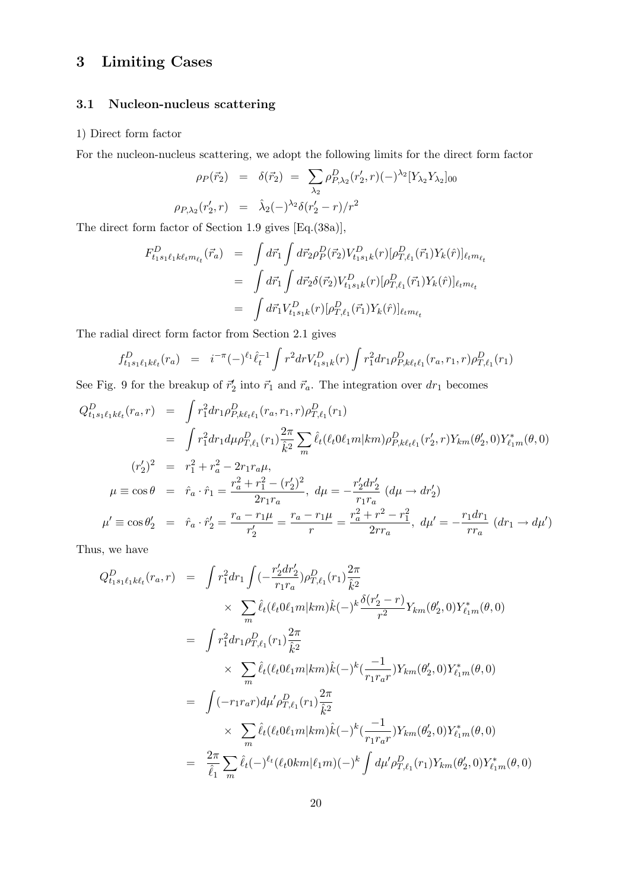# 3 Limiting Cases

## 3.1 Nucleon-nucleus scattering

1) Direct form factor

For the nucleon-nucleus scattering, we adopt the following limits for the direct form factor

$$
\begin{aligned}
\rho_P(\vec{r}_2) &= \delta(\vec{r}_2) = \sum_{\lambda_2} \rho^D_{P,\lambda_2}(r_2', r)(-)^{\lambda_2}[Y_{\lambda_2} Y_{\lambda_2}]_{00} \\
\rho_{P,\lambda_2}(r_2', r) &= \hat{\lambda}_2 (-)^{\lambda_2} \delta(r_2' - r)/r^2
\end{aligned}
$$

The direct form factor of Section 1.9 gives [Eq.(38a)],

$$
\begin{aligned}
F^D_{t_1 s_1 \ell_1 k \ell_t m_{\ell_t}}(\vec{r}_a) &= \int d\vec{r}_1 \int d\vec{r}_2 \rho^D_P(\vec{r}_2) V^D_{t_1 s_1 k}(r) [\rho^D_{T,\ell_1}(\vec{r}_1) Y_k(\hat{r})]_{\ell_t m_{\ell_t}} \\
&= \int d\vec{r}_1 \int d\vec{r}_2 \delta(\vec{r}_2) V^D_{t_1 s_1 k}(r) [\rho^D_{T,\ell_1}(\vec{r}_1) Y_k(\hat{r})]_{\ell_t m_{\ell_t}} \\
&= \int d\vec{r}_1 V^D_{t_1 s_1 k}(r) [\rho^D_{T,\ell_1}(\vec{r}_1) Y_k(\hat{r})]_{\ell_t m_{\ell_t}}
\end{aligned}
$$

The radial direct form factor from Section 2.1 gives

$$
f^D_{t_1 s_1 \ell_1 k \ell_t}(r_a) = i^{-\pi} (-)^{\ell_1} \hat{\ell}_t^{-1} \int r^2 dr V^D_{t_1 s_1 k}(r) \int r_1^2 dr_1 \rho^D_{P,k\ell_t \ell_1}(r_a, r_1, r) \rho^D_{T,\ell_1}(r_1)
$$

See Fig. 9 for the breakup of $\vec{r}_2'$ into $\vec{r}_1$ and $\vec{r}_a$. The integration over $dr_1$ becomes

$$
\begin{aligned}
Q^D_{t_1 s_1 \ell_1 k \ell_t}(r_a, r) &= \int r_1^2 dr_1 \rho^D_{P,k\ell_t \ell_1}(r_a, r_1, r) \rho^D_{T,\ell_1}(r_1) \\
&= \int r_1^2 dr_1 d\mu \rho^D_{T,\ell_1}(r_1) \frac{2\pi}{\hat{k}^2} \sum_m \hat{\ell}_t (\ell_t 0 \ell_1 m | k m) \rho^D_{P,k\ell_t \ell_1}(r_2', r) Y_{km}(\theta_2', 0) Y^*_{\ell_1 m}(\theta, 0) \\
(r_2')^2 &= r_1^2 + r_a^2 - 2 r_1 r_a \mu, \\
\mu \equiv \cos\theta &= \hat{r}_a \cdot \hat{r}_1 = \frac{r_a^2 + r_1^2 - (r_2')^2}{2 r_1 r_a},\ d\mu = -\frac{r_2' dr_2'}{r_1 r_a}\ (d\mu \to dr_2') \\
\mu' \equiv \cos\theta_2' &= \hat{r}_a \cdot \hat{r}_2' = \frac{r_a - r_1 \mu}{r_2'} = \frac{r_a - r_1 \mu}{r} = \frac{r_a^2 + r^2 - r_1^2}{2 r r_a},\ d\mu' = -\frac{r_1 dr_1}{r r_a}\ (dr_1 \to d\mu')
\end{aligned}
$$

Thus, we have

$$
\begin{aligned}
Q^D_{t_1 s_1 \ell_1 k \ell_t}(r_a, r) &= \int r_1^2 dr_1 \int \left(-\frac{r_2' dr_2'}{r_1 r_a}\right) \rho^D_{T,\ell_1}(r_1) \frac{2\pi}{\hat{k}^2} \\
&\quad \times \sum_m \hat{\ell}_t (\ell_t 0 \ell_1 m | k m) \hat{k} (-)^k \frac{\delta(r_2' - r)}{r^2} Y_{km}(\theta_2', 0) Y^*_{\ell_1 m}(\theta, 0) \\
&= \int r_1^2 dr_1 \rho^D_{T,\ell_1}(r_1) \frac{2\pi}{\hat{k}^2} \\
&\quad \times \sum_m \hat{\ell}_t (\ell_t 0 \ell_1 m | k m) \hat{k} (-)^k \left(\frac{-1}{r_1 r_a r}\right) Y_{km}(\theta_2', 0) Y^*_{\ell_1 m}(\theta, 0) \\
&= \int (-r_1 r_a r) d\mu' \rho^D_{T,\ell_1}(r_1) \frac{2\pi}{\hat{k}^2} \\
&\quad \times \sum_m \hat{\ell}_t (\ell_t 0 \ell_1 m | k m) \hat{k} (-)^k \left(\frac{-1}{r_1 r_a r}\right) Y_{km}(\theta_2', 0) Y^*_{\ell_1 m}(\theta, 0) \\
&= \frac{2\pi}{\hat{\ell}_1} \sum_m \hat{\ell}_t (-)^{\ell_t} (\ell_t 0 k m | \ell_1 m) (-)^k \int d\mu' \rho^D_{T,\ell_1}(r_1) Y_{km}(\theta_2', 0) Y^*_{\ell_1 m}(\theta, 0)
\end{aligned}
$$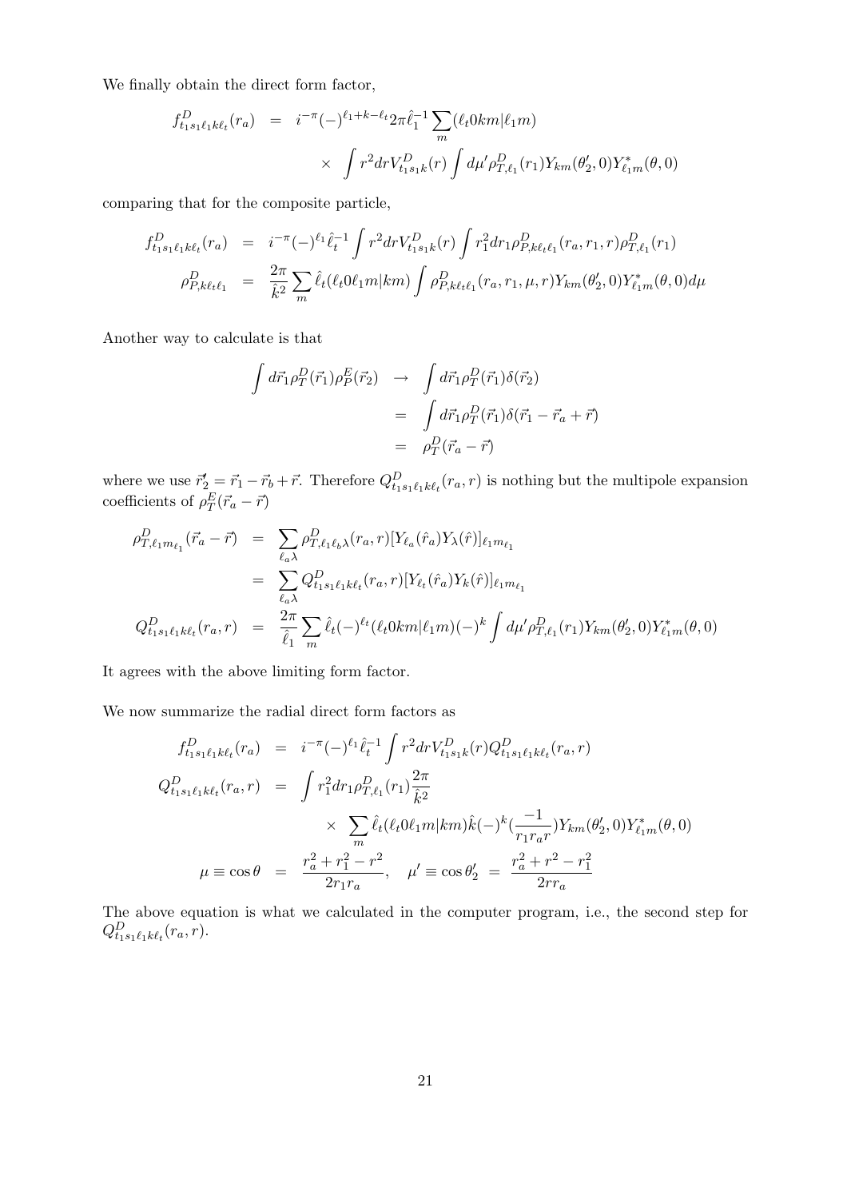We finally obtain the direct form factor,

$$
\begin{aligned}
f^D_{t_1 s_1 \ell_1 k \ell_t}(r_a) &= i^{-\pi}(-)^{\ell_1+k-\ell_t} 2\pi \hat{\ell}_1^{-1} \sum_m (\ell_t 0 k m|\ell_1 m) \\
&\quad \times \int r^2 dr V^D_{t_1 s_1 k}(r) \int d\mu' \rho^D_{T,\ell_1}(r_1) Y_{km}(\theta'_2, 0) Y^*_{\ell_1 m}(\theta, 0)
\end{aligned}
$$

comparing that for the composite particle,

$$
\begin{aligned}
f^D_{t_1 s_1 \ell_1 k \ell_t}(r_a) &= i^{-\pi}(-)^{\ell_1} \hat{\ell}_t^{-1} \int r^2 dr V^D_{t_1 s_1 k}(r) \int r_1^2 dr_1 \rho^D_{P,k\ell_t\ell_1}(r_a, r_1, r) \rho^D_{T,\ell_1}(r_1) \\
\rho^D_{P,k\ell_t\ell_1} &= \frac{2\pi}{\hat{k}^2} \sum_m \hat{\ell}_t (\ell_t 0 \ell_1 m|km) \int \rho^D_{P,k\ell_t\ell_1}(r_a, r_1, \mu, r) Y_{km}(\theta'_2, 0) Y^*_{\ell_1 m}(\theta, 0) d\mu
\end{aligned}
$$

Another way to calculate is that

$$
\begin{aligned}
\int d\vec{r}_1 \rho^D_T(\vec{r}_1) \rho^E_P(\vec{r}_2) &\rightarrow \int d\vec{r}_1 \rho^D_T(\vec{r}_1) \delta(\vec{r}_2) \\
&= \int d\vec{r}_1 \rho^D_T(\vec{r}_1) \delta(\vec{r}_1 - \vec{r}_a + \vec{r}) \\
&= \rho^D_T(\vec{r}_a - \vec{r})
\end{aligned}
$$

where we use $\vec{r}'_2 = \vec{r}_1 - \vec{r}_b + \vec{r}$. Therefore $Q^D_{t_1 s_1 \ell_1 k \ell_t}(r_a, r)$ is nothing but the multipole expansion coefficients of $\rho^E_T(\vec{r}_a - \vec{r})$

$$
\begin{aligned}
\rho^D_{T,\ell_1 m_{\ell_1}}(\vec{r}_a - \vec{r}) &= \sum_{\ell_a \lambda} \rho^D_{T,\ell_1 \ell_b \lambda}(r_a, r) [Y_{\ell_a}(\hat{r}_a) Y_\lambda(\hat{r})]_{\ell_1 m_{\ell_1}} \\
&= \sum_{\ell_a \lambda} Q^D_{t_1 s_1 \ell_1 k \ell_t}(r_a, r) [Y_{\ell_t}(\hat{r}_a) Y_k(\hat{r})]_{\ell_1 m_{\ell_1}} \\
Q^D_{t_1 s_1 \ell_1 k \ell_t}(r_a, r) &= \frac{2\pi}{\hat{\ell}_1} \sum_m \hat{\ell}_t (-)^{\ell_t} (\ell_t 0 k m|\ell_1 m)(-)^k \int d\mu' \rho^D_{T,\ell_1}(r_1) Y_{km}(\theta'_2, 0) Y^*_{\ell_1 m}(\theta, 0)
\end{aligned}
$$

It agrees with the above limiting form factor.

We now summarize the radial direct form factors as

$$
\begin{aligned}
f^D_{t_1 s_1 \ell_1 k \ell_t}(r_a) &= i^{-\pi}(-)^{\ell_1} \hat{\ell}_t^{-1} \int r^2 dr V^D_{t_1 s_1 k}(r) Q^D_{t_1 s_1 \ell_1 k \ell_t}(r_a, r) \\
Q^D_{t_1 s_1 \ell_1 k \ell_t}(r_a, r) &= \int r_1^2 dr_1 \rho^D_{T,\ell_1}(r_1) \frac{2\pi}{\hat{k}^2} \\
&\quad \times \sum_m \hat{\ell}_t (\ell_t 0 \ell_1 m|km) \hat{k} (-)^k (\frac{-1}{r_1 r_a r}) Y_{km}(\theta'_2, 0) Y^*_{\ell_1 m}(\theta, 0) \\
\mu \equiv \cos\theta &= \frac{r_a^2 + r_1^2 - r^2}{2 r_1 r_a}, \quad \mu' \equiv \cos\theta'_2 = \frac{r_a^2 + r^2 - r_1^2}{2 r r_a}
\end{aligned}
$$

The above equation is what we calculated in the computer program, i.e., the second step for $Q^D_{t_1 s_1 \ell_1 k \ell_t}(r_a, r)$.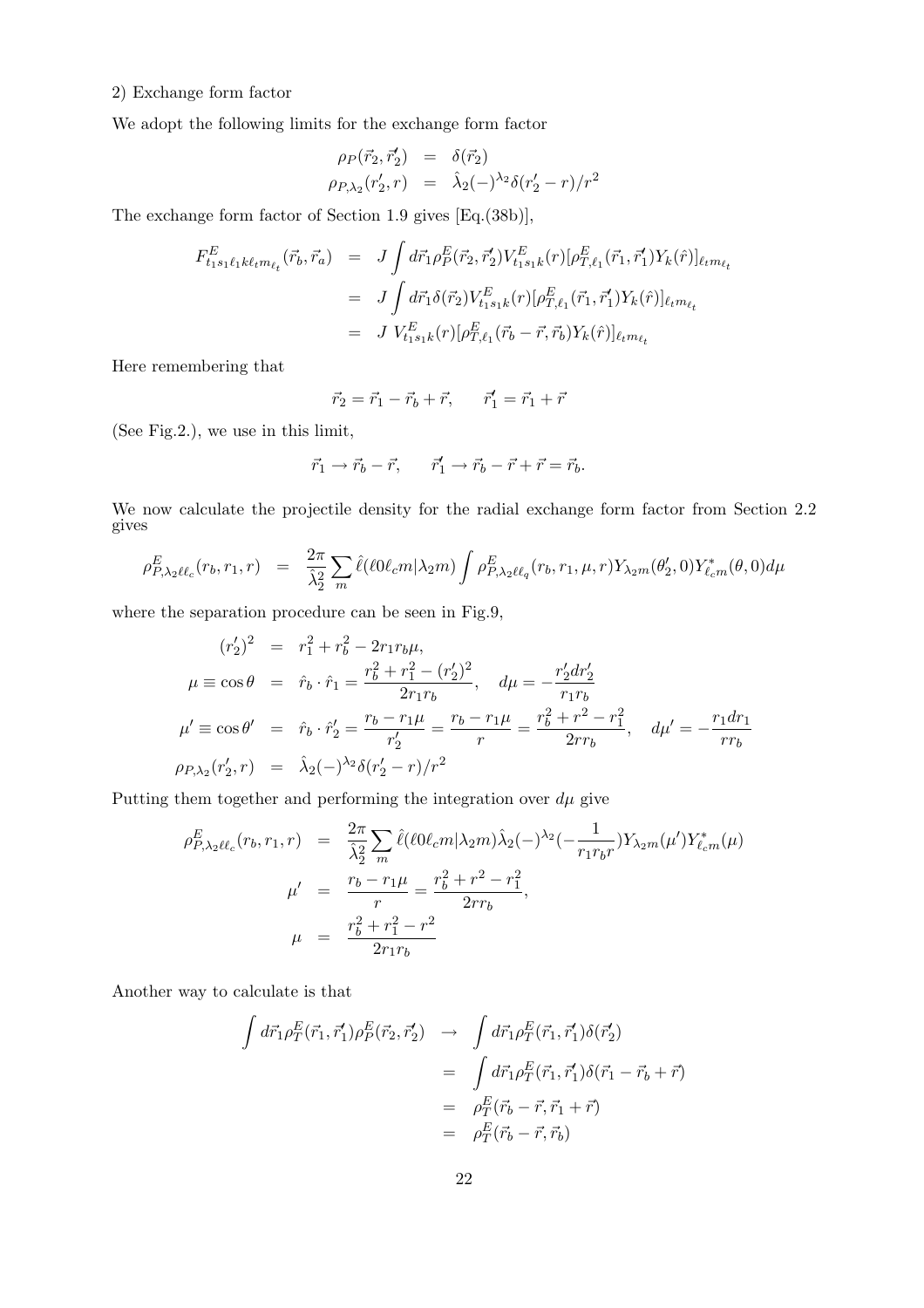2) Exchange form factor

We adopt the following limits for the exchange form factor

$$
\begin{aligned}
\rho_P(\vec{r}_2, \vec{r}_2') &= \delta(\vec{r}_2) \\
\rho_{P,\lambda_2}(r_2', r) &= \hat{\lambda}_2 (-)^{\lambda_2} \delta(r_2' - r)/r^2
\end{aligned}
$$

The exchange form factor of Section 1.9 gives [Eq.(38b)],

$$
\begin{aligned}
F^E_{t_1 s_1 \ell_1 k \ell_t m_{\ell_t}}(\vec{r}_b, \vec{r}_a) &= J \int d\vec{r}_1 \rho^E_P(\vec{r}_2, \vec{r}_2') V^E_{t_1 s_1 k}(r) [\rho^E_{T,\ell_1}(\vec{r}_1, \vec{r}_1') Y_k(\hat{r})]_{\ell_t m_{\ell_t}} \\
&= J \int d\vec{r}_1 \delta(\vec{r}_2) V^E_{t_1 s_1 k}(r) [\rho^E_{T,\ell_1}(\vec{r}_1, \vec{r}_1') Y_k(\hat{r})]_{\ell_t m_{\ell_t}} \\
&= J \; V^E_{t_1 s_1 k}(r) [\rho^E_{T,\ell_1}(\vec{r}_b - \vec{r}, \vec{r}_b) Y_k(\hat{r})]_{\ell_t m_{\ell_t}}
\end{aligned}
$$

Here remembering that

$$
\vec{r}_2 = \vec{r}_1 - \vec{r}_b + \vec{r}, \qquad \vec{r}_1' = \vec{r}_1 + \vec{r}
$$

(See Fig.2.), we use in this limit,

$$
\vec{r}_1 \rightarrow \vec{r}_b - \vec{r}, \qquad \vec{r}_1' \rightarrow \vec{r}_b - \vec{r} + \vec{r} = \vec{r}_b.
$$

We now calculate the projectile density for the radial exchange form factor from Section 2.2 gives

$$
\rho^E_{P,\lambda_2 \ell \ell_c}(r_b, r_1, r) = \frac{2\pi}{\hat{\lambda}_2^2} \sum_m \hat{\ell} (\ell 0 \ell_c m | \lambda_2 m) \int \rho^E_{P,\lambda_2 \ell \ell_q}(r_b, r_1, \mu, r) Y_{\lambda_2 m}(\theta_2', 0) Y^*_{\ell_c m}(\theta, 0) d\mu
$$

where the separation procedure can be seen in Fig.9,

$$
\begin{aligned}
(r_2')^2 &= r_1^2 + r_b^2 - 2 r_1 r_b \mu, \\
\mu \equiv \cos\theta &= \hat{r}_b \cdot \hat{r}_1 = \frac{r_b^2 + r_1^2 - (r_2')^2}{2 r_1 r_b}, \quad d\mu = -\frac{r_2' dr_2'}{r_1 r_b} \\
\mu' \equiv \cos\theta' &= \hat{r}_b \cdot \hat{r}_2' = \frac{r_b - r_1 \mu}{r_2'} = \frac{r_b - r_1 \mu}{r} = \frac{r_b^2 + r^2 - r_1^2}{2 r r_b}, \quad d\mu' = -\frac{r_1 dr_1}{r r_b} \\
\rho_{P,\lambda_2}(r_2', r) &= \hat{\lambda}_2 (-)^{\lambda_2} \delta(r_2' - r)/r^2
\end{aligned}
$$

Putting them together and performing the integration over $d\mu$ give

$$
\begin{aligned}
\rho^E_{P,\lambda_2 \ell \ell_c}(r_b, r_1, r) &= \frac{2\pi}{\hat{\lambda}_2^2} \sum_m \hat{\ell} (\ell 0 \ell_c m | \lambda_2 m) \hat{\lambda}_2 (-)^{\lambda_2} (-\frac{1}{r_1 r_b r}) Y_{\lambda_2 m}(\mu') Y^*_{\ell_c m}(\mu) \\
\mu' &= \frac{r_b - r_1 \mu}{r} = \frac{r_b^2 + r^2 - r_1^2}{2 r r_b}, \\
\mu &= \frac{r_b^2 + r_1^2 - r^2}{2 r_1 r_b}
\end{aligned}
$$

Another way to calculate is that

$$
\begin{aligned}
\int d\vec{r}_1 \rho^E_T(\vec{r}_1, \vec{r}_1') \rho^E_P(\vec{r}_2, \vec{r}_2') &\rightarrow \int d\vec{r}_1 \rho^E_T(\vec{r}_1, \vec{r}_1') \delta(\vec{r}_2') \\
&= \int d\vec{r}_1 \rho^E_T(\vec{r}_1, \vec{r}_1') \delta(\vec{r}_1 - \vec{r}_b + \vec{r}) \\
&= \rho^E_T(\vec{r}_b - \vec{r}, \vec{r}_1 + \vec{r}) \\
&= \rho^E_T(\vec{r}_b - \vec{r}, \vec{r}_b)
\end{aligned}
$$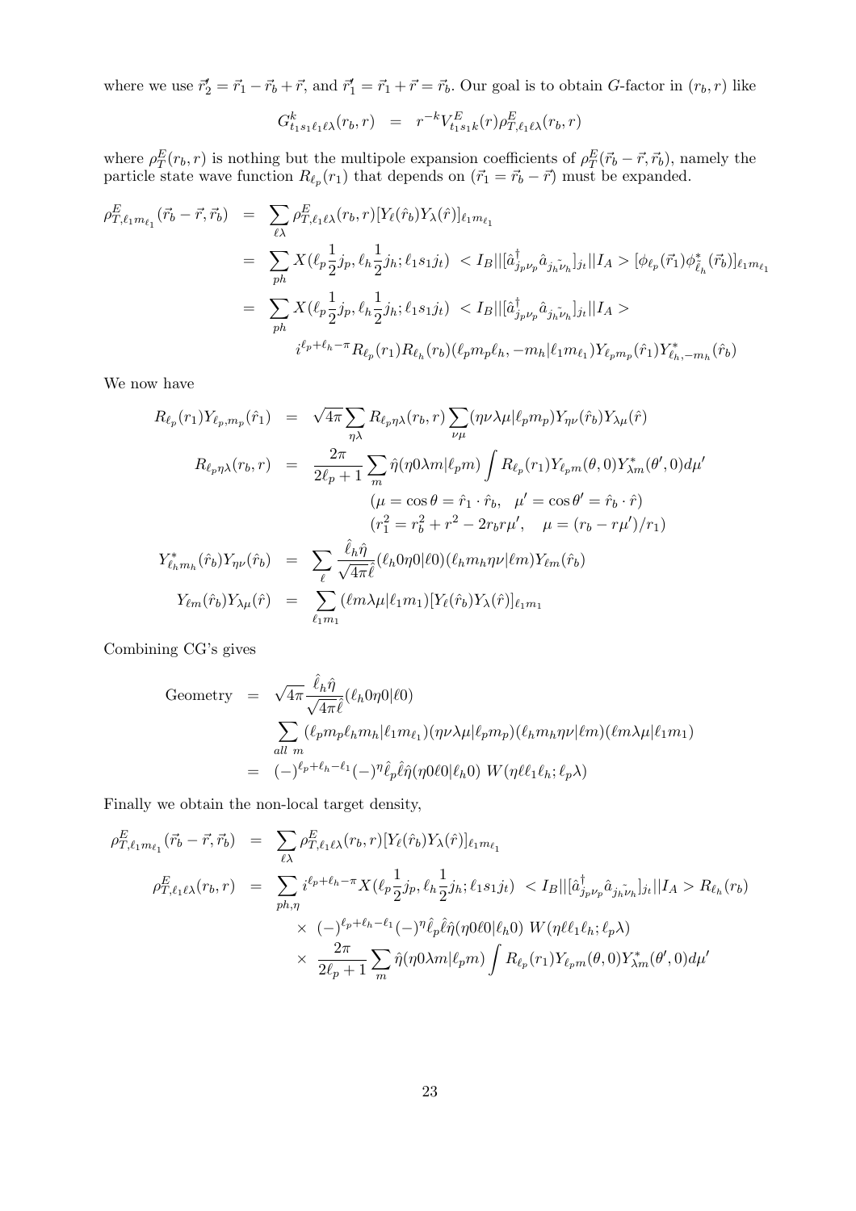where we use $\vec{r}_2' = \vec{r}_1 - \vec{r}_b + \vec{r}$, and $\vec{r}_1' = \vec{r}_1 + \vec{r} = \vec{r}_b$. Our goal is to obtain $G$-factor in $(r_b, r)$ like

$$G^k_{t_1 s_1 \ell_1 \ell \lambda}(r_b, r) \;\; = \;\; r^{-k} V^E_{t_1 s_1 k}(r) \rho^E_{T,\ell_1 \ell \lambda}(r_b, r)$$

where $\rho^E_T(r_b, r)$ is nothing but the multipole expansion coefficients of $\rho^E_T(\vec{r}_b - \vec{r}, \vec{r}_b)$, namely the particle state wave function $R_{\ell_p}(r_1)$ that depends on $(\vec{r}_1 = \vec{r}_b - \vec{r})$ must be expanded.

$$\begin{aligned}
\rho^E_{T,\ell_1 m_{\ell_1}}(\vec{r}_b - \vec{r}, \vec{r}_b) &= \sum_{\ell \lambda} \rho^E_{T,\ell_1 \ell \lambda}(r_b, r) [Y_\ell(\hat{r}_b) Y_\lambda(\hat{r})]_{\ell_1 m_{\ell_1}} \\
&= \sum_{ph} X(\ell_p \tfrac{1}{2} j_p, \ell_h \tfrac{1}{2} j_h; \ell_1 s_1 j_t) \; < I_B || [\hat{a}^\dagger_{j_p \nu_p} \hat{a}_{j_h \tilde{\nu}_h}]_{j_t} || I_A > [\phi_{\ell_p}(\vec{r}_1) \phi^*_{\tilde{\ell}_h}(\vec{r}_b)]_{\ell_1 m_{\ell_1}} \\
&= \sum_{ph} X(\ell_p \tfrac{1}{2} j_p, \ell_h \tfrac{1}{2} j_h; \ell_1 s_1 j_t) \; < I_B || [\hat{a}^\dagger_{j_p \nu_p} \hat{a}_{j_h \tilde{\nu}_h}]_{j_t} || I_A > \\
&\qquad i^{\ell_p + \ell_h - \pi} R_{\ell_p}(r_1) R_{\ell_h}(r_b) (\ell_p m_p \ell_h, -m_h | \ell_1 m_{\ell_1}) Y_{\ell_p m_p}(\hat{r}_1) Y^*_{\ell_h, -m_h}(\hat{r}_b)
\end{aligned}$$

We now have

$$\begin{aligned}
R_{\ell_p}(r_1) Y_{\ell_p, m_p}(\hat{r}_1) &= \sqrt{4\pi} \sum_{\eta \lambda} R_{\ell_p \eta \lambda}(r_b, r) \sum_{\nu \mu} (\eta \nu \lambda \mu | \ell_p m_p) Y_{\eta \nu}(\hat{r}_b) Y_{\lambda \mu}(\hat{r}) \\
R_{\ell_p \eta \lambda}(r_b, r) &= \frac{2\pi}{2\ell_p + 1} \sum_m \hat{\eta} (\eta 0 \lambda m | \ell_p m) \int R_{\ell_p}(r_1) Y_{\ell_p m}(\theta, 0) Y^*_{\lambda m}(\theta', 0) d\mu' \\
&\qquad (\mu = \cos\theta = \hat{r}_1 \cdot \hat{r}_b, \quad \mu' = \cos\theta' = \hat{r}_b \cdot \hat{r}) \\
&\qquad (r_1^2 = r_b^2 + r^2 - 2 r_b r \mu', \quad \mu = (r_b - r\mu')/r_1) \\
Y^*_{\ell_h m_h}(\hat{r}_b) Y_{\eta \nu}(\hat{r}_b) &= \sum_\ell \frac{\hat{\ell}_h \hat{\eta}}{\sqrt{4\pi} \hat{\ell}} (\ell_h 0 \eta 0 | \ell 0)(\ell_h m_h \eta \nu | \ell m) Y_{\ell m}(\hat{r}_b) \\
Y_{\ell m}(\hat{r}_b) Y_{\lambda \mu}(\hat{r}) &= \sum_{\ell_1 m_1} (\ell m \lambda \mu | \ell_1 m_1) [Y_\ell(\hat{r}_b) Y_\lambda(\hat{r})]_{\ell_1 m_1}
\end{aligned}$$

Combining CG's gives

$$\begin{aligned}
\text{Geometry} &= \sqrt{4\pi} \frac{\hat{\ell}_h \hat{\eta}}{\sqrt{4\pi} \hat{\ell}} (\ell_h 0 \eta 0 | \ell 0) \\
&\quad \sum_{all\ m} (\ell_p m_p \ell_h m_h | \ell_1 m_{\ell_1})(\eta \nu \lambda \mu | \ell_p m_p)(\ell_h m_h \eta \nu | \ell m)(\ell m \lambda \mu | \ell_1 m_1) \\
&= (-)^{\ell_p + \ell_h - \ell_1} (-)^\eta \hat{\ell}_p \hat{\ell} \hat{\eta} (\eta 0 \ell 0 | \ell_h 0) \; W(\eta \ell \ell_1 \ell_h; \ell_p \lambda)
\end{aligned}$$

Finally we obtain the non-local target density,

$$\begin{aligned}
\rho^E_{T,\ell_1 m_{\ell_1}}(\vec{r}_b - \vec{r}, \vec{r}_b) &= \sum_{\ell \lambda} \rho^E_{T,\ell_1 \ell \lambda}(r_b, r) [Y_\ell(\hat{r}_b) Y_\lambda(\hat{r})]_{\ell_1 m_{\ell_1}} \\
\rho^E_{T,\ell_1 \ell \lambda}(r_b, r) &= \sum_{ph, \eta} i^{\ell_p + \ell_h - \pi} X(\ell_p \tfrac{1}{2} j_p, \ell_h \tfrac{1}{2} j_h; \ell_1 s_1 j_t) \; < I_B || [\hat{a}^\dagger_{j_p \nu_p} \hat{a}_{j_h \tilde{\nu}_h}]_{j_t} || I_A > R_{\ell_h}(r_b) \\
&\quad \times \; (-)^{\ell_p + \ell_h - \ell_1} (-)^\eta \hat{\ell}_p \hat{\ell} \hat{\eta} (\eta 0 \ell 0 | \ell_h 0) \; W(\eta \ell \ell_1 \ell_h; \ell_p \lambda) \\
&\quad \times \; \frac{2\pi}{2\ell_p + 1} \sum_m \hat{\eta} (\eta 0 \lambda m | \ell_p m) \int R_{\ell_p}(r_1) Y_{\ell_p m}(\theta, 0) Y^*_{\lambda m}(\theta', 0) d\mu'
\end{aligned}$$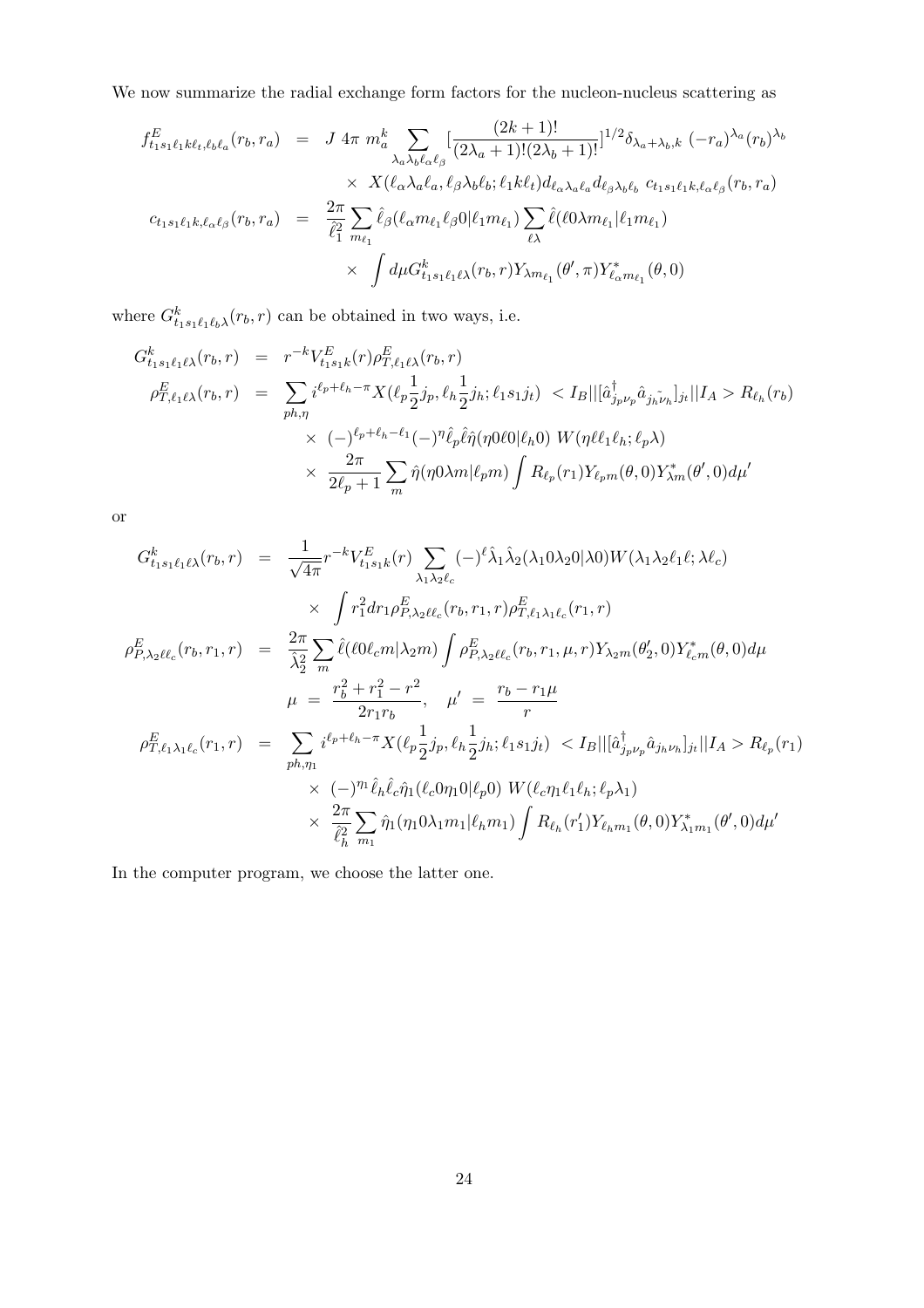We now summarize the radial exchange form factors for the nucleon-nucleus scattering as

$$
\begin{aligned}
f^E_{t_1 s_1 \ell_1 k \ell_t, \ell_b \ell_a}(r_b, r_a) &= J \; 4\pi \; m_a^k \sum_{\lambda_a \lambda_b \ell_\alpha \ell_\beta} [\frac{(2k+1)!}{(2\lambda_a+1)!(2\lambda_b+1)!}]^{1/2} \delta_{\lambda_a+\lambda_b, k} \; (-r_a)^{\lambda_a} (r_b)^{\lambda_b} \\
&\quad \times \; X(\ell_\alpha \lambda_a \ell_a, \ell_\beta \lambda_b \ell_b; \ell_1 k \ell_t) d_{\ell_\alpha \lambda_a \ell_a} d_{\ell_\beta \lambda_b \ell_b} \; c_{t_1 s_1 \ell_1 k, \ell_\alpha \ell_\beta}(r_b, r_a) \\
c_{t_1 s_1 \ell_1 k, \ell_\alpha \ell_\beta}(r_b, r_a) &= \frac{2\pi}{\hat{\ell}_1^2} \sum_{m_{\ell_1}} \hat{\ell}_\beta (\ell_\alpha m_{\ell_1} \ell_\beta 0 | \ell_1 m_{\ell_1}) \sum_{\ell \lambda} \hat{\ell} (\ell 0 \lambda m_{\ell_1} | \ell_1 m_{\ell_1}) \\
&\quad \times \; \int d\mu G^k_{t_1 s_1 \ell_1 \ell \lambda}(r_b, r) Y_{\lambda m_{\ell_1}}(\theta', \pi) Y^*_{\ell_\alpha m_{\ell_1}}(\theta, 0)
\end{aligned}
$$

where $G^k_{t_1 s_1 \ell_1 \ell_b \lambda}(r_b, r)$ can be obtained in two ways, i.e.

$$
\begin{aligned}
G^k_{t_1 s_1 \ell_1 \ell \lambda}(r_b, r) &= r^{-k} V^E_{t_1 s_1 k}(r) \rho^E_{T, \ell_1 \ell \lambda}(r_b, r) \\
\rho^E_{T, \ell_1 \ell \lambda}(r_b, r) &= \sum_{ph, \eta} i^{\ell_p + \ell_h - \pi} X(\ell_p \frac{1}{2} j_p, \ell_h \frac{1}{2} j_h; \ell_1 s_1 j_t) \; < I_B || [\hat{a}^\dagger_{j_p \nu_p} \hat{a}_{\tilde{j_h \nu_h}}]_{j_t} || I_A > R_{\ell_h}(r_b) \\
&\quad \times \; (-)^{\ell_p + \ell_h - \ell_1} (-)^\eta \hat{\ell}_p \hat{\ell} \hat{\eta} (\eta 0 \ell 0 | \ell_h 0) \; W(\eta \ell \ell_1 \ell_h; \ell_p \lambda) \\
&\quad \times \; \frac{2\pi}{2\ell_p + 1} \sum_m \hat{\eta} (\eta 0 \lambda m | \ell_p m) \int R_{\ell_p}(r_1) Y_{\ell_p m}(\theta, 0) Y^*_{\lambda m}(\theta', 0) d\mu'
\end{aligned}
$$

or

$$
\begin{aligned}
G^k_{t_1 s_1 \ell_1 \ell \lambda}(r_b, r) &= \frac{1}{\sqrt{4\pi}} r^{-k} V^E_{t_1 s_1 k}(r) \sum_{\lambda_1 \lambda_2 \ell_c} (-)^\ell \hat{\lambda}_1 \hat{\lambda}_2 (\lambda_1 0 \lambda_2 0 | \lambda 0) W(\lambda_1 \lambda_2 \ell_1 \ell; \lambda \ell_c) \\
&\quad \times \; \int r_1^2 dr_1 \rho^E_{P, \lambda_2 \ell \ell_c}(r_b, r_1, r) \rho^E_{T, \ell_1 \lambda_1 \ell_c}(r_1, r) \\
\rho^E_{P, \lambda_2 \ell \ell_c}(r_b, r_1, r) &= \frac{2\pi}{\hat{\lambda}_2^2} \sum_m \hat{\ell} (\ell 0 \ell_c m | \lambda_2 m) \int \rho^E_{P, \lambda_2 \ell \ell_c}(r_b, r_1, \mu, r) Y_{\lambda_2 m}(\theta'_2, 0) Y^*_{\ell_c m}(\theta, 0) d\mu \\
\mu &= \frac{r_b^2 + r_1^2 - r^2}{2 r_1 r_b}, \quad \mu' \; = \; \frac{r_b - r_1 \mu}{r} \\
\rho^E_{T, \ell_1 \lambda_1 \ell_c}(r_1, r) &= \sum_{ph, \eta_1} i^{\ell_p + \ell_h - \pi} X(\ell_p \frac{1}{2} j_p, \ell_h \frac{1}{2} j_h; \ell_1 s_1 j_t) \; < I_B || [\hat{a}^\dagger_{j_p \nu_p} \hat{a}_{j_h \nu_h}]_{j_t} || I_A > R_{\ell_p}(r_1) \\
&\quad \times \; (-)^{\eta_1} \hat{\ell}_h \hat{\ell}_c \hat{\eta}_1 (\ell_c 0 \eta_1 0 | \ell_p 0) \; W(\ell_c \eta_1 \ell_1 \ell_h; \ell_p \lambda_1) \\
&\quad \times \; \frac{2\pi}{\hat{\ell}_h^2} \sum_{m_1} \hat{\eta}_1 (\eta_1 0 \lambda_1 m_1 | \ell_h m_1) \int R_{\ell_h}(r'_1) Y_{\ell_h m_1}(\theta, 0) Y^*_{\lambda_1 m_1}(\theta', 0) d\mu'
\end{aligned}
$$

In the computer program, we choose the latter one.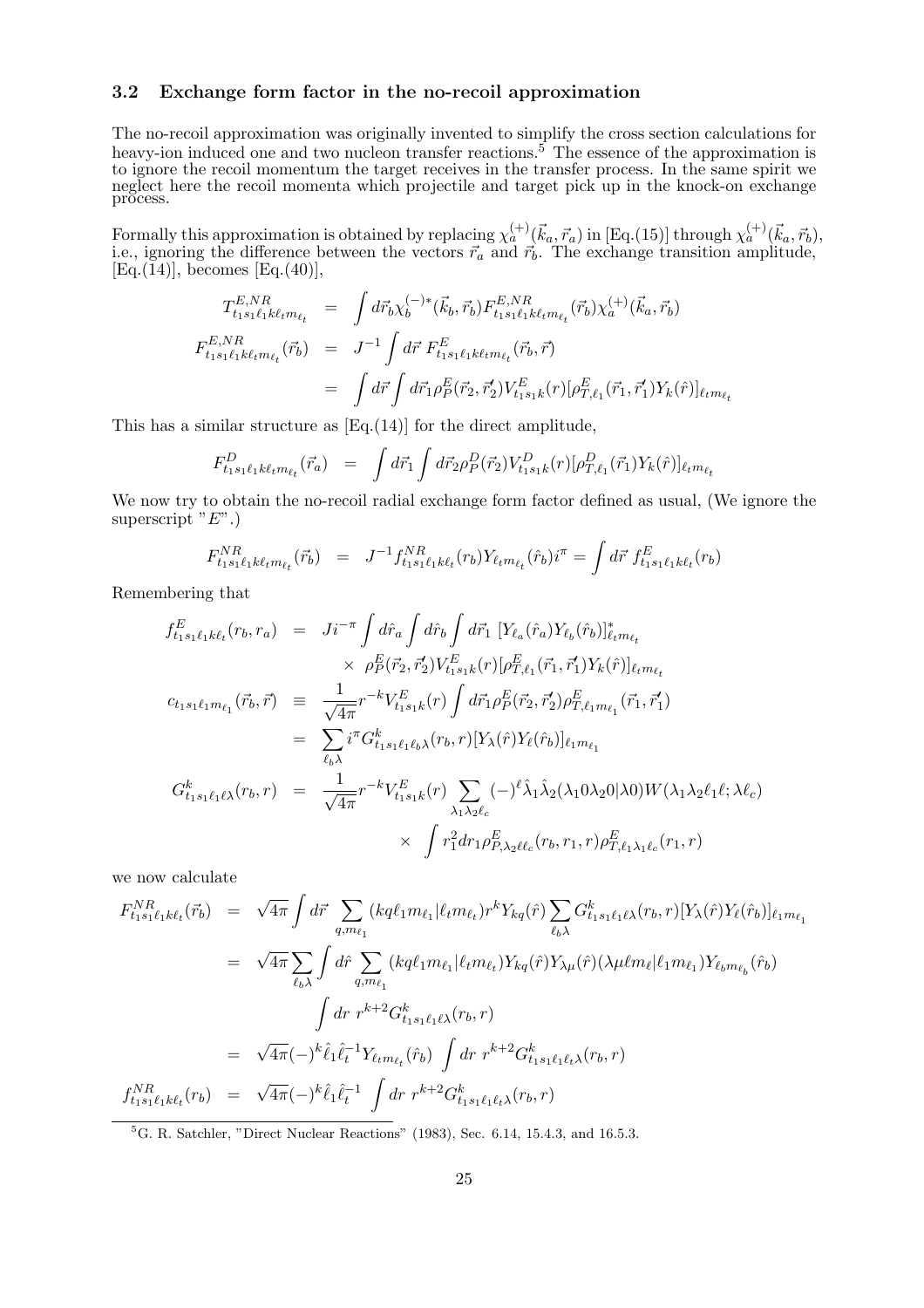### 3.2 Exchange form factor in the no-recoil approximation

The no-recoil approximation was originally invented to simplify the cross section calculations for heavy-ion induced one and two nucleon transfer reactions.[5] The essence of the approximation is to ignore the recoil momentum the target receives in the transfer process. In the same spirit we neglect here the recoil momenta which projectile and target pick up in the knock-on exchange process.

Formally this approximation is obtained by replacing $\chi_a^{(+)}(\vec{k}_a, \vec{r}_a)$ in [Eq.(15)] through $\chi_a^{(+)}(\vec{k}_a, \vec{r}_b)$, i.e., ignoring the difference between the vectors $\vec{r}_a$ and $\vec{r}_b$. The exchange transition amplitude, [Eq.(14)], becomes [Eq.(40)],

$$
\begin{aligned}
T^{E,NR}_{t_1s_1\ell_1k\ell_tm_{\ell_t}} &= \int d\vec{r}_b \chi_b^{(-)*}(\vec{k}_b, \vec{r}_b) F^{E,NR}_{t_1s_1\ell_1k\ell_tm_{\ell_t}}(\vec{r}_b) \chi_a^{(+)}(\vec{k}_a, \vec{r}_b) \\
F^{E,NR}_{t_1s_1\ell_1k\ell_tm_{\ell_t}}(\vec{r}_b) &= J^{-1} \int d\vec{r}\; F^{E}_{t_1s_1\ell_1k\ell_tm_{\ell_t}}(\vec{r}_b, \vec{r}) \\
&= \int d\vec{r} \int d\vec{r}_1 \rho^E_P(\vec{r}_2, \vec{r}_2') V^E_{t_1s_1k}(r) [\rho^E_{T,\ell_1}(\vec{r}_1, \vec{r}_1') Y_k(\hat{r})]_{\ell_tm_{\ell_t}}
\end{aligned}
$$

This has a similar structure as [Eq.(14)] for the direct amplitude,

$$
F^{D}_{t_1s_1\ell_1k\ell_tm_{\ell_t}}(\vec{r}_a) = \int d\vec{r}_1 \int d\vec{r}_2 \rho^D_P(\vec{r}_2) V^D_{t_1s_1k}(r) [\rho^D_{T,\ell_1}(\vec{r}_1) Y_k(\hat{r})]_{\ell_tm_{\ell_t}}
$$

We now try to obtain the no-recoil radial exchange form factor defined as usual, (We ignore the superscript "$E$".)

$$
F^{NR}_{t_1s_1\ell_1k\ell_tm_{\ell_t}}(\vec{r}_b) = J^{-1} f^{NR}_{t_1s_1\ell_1k\ell_t}(r_b) Y_{\ell_tm_{\ell_t}}(\hat{r}_b) i^{\pi} = \int d\vec{r}\; f^{E}_{t_1s_1\ell_1k\ell_t}(r_b)
$$

Remembering that

$$
\begin{aligned}
f^E_{t_1s_1\ell_1k\ell_t}(r_b, r_a) &= J i^{-\pi} \int d\hat{r}_a \int d\hat{r}_b \int d\vec{r}_1 \, [Y_{\ell_a}(\hat{r}_a) Y_{\ell_b}(\hat{r}_b)]^*_{\ell_tm_{\ell_t}} \\
&\quad \times \rho^E_P(\vec{r}_2, \vec{r}_2') V^E_{t_1s_1k}(r) [\rho^E_{T,\ell_1}(\vec{r}_1, \vec{r}_1') Y_k(\hat{r})]_{\ell_tm_{\ell_t}} \\
c_{t_1s_1\ell_1m_{\ell_1}}(\vec{r}_b, \vec{r}) &\equiv \frac{1}{\sqrt{4\pi}} r^{-k} V^E_{t_1s_1k}(r) \int d\vec{r}_1 \rho^E_P(\vec{r}_2, \vec{r}_2') \rho^E_{T,\ell_1m_{\ell_1}}(\vec{r}_1, \vec{r}_1') \\
&= \sum_{\ell_b\lambda} i^{\pi} G^k_{t_1s_1\ell_1\ell_b\lambda}(r_b, r) [Y_\lambda(\hat{r}) Y_\ell(\hat{r}_b)]_{\ell_1m_{\ell_1}} \\
G^k_{t_1s_1\ell_1\ell\lambda}(r_b, r) &= \frac{1}{\sqrt{4\pi}} r^{-k} V^E_{t_1s_1k}(r) \sum_{\lambda_1\lambda_2\ell_c} (-)^{\ell} \hat{\lambda}_1 \hat{\lambda}_2 (\lambda_1 0 \lambda_2 0|\lambda 0) W(\lambda_1\lambda_2\ell_1\ell; \lambda\ell_c) \\
&\quad \times \int r_1^2 dr_1 \rho^E_{P,\lambda_2\ell\ell_c}(r_b, r_1, r) \rho^E_{T,\ell_1\lambda_1\ell_c}(r_1, r)
\end{aligned}
$$

we now calculate

$$
\begin{aligned}
F^{NR}_{t_1s_1\ell_1k\ell_t}(\vec{r}_b) &= \sqrt{4\pi} \int d\vec{r} \sum_{q,m_{\ell_1}} (kq\ell_1m_{\ell_1}|\ell_tm_{\ell_t}) r^k Y_{kq}(\hat{r}) \sum_{\ell_b\lambda} G^k_{t_1s_1\ell_1\ell\lambda}(r_b, r) [Y_\lambda(\hat{r}) Y_\ell(\hat{r}_b)]_{\ell_1m_{\ell_1}} \\
&= \sqrt{4\pi} \sum_{\ell_b\lambda} \int d\hat{r} \sum_{q,m_{\ell_1}} (kq\ell_1m_{\ell_1}|\ell_tm_{\ell_t}) Y_{kq}(\hat{r}) Y_{\lambda\mu}(\hat{r}) (\lambda\mu\ell m_\ell|\ell_1m_{\ell_1}) Y_{\ell_bm_{\ell_b}}(\hat{r}_b) \\
&\qquad \int dr\; r^{k+2} G^k_{t_1s_1\ell_1\ell\lambda}(r_b, r) \\
&= \sqrt{4\pi} (-)^k \hat{\ell}_1 \hat{\ell}_t^{-1} Y_{\ell_tm_{\ell_t}}(\hat{r}_b) \int dr\; r^{k+2} G^k_{t_1s_1\ell_1\ell_t\lambda}(r_b, r) \\
f^{NR}_{t_1s_1\ell_1k\ell_t}(r_b) &= \sqrt{4\pi} (-)^k \hat{\ell}_1 \hat{\ell}_t^{-1} \int dr\; r^{k+2} G^k_{t_1s_1\ell_1\ell_t\lambda}(r_b, r)
\end{aligned}
$$

---

[5] G. R. Satchler, "Direct Nuclear Reactions" (1983), Sec. 6.14, 15.4.3, and 16.5.3.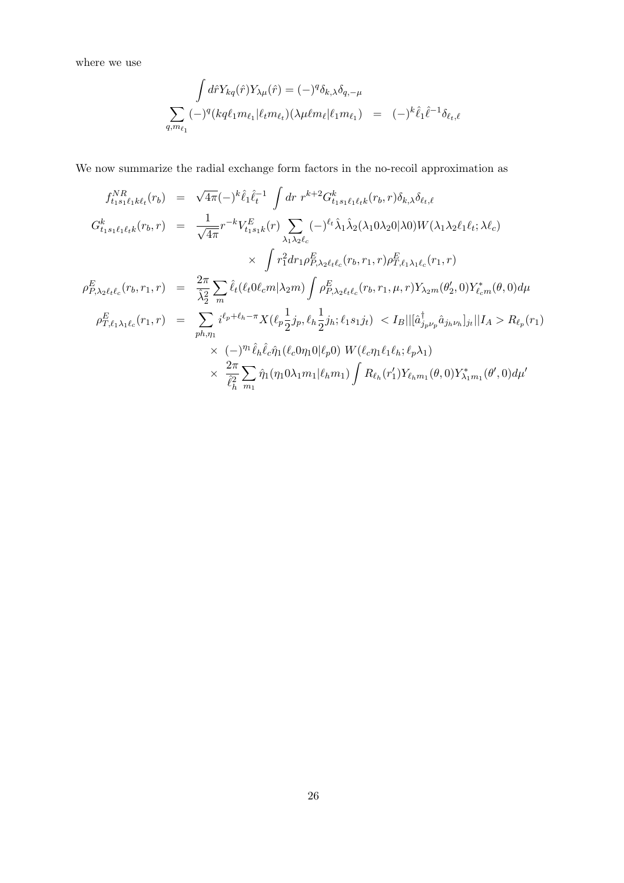where we use

$$
\int d\hat{r} Y_{kq}(\hat{r}) Y_{\lambda\mu}(\hat{r}) = (-)^q \delta_{k,\lambda}\delta_{q,-\mu}
$$

$$
\sum_{q,m_{\ell_1}} (-)^q (kq\ell_1 m_{\ell_1}|\ell_t m_{\ell_t})(\lambda\mu\ell m_\ell|\ell_1 m_{\ell_1}) \;\; = \;\; (-)^k \hat{\ell}_1 \hat{\ell}^{-1} \delta_{\ell_t,\ell}
$$

We now summarize the radial exchange form factors in the no-recoil approximation as

$$
\begin{aligned}
f^{NR}_{t_1 s_1 \ell_1 k \ell_t}(r_b) &= \sqrt{4\pi}(-)^k \hat{\ell}_1 \hat{\ell}_t^{-1} \int dr\; r^{k+2} G^k_{t_1 s_1 \ell_1 \ell_t k}(r_b, r)\delta_{k,\lambda}\delta_{\ell_t,\ell} \\
G^k_{t_1 s_1 \ell_1 \ell_t k}(r_b, r) &= \frac{1}{\sqrt{4\pi}} r^{-k} V^E_{t_1 s_1 k}(r) \sum_{\lambda_1 \lambda_2 \ell_c} (-)^{\ell_t} \hat{\lambda}_1 \hat{\lambda}_2 (\lambda_1 0 \lambda_2 0|\lambda 0) W(\lambda_1 \lambda_2 \ell_1 \ell_t; \lambda \ell_c) \\
&\qquad \times \int r_1^2 dr_1 \rho^E_{P,\lambda_2 \ell_t \ell_c}(r_b, r_1, r)\rho^E_{T,\ell_1 \lambda_1 \ell_c}(r_1, r) \\
\rho^E_{P,\lambda_2 \ell_t \ell_c}(r_b, r_1, r) &= \frac{2\pi}{\hat{\lambda}_2^2} \sum_m \hat{\ell}_t (\ell_t 0 \ell_c m|\lambda_2 m) \int \rho^E_{P,\lambda_2 \ell_t \ell_c}(r_b, r_1, \mu, r) Y_{\lambda_2 m}(\theta_2', 0) Y^*_{\ell_c m}(\theta, 0) d\mu \\
\rho^E_{T,\ell_1 \lambda_1 \ell_c}(r_1, r) &= \sum_{ph,\eta_1} i^{\ell_p + \ell_h - \pi} X(\ell_p \tfrac{1}{2} j_p, \ell_h \tfrac{1}{2} j_h; \ell_1 s_1 j_t) \;\; < I_B||[\hat{a}^\dagger_{j_p \nu_p} \hat{a}_{j_h \nu_h}]_{j_t}||I_A > R_{\ell_p}(r_1) \\
&\quad \times (-)^{m_1} \hat{\ell}_h \hat{\ell}_c \hat{\eta}_1 (\ell_c 0 \eta_1 0|\ell_p 0)\; W(\ell_c \eta_1 \ell_1 \ell_h; \ell_p \lambda_1) \\
&\quad \times \frac{2\pi}{\hat{\ell}_h^2} \sum_{m_1} \hat{\eta}_1 (\eta_1 0 \lambda_1 m_1|\ell_h m_1) \int R_{\ell_h}(r_1') Y_{\ell_h m_1}(\theta, 0) Y^*_{\lambda_1 m_1}(\theta', 0) d\mu'
\end{aligned}
$$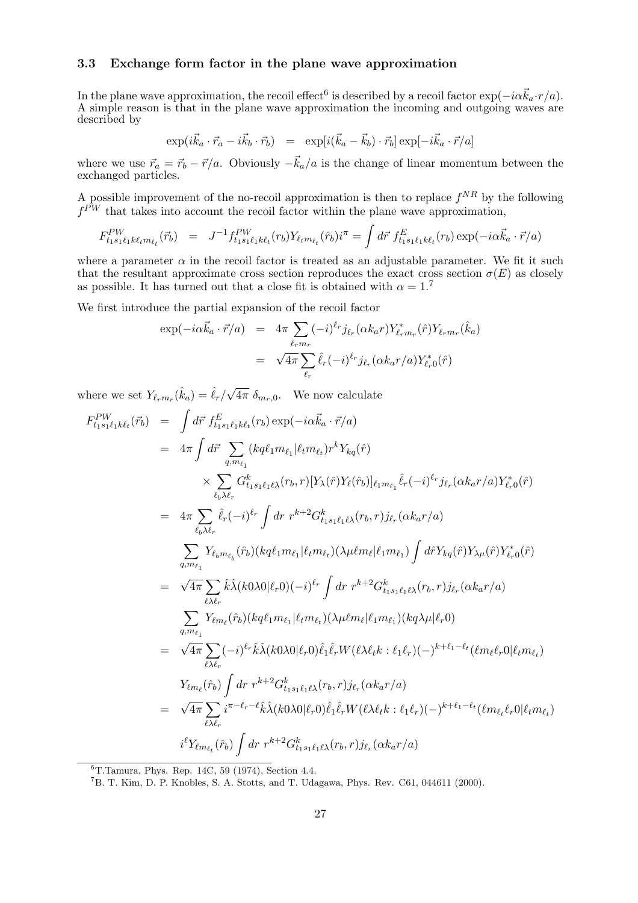### 3.3 Exchange form factor in the plane wave approximation

In the plane wave approximation, the recoil effect[6] is described by a recoil factor $\exp(-i\alpha\vec{k}_a\cdot r/a)$. A simple reason is that in the plane wave approximation the incoming and outgoing waves are described by

$$\exp(i\vec{k}_a\cdot\vec{r}_a - i\vec{k}_b\cdot\vec{r}_b) \quad = \quad \exp[i(\vec{k}_a-\vec{k}_b)\cdot\vec{r}_b]\exp[-i\vec{k}_a\cdot\vec{r}/a]$$

where we use $\vec{r}_a = \vec{r}_b - \vec{r}/a$. Obviously $-\vec{k}_a/a$ is the change of linear momentum between the exchanged particles.

A possible improvement of the no-recoil approximation is then to replace $f^{NR}$ by the following $f^{PW}$ that takes into account the recoil factor within the plane wave approximation,

$$F^{PW}_{t_1s_1\ell_1k\ell_tm_{\ell_t}}(\vec{r}_b) \quad = \quad J^{-1}f^{PW}_{t_1s_1\ell_1k\ell_t}(r_b)Y_{\ell_tm_{\ell_t}}(\hat{r}_b)i^{\pi} = \int d\vec{r}\, f^E_{t_1s_1\ell_1k\ell_t}(r_b)\exp(-i\alpha\vec{k}_a\cdot\vec{r}/a)$$

where a parameter $\alpha$ in the recoil factor is treated as an adjustable parameter. We fit it such that the resultant approximate cross section reproduces the exact cross section $\sigma(E)$ as closely as possible. It has turned out that a close fit is obtained with $\alpha = 1$.[7]

We first introduce the partial expansion of the recoil factor

$$\begin{aligned}
\exp(-i\alpha\vec{k}_a\cdot\vec{r}/a) &= 4\pi\sum_{\ell_rm_r}(-i)^{\ell_r}j_{\ell_r}(\alpha k_ar)Y^*_{\ell_rm_r}(\hat{r})Y_{\ell_rm_r}(\hat{k}_a)\\
&= \sqrt{4\pi}\sum_{\ell_r}\hat{\ell}_r(-i)^{\ell_r}j_{\ell_r}(\alpha k_ar/a)Y^*_{\ell_r0}(\hat{r})
\end{aligned}$$

where we set $Y_{\ell_rm_r}(\hat{k}_a) = \hat{\ell}_r/\sqrt{4\pi}\ \delta_{m_r,0}$. We now calculate

$$\begin{aligned}
F^{PW}_{t_1s_1\ell_1k\ell_t}(\vec{r}_b) &= \int d\vec{r}\, f^E_{t_1s_1\ell_1k\ell_t}(r_b)\exp(-i\alpha\vec{k}_a\cdot\vec{r}/a)\\
&= 4\pi\int d\vec{r}\sum_{q,m_{\ell_1}}(kq\ell_1m_{\ell_1}|\ell_tm_{\ell_t})r^kY_{kq}(\hat{r})\\
&\quad\times\sum_{\ell_b\lambda\ell_r}G^k_{t_1s_1\ell_1\ell\lambda}(r_b,r)[Y_\lambda(\hat{r})Y_\ell(\hat{r}_b)]_{\ell_1m_{\ell_1}}\hat{\ell}_r(-i)^{\ell_r}j_{\ell_r}(\alpha k_ar/a)Y^*_{\ell_r0}(\hat{r})\\
&= 4\pi\sum_{\ell_b\lambda\ell_r}\hat{\ell}_r(-i)^{\ell_r}\int dr\ r^{k+2}G^k_{t_1s_1\ell_1\ell\lambda}(r_b,r)j_{\ell_r}(\alpha k_ar/a)\\
&\quad\sum_{q,m_{\ell_1}}Y_{\ell_bm_{\ell_b}}(\hat{r}_b)(kq\ell_1m_{\ell_1}|\ell_tm_{\ell_t})(\lambda\mu\ell m_\ell|\ell_1m_{\ell_1})\int d\hat{r}Y_{kq}(\hat{r})Y_{\lambda\mu}(\hat{r})Y^*_{\ell_r0}(\hat{r})\\
&= \sqrt{4\pi}\sum_{\ell\lambda\ell_r}\hat{k}\hat{\lambda}(k0\lambda0|\ell_r0)(-i)^{\ell_r}\int dr\ r^{k+2}G^k_{t_1s_1\ell_1\ell\lambda}(r_b,r)j_{\ell_r}(\alpha k_ar/a)\\
&\quad\sum_{q,m_{\ell_1}}Y_{\ell m_\ell}(\hat{r}_b)(kq\ell_1m_{\ell_1}|\ell_tm_{\ell_t})(\lambda\mu\ell m_\ell|\ell_1m_{\ell_1})(kq\lambda\mu|\ell_r0)\\
&= \sqrt{4\pi}\sum_{\ell\lambda\ell_r}(-i)^{\ell_r}\hat{k}\hat{\lambda}(k0\lambda0|\ell_r0)\hat{\ell}_1\hat{\ell}_rW(\ell\lambda\ell_tk:\ell_1\ell_r)(-)^{k+\ell_1-\ell_t}(\ell m_\ell\ell_r0|\ell_tm_{\ell_t})\\
&\quad Y_{\ell m_\ell}(\hat{r}_b)\int dr\ r^{k+2}G^k_{t_1s_1\ell_1\ell\lambda}(r_b,r)j_{\ell_r}(\alpha k_ar/a)\\
&= \sqrt{4\pi}\sum_{\ell\lambda\ell_r}i^{\pi-\ell_r-\ell}\hat{k}\hat{\lambda}(k0\lambda0|\ell_r0)\hat{\ell}_1\hat{\ell}_rW(\ell\lambda\ell_tk:\ell_1\ell_r)(-)^{k+\ell_1-\ell_t}(\ell m_{\ell_t}\ell_r0|\ell_tm_{\ell_t})\\
&\quad i^\ell Y_{\ell m_{\ell_t}}(\hat{r}_b)\int dr\ r^{k+2}G^k_{t_1s_1\ell_1\ell\lambda}(r_b,r)j_{\ell_r}(\alpha k_ar/a)
\end{aligned}$$

---

[6] T.Tamura, Phys. Rep. 14C, 59 (1974), Section 4.4.

[7] B. T. Kim, D. P. Knobles, S. A. Stotts, and T. Udagawa, Phys. Rev. C61, 044611 (2000).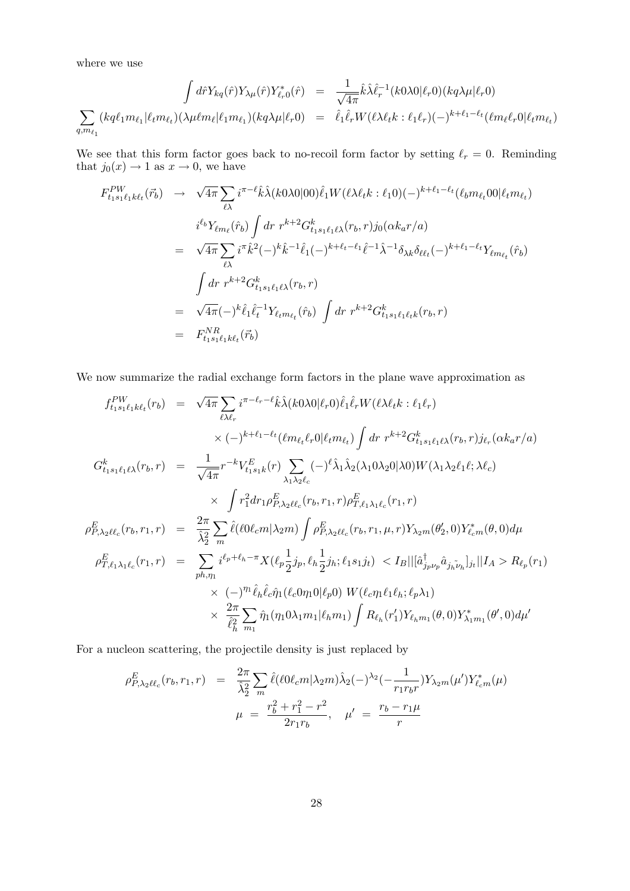where we use

$$
\begin{aligned}
\int d\hat{r} Y_{kq}(\hat{r}) Y_{\lambda\mu}(\hat{r}) Y^*_{\ell_r 0}(\hat{r}) &= \frac{1}{\sqrt{4\pi}} \hat{k}\hat{\lambda}\hat{\ell}_r^{-1} (k0\lambda 0|\ell_r 0)(kq\lambda\mu|\ell_r 0) \\
\sum_{q,m_{\ell_1}} (kq\ell_1 m_{\ell_1}|\ell_t m_{\ell_t})(\lambda\mu\ell m_\ell|\ell_1 m_{\ell_1})(kq\lambda\mu|\ell_r 0) &= \hat{\ell}_1\hat{\ell}_r W(\ell\lambda\ell_t k : \ell_1\ell_r)(-)^{k+\ell_1-\ell_t}(\ell m_\ell \ell_r 0|\ell_t m_{\ell_t})
\end{aligned}
$$

We see that this form factor goes back to no-recoil form factor by setting $\ell_r = 0$. Reminding that $j_0(x) \to 1$ as $x \to 0$, we have

$$
\begin{aligned}
F^{PW}_{t_1 s_1 \ell_1 k \ell_t}(\vec{r}_b) &\to \sqrt{4\pi}\sum_{\ell\lambda} i^{\pi-\ell}\hat{k}\hat{\lambda}(k0\lambda 0|00)\hat{\ell}_1 W(\ell\lambda\ell_t k : \ell_1 0)(-)^{k+\ell_1-\ell_t}(\ell_b m_{\ell_t} 00|\ell_t m_{\ell_t}) \\
&\quad i^{\ell_b} Y_{\ell m_\ell}(\hat{r}_b)\int dr\; r^{k+2} G^k_{t_1 s_1 \ell_1 \ell\lambda}(r_b, r) j_0(\alpha k_a r/a) \\
&= \sqrt{4\pi}\sum_{\ell\lambda} i^{\pi}\hat{k}^2(-)^k\hat{k}^{-1}\hat{\ell}_1(-)^{k+\ell_t-\ell_1}\hat{\ell}^{-1}\hat{\lambda}^{-1}\delta_{\lambda k}\delta_{\ell\ell_t}(-)^{k+\ell_1-\ell_t} Y_{\ell m_{\ell_t}}(\hat{r}_b) \\
&\quad \int dr\; r^{k+2} G^k_{t_1 s_1 \ell_1 \ell\lambda}(r_b, r) \\
&= \sqrt{4\pi}(-)^k\hat{\ell}_1\hat{\ell}_t^{-1} Y_{\ell_t m_{\ell_t}}(\hat{r}_b)\;\int dr\; r^{k+2} G^k_{t_1 s_1 \ell_1 \ell_t k}(r_b, r) \\
&= F^{NR}_{t_1 s_1 \ell_1 k \ell_t}(\vec{r}_b)
\end{aligned}
$$

We now summarize the radial exchange form factors in the plane wave approximation as

$$
\begin{aligned}
f^{PW}_{t_1 s_1 \ell_1 k \ell_t}(r_b) &= \sqrt{4\pi}\sum_{\ell\lambda\ell_r} i^{\pi-\ell_r-\ell}\hat{k}\hat{\lambda}(k0\lambda 0|\ell_r 0)\hat{\ell}_1\hat{\ell}_r W(\ell\lambda\ell_t k : \ell_1\ell_r) \\
&\quad \times (-)^{k+\ell_1-\ell_t}(\ell m_{\ell_t}\ell_r 0|\ell_t m_{\ell_t})\int dr\; r^{k+2} G^k_{t_1 s_1 \ell_1 \ell\lambda}(r_b, r) j_{\ell_r}(\alpha k_a r/a) \\
G^k_{t_1 s_1 \ell_1 \ell\lambda}(r_b, r) &= \frac{1}{\sqrt{4\pi}} r^{-k} V^E_{t_1 s_1 k}(r)\sum_{\lambda_1\lambda_2\ell_c}(-)^\ell\hat{\lambda}_1\hat{\lambda}_2(\lambda_1 0\lambda_2 0|\lambda 0) W(\lambda_1\lambda_2\ell_1\ell;\lambda\ell_c) \\
&\quad \times \int r_1^2 dr_1 \rho^E_{P,\lambda_2\ell\ell_c}(r_b, r_1, r)\rho^E_{T,\ell_1\lambda_1\ell_c}(r_1, r) \\
\rho^E_{P,\lambda_2\ell\ell_c}(r_b, r_1, r) &= \frac{2\pi}{\hat{\lambda}_2^2}\sum_m \hat{\ell}(\ell 0\ell_c m|\lambda_2 m)\int \rho^E_{P,\lambda_2\ell\ell_c}(r_b, r_1, \mu, r) Y_{\lambda_2 m}(\theta_2', 0) Y^*_{\ell_c m}(\theta, 0) d\mu \\
\rho^E_{T,\ell_1\lambda_1\ell_c}(r_1, r) &= \sum_{ph,\eta_1} i^{\ell_p+\ell_h-\pi} X(\ell_p\frac{1}{2}j_p, \ell_h\frac{1}{2}j_h; \ell_1 s_1 j_t)\; < I_B||[\hat{a}^\dagger_{j_p\nu_p}\hat{a}_{\tilde{j_h}\tilde{\nu_h}}]_{j_t}||I_A > R_{\ell_p}(r_1) \\
&\quad \times\; (-)^{\eta_1}\hat{\ell}_h\hat{\ell}_c\hat{\eta}_1(\ell_c 0\eta_1 0|\ell_p 0)\; W(\ell_c\eta_1\ell_1\ell_h; \ell_p\lambda_1) \\
&\quad \times\; \frac{2\pi}{\hat{\ell}_h^2}\sum_{m_1}\hat{\eta}_1(\eta_1 0\lambda_1 m_1|\ell_h m_1)\int R_{\ell_h}(r_1') Y_{\ell_h m_1}(\theta, 0) Y^*_{\lambda_1 m_1}(\theta', 0) d\mu'
\end{aligned}
$$

For a nucleon scattering, the projectile density is just replaced by

$$
\begin{aligned}
\rho^E_{P,\lambda_2\ell\ell_c}(r_b, r_1, r) &= \frac{2\pi}{\hat{\lambda}_2^2}\sum_m \hat{\ell}(\ell 0\ell_c m|\lambda_2 m)\hat{\lambda}_2(-)^{\lambda_2}(-\frac{1}{r_1 r_b r}) Y_{\lambda_2 m}(\mu') Y^*_{\ell_c m}(\mu) \\
\mu &= \frac{r_b^2 + r_1^2 - r^2}{2 r_1 r_b}, \quad \mu' = \frac{r_b - r_1\mu}{r}
\end{aligned}
$$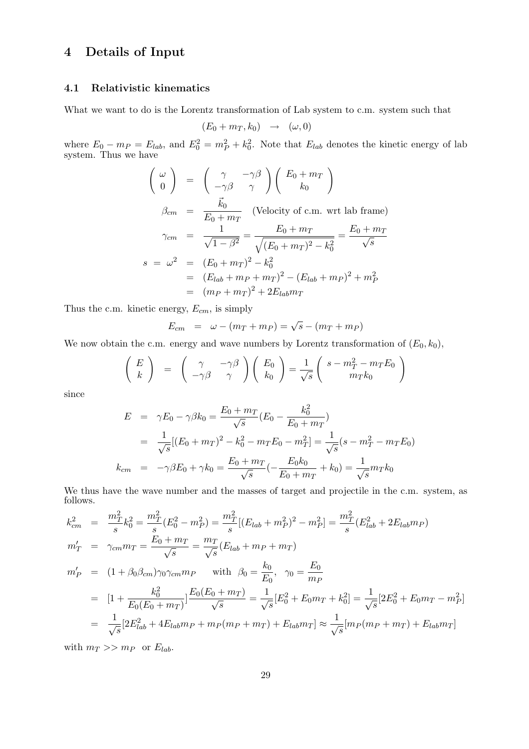# 4 Details of Input

## 4.1 Relativistic kinematics

What we want to do is the Lorentz transformation of Lab system to c.m. system such that

$$(E_0 + m_T, k_0) \quad \rightarrow \quad (\omega, 0)$$

where $E_0 - m_P = E_{lab}$, and $E_0^2 = m_P^2 + k_0^2$. Note that $E_{lab}$ denotes the kinetic energy of lab system. Thus we have

$$
\begin{aligned}
\begin{pmatrix} \omega \\ 0 \end{pmatrix} &= \begin{pmatrix} \gamma & -\gamma\beta \\ -\gamma\beta & \gamma \end{pmatrix} \begin{pmatrix} E_0 + m_T \\ k_0 \end{pmatrix} \\
\beta_{cm} &= \frac{\vec{k}_0}{E_0 + m_T} \quad \text{(Velocity of c.m. wrt lab frame)} \\
\gamma_{cm} &= \frac{1}{\sqrt{1-\beta^2}} = \frac{E_0 + m_T}{\sqrt{(E_0 + m_T)^2 - k_0^2}} = \frac{E_0 + m_T}{\sqrt{s}} \\
s \ = \ \omega^2 &= (E_0 + m_T)^2 - k_0^2 \\
&= (E_{lab} + m_P + m_T)^2 - (E_{lab} + m_P)^2 + m_P^2 \\
&= (m_P + m_T)^2 + 2E_{lab} m_T
\end{aligned}
$$

Thus the c.m. kinetic energy, $E_{cm}$, is simply

$$E_{cm} \ = \ \omega - (m_T + m_P) = \sqrt{s} - (m_T + m_P)$$

We now obtain the c.m. energy and wave numbers by Lorentz transformation of $(E_0, k_0)$,

$$\begin{pmatrix} E \\ k \end{pmatrix} = \begin{pmatrix} \gamma & -\gamma\beta \\ -\gamma\beta & \gamma \end{pmatrix} \begin{pmatrix} E_0 \\ k_0 \end{pmatrix} = \frac{1}{\sqrt{s}} \begin{pmatrix} s - m_T^2 - m_T E_0 \\ m_T k_0 \end{pmatrix}$$

since

$$
\begin{aligned}
E &= \gamma E_0 - \gamma\beta k_0 = \frac{E_0 + m_T}{\sqrt{s}} \left(E_0 - \frac{k_0^2}{E_0 + m_T}\right) \\
&= \frac{1}{\sqrt{s}} [(E_0 + m_T)^2 - k_0^2 - m_T E_0 - m_T^2] = \frac{1}{\sqrt{s}} (s - m_T^2 - m_T E_0) \\
k_{cm} &= -\gamma\beta E_0 + \gamma k_0 = \frac{E_0 + m_T}{\sqrt{s}} \left(-\frac{E_0 k_0}{E_0 + m_T} + k_0\right) = \frac{1}{\sqrt{s}} m_T k_0
\end{aligned}
$$

We thus have the wave number and the masses of target and projectile in the c.m. system, as follows.

$$
\begin{aligned}
k_{cm}^2 &= \frac{m_T^2}{s} k_0^2 = \frac{m_T^2}{s} (E_0^2 - m_P^2) = \frac{m_T^2}{s} [(E_{lab} + m_P^2)^2 - m_P^2] = \frac{m_T^2}{s} (E_{lab}^2 + 2E_{lab} m_P) \\
m_T' &= \gamma_{cm} m_T = \frac{E_0 + m_T}{\sqrt{s}} = \frac{m_T}{\sqrt{s}} (E_{lab} + m_P + m_T) \\
m_P' &= (1 + \beta_0 \beta_{cm}) \gamma_0 \gamma_{cm} m_P \qquad \text{with } \ \beta_0 = \frac{k_0}{E_0}, \quad \gamma_0 = \frac{E_0}{m_P} \\
&= \left[1 + \frac{k_0^2}{E_0(E_0 + m_T)}\right] \frac{E_0(E_0 + m_T)}{\sqrt{s}} = \frac{1}{\sqrt{s}} [E_0^2 + E_0 m_T + k_0^2] = \frac{1}{\sqrt{s}} [2E_0^2 + E_0 m_T - m_P^2] \\
&= \frac{1}{\sqrt{s}} [2E_{lab}^2 + 4E_{lab} m_P + m_P(m_P + m_T) + E_{lab} m_T] \approx \frac{1}{\sqrt{s}} [m_P(m_P + m_T) + E_{lab} m_T]
\end{aligned}
$$

with $m_T >> m_P$ or $E_{lab}$.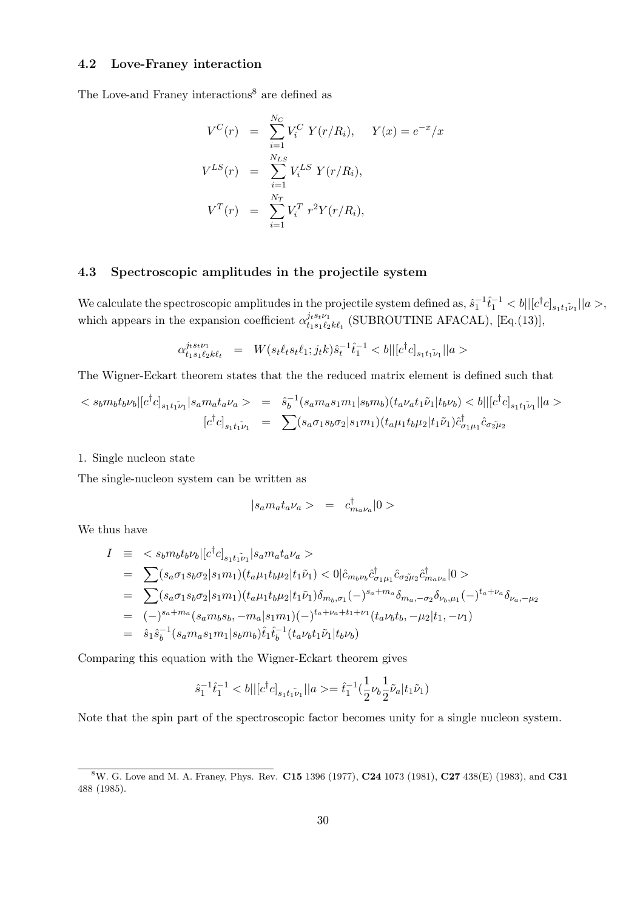### 4.2 Love-Franey interaction

The Love-and Franey interactions[8] are defined as

$$
\begin{aligned}
V^C(r) &= \sum_{i=1}^{N_C} V_i^C \; Y(r/R_i), \qquad Y(x) = e^{-x}/x \\
V^{LS}(r) &= \sum_{i=1}^{N_{LS}} V_i^{LS} \; Y(r/R_i), \\
V^T(r) &= \sum_{i=1}^{N_T} V_i^T \; r^2 Y(r/R_i),
\end{aligned}
$$

### 4.3 Spectroscopic amplitudes in the projectile system

We calculate the spectroscopic amplitudes in the projectile system defined as, $\hat{s}_1^{-1}\hat{t}_1^{-1} < b||[c^\dagger c]_{s_1 t_1 \tilde{\nu}_1}||a >$, which appears in the expansion coefficient $\alpha^{j_t s_t \nu_1}_{t_1 s_1 \ell_2 k \ell_t}$ (SUBROUTINE AFACAL), [Eq.(13)],

$$
\alpha^{j_t s_t \nu_1}_{t_1 s_1 \ell_2 k \ell_t} = W(s_t \ell_t s_t \ell_1; j_t k)\hat{s}_t^{-1}\hat{t}_1^{-1} < b||[c^\dagger c]_{s_1 t_1 \tilde{\nu}_1}||a >
$$

The Wigner-Eckart theorem states that the the reduced matrix element is defined such that

$$
\begin{aligned}
< s_b m_b t_b \nu_b|[c^\dagger c]_{s_1 t_1 \tilde{\nu}_1}|s_a m_a t_a \nu_a > &= \hat{s}_b^{-1}(s_a m_a s_1 m_1|s_b m_b)(t_a \nu_a t_1 \tilde{\nu}_1|t_b \nu_b) < b||[c^\dagger c]_{s_1 t_1 \tilde{\nu}_1}||a > \\
[c^\dagger c]_{s_1 t_1 \tilde{\nu}_1} &= \sum (s_a \sigma_1 s_b \sigma_2|s_1 m_1)(t_a \mu_1 t_b \mu_2|t_1 \tilde{\nu}_1)\hat{c}^\dagger_{\sigma_1 \mu_1}\hat{c}_{\sigma_2 \tilde{\mu}_2}
\end{aligned}
$$

1. Single nucleon state

The single-nucleon system can be written as

$$
|s_a m_a t_a \nu_a > \;=\; c^\dagger_{m_a \nu_a}|0>
$$

We thus have

$$
\begin{aligned}
I &\equiv\; < s_b m_b t_b \nu_b|[c^\dagger c]_{s_1 t_1 \tilde{\nu}_1}|s_a m_a t_a \nu_a > \\
&= \sum (s_a \sigma_1 s_b \sigma_2|s_1 m_1)(t_a \mu_1 t_b \mu_2|t_1 \tilde{\nu}_1) < 0|\hat{c}_{m_b \nu_b}\hat{c}^\dagger_{\sigma_1 \mu_1}\hat{c}_{\sigma_2 \tilde{\mu}_2}\hat{c}^\dagger_{m_a \nu_a}|0> \\
&= \sum (s_a \sigma_1 s_b \sigma_2|s_1 m_1)(t_a \mu_1 t_b \mu_2|t_1 \tilde{\nu}_1)\delta_{m_b,\sigma_1}(-)^{s_a+m_a}\delta_{m_a,-\sigma_2}\delta_{\nu_b,\mu_1}(-)^{t_a+\nu_a}\delta_{\nu_a,-\mu_2} \\
&= (-)^{s_a+m_a}(s_a m_b s_b, -m_a|s_1 m_1)(-)^{t_a+\nu_a+t_1+\nu_1}(t_a \nu_b t_b, -\mu_2|t_1, -\nu_1) \\
&= \hat{s}_1\hat{s}_b^{-1}(s_a m_a s_1 m_1|s_b m_b)\hat{t}_1\hat{t}_b^{-1}(t_a \nu_b t_1 \tilde{\nu}_1|t_b \nu_b)
\end{aligned}
$$

Comparing this equation with the Wigner-Eckart theorem gives

$$
\hat{s}_1^{-1}\hat{t}_1^{-1} < b||[c^\dagger c]_{s_1 t_1 \tilde{\nu}_1}||a >= \hat{t}_1^{-1}(\frac{1}{2}\nu_b \frac{1}{2}\tilde{\nu}_a|t_1 \tilde{\nu}_1)
$$

Note that the spin part of the spectroscopic factor becomes unity for a single nucleon system.

[8] W. G. Love and M. A. Franey, Phys. Rev. **C15** 1396 (1977), **C24** 1073 (1981), **C27** 438(E) (1983), and **C31** 488 (1985).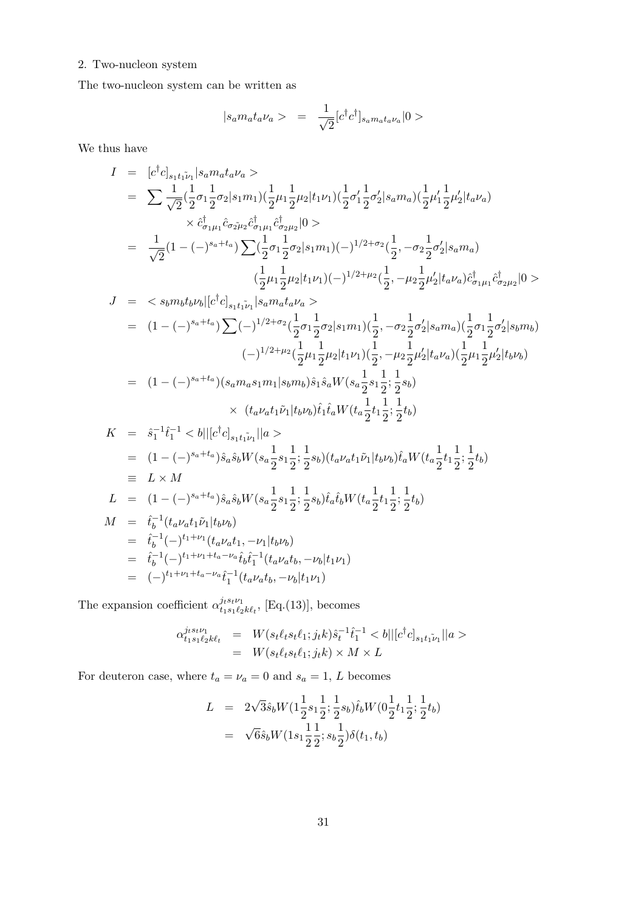2. Two-nucleon system

The two-nucleon system can be written as

$$|s_a m_a t_a \nu_a> \;=\; \frac{1}{\sqrt{2}}[c^\dagger c^\dagger]_{s_a m_a t_a \nu_a}|0>$$

We thus have

$$\begin{aligned}
I &= [c^\dagger c]_{s_1 t_1 \tilde{\nu}_1}|s_a m_a t_a \nu_a> \\
&= \sum \frac{1}{\sqrt{2}}(\frac{1}{2}\sigma_1\frac{1}{2}\sigma_2|s_1 m_1)(\frac{1}{2}\mu_1\frac{1}{2}\mu_2|t_1\nu_1)(\frac{1}{2}\sigma_1'\frac{1}{2}\sigma_2'|s_a m_a)(\frac{1}{2}\mu_1'\frac{1}{2}\mu_2'|t_a\nu_a) \\
&\qquad \times \hat{c}^\dagger_{\sigma_1\mu_1}\hat{c}_{\sigma_2\tilde{\mu}_2}\hat{c}^\dagger_{\sigma_1\mu_1}\hat{c}^\dagger_{\sigma_2\mu_2}|0> \\
&= \frac{1}{\sqrt{2}}(1-(-)^{s_a+t_a})\sum(\frac{1}{2}\sigma_1\frac{1}{2}\sigma_2|s_1 m_1)(-)^{1/2+\sigma_2}(\frac{1}{2},-\sigma_2\frac{1}{2}\sigma_2'|s_a m_a) \\
&\qquad (\frac{1}{2}\mu_1\frac{1}{2}\mu_2|t_1\nu_1)(-)^{1/2+\mu_2}(\frac{1}{2},-\mu_2\frac{1}{2}\mu_2'|t_a\nu_a)\hat{c}^\dagger_{\sigma_1\mu_1}\hat{c}^\dagger_{\sigma_2\mu_2}|0> \\
J &= <s_b m_b t_b \nu_b|[c^\dagger c]_{s_1 t_1 \tilde{\nu}_1}|s_a m_a t_a \nu_a> \\
&= (1-(-)^{s_a+t_a})\sum(-)^{1/2+\sigma_2}(\frac{1}{2}\sigma_1\frac{1}{2}\sigma_2|s_1 m_1)(\frac{1}{2},-\sigma_2\frac{1}{2}\sigma_2'|s_a m_a)(\frac{1}{2}\sigma_1\frac{1}{2}\sigma_2'|s_b m_b) \\
&\qquad (-)^{1/2+\mu_2}(\frac{1}{2}\mu_1\frac{1}{2}\mu_2|t_1\nu_1)(\frac{1}{2},-\mu_2\frac{1}{2}\mu_2'|t_a\nu_a)(\frac{1}{2}\mu_1\frac{1}{2}\mu_2'|t_b\nu_b) \\
&= (1-(-)^{s_a+t_a})(s_a m_a s_1 m_1|s_b m_b)\hat{s}_1\hat{s}_a W(s_a\frac{1}{2}s_1\frac{1}{2};\frac{1}{2}s_b) \\
&\qquad \times\; (t_a\nu_a t_1\tilde{\nu}_1|t_b\nu_b)\hat{t}_1\hat{t}_a W(t_a\frac{1}{2}t_1\frac{1}{2};\frac{1}{2}t_b) \\
K &= \hat{s}_1^{-1}\hat{t}_1^{-1}<b||[c^\dagger c]_{s_1 t_1 \tilde{\nu}_1}||a> \\
&= (1-(-)^{s_a+t_a})\hat{s}_a\hat{s}_b W(s_a\frac{1}{2}s_1\frac{1}{2};\frac{1}{2}s_b)(t_a\nu_a t_1\tilde{\nu}_1|t_b\nu_b)\hat{t}_a W(t_a\frac{1}{2}t_1\frac{1}{2};\frac{1}{2}t_b) \\
&\equiv L\times M \\
L &= (1-(-)^{s_a+t_a})\hat{s}_a\hat{s}_b W(s_a\frac{1}{2}s_1\frac{1}{2};\frac{1}{2}s_b)\hat{t}_a\hat{t}_b W(t_a\frac{1}{2}t_1\frac{1}{2};\frac{1}{2}t_b) \\
M &= \hat{t}_b^{-1}(t_a\nu_a t_1\tilde{\nu}_1|t_b\nu_b) \\
&= \hat{t}_b^{-1}(-)^{t_1+\nu_1}(t_a\nu_a t_1,-\nu_1|t_b\nu_b) \\
&= \hat{t}_b^{-1}(-)^{t_1+\nu_1+t_a-\nu_a}\hat{t}_b\hat{t}_1^{-1}(t_a\nu_a t_b,-\nu_b|t_1\nu_1) \\
&= (-)^{t_1+\nu_1+t_a-\nu_a}\hat{t}_1^{-1}(t_a\nu_a t_b,-\nu_b|t_1\nu_1)
\end{aligned}$$

The expansion coefficient $\alpha^{j_t s_t \nu_1}_{t_1 s_1 \ell_2 k \ell_t}$, [Eq.(13)], becomes

$$\begin{aligned}
\alpha^{j_t s_t \nu_1}_{t_1 s_1 \ell_2 k \ell_t} &= W(s_t\ell_t s_t\ell_1;j_t k)\hat{s}_t^{-1}\hat{t}_1^{-1}<b||[c^\dagger c]_{s_1 t_1 \tilde{\nu}_1}||a> \\
&= W(s_t\ell_t s_t\ell_1;j_t k)\times M\times L
\end{aligned}$$

For deuteron case, where $t_a=\nu_a=0$ and $s_a=1$, $L$ becomes

$$\begin{aligned}
L &= 2\sqrt{3}\hat{s}_b W(1\frac{1}{2}s_1\frac{1}{2};\frac{1}{2}s_b)\hat{t}_b W(0\frac{1}{2}t_1\frac{1}{2};\frac{1}{2}t_b) \\
&= \sqrt{6}\hat{s}_b W(1s_1\frac{1}{2}\frac{1}{2};s_b\frac{1}{2})\delta(t_1,t_b)
\end{aligned}$$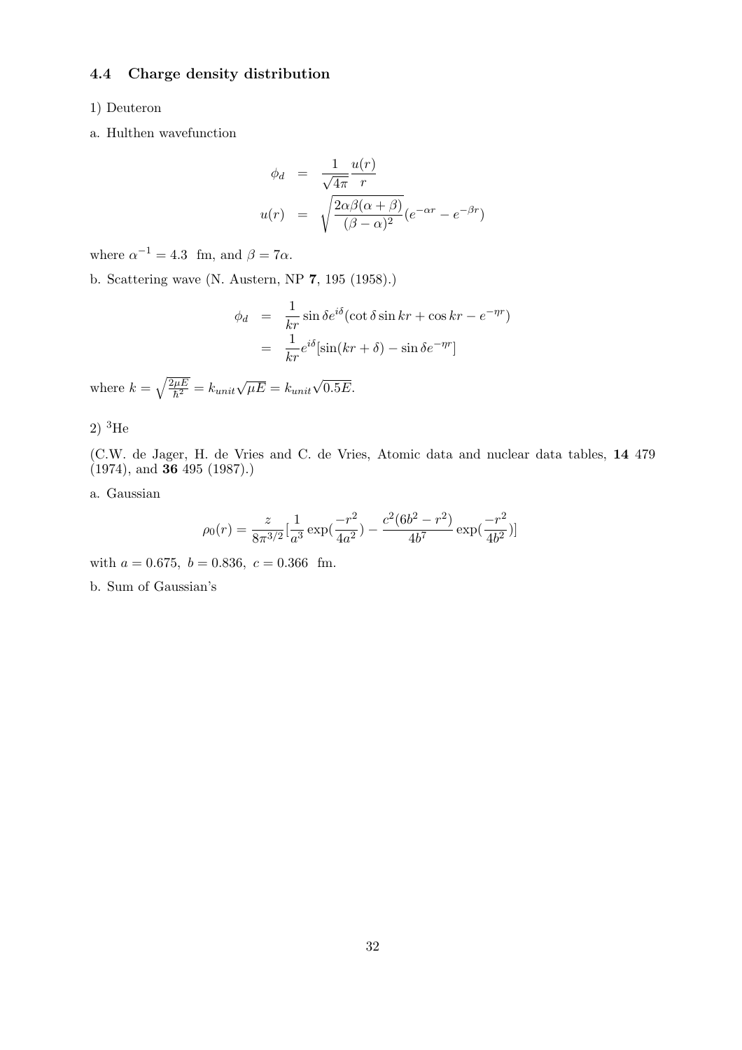### 4.4 Charge density distribution

1) Deuteron

a. Hulthen wavefunction

$$
\begin{aligned}
\phi_d &= \frac{1}{\sqrt{4\pi}} \frac{u(r)}{r} \\
u(r) &= \sqrt{\frac{2\alpha\beta(\alpha+\beta)}{(\beta-\alpha)^2}} (e^{-\alpha r} - e^{-\beta r})
\end{aligned}
$$

where $\alpha^{-1} = 4.3$ fm, and $\beta = 7\alpha$.

b. Scattering wave (N. Austern, NP **7**, 195 (1958).)

$$
\begin{aligned}
\phi_d &= \frac{1}{kr} \sin\delta e^{i\delta} (\cot\delta \sin kr + \cos kr - e^{-\eta r}) \\
&= \frac{1}{kr} e^{i\delta} [\sin(kr + \delta) - \sin\delta e^{-\eta r}]
\end{aligned}
$$

where $k = \sqrt{\frac{2\mu E}{\hbar^2}} = k_{unit}\sqrt{\mu E} = k_{unit}\sqrt{0.5E}$.

2) $^3$He

(C.W. de Jager, H. de Vries and C. de Vries, Atomic data and nuclear data tables, **14** 479 (1974), and **36** 495 (1987).)

a. Gaussian

$$
\rho_0(r) = \frac{z}{8\pi^{3/2}} [\frac{1}{a^3} \exp(\frac{-r^2}{4a^2}) - \frac{c^2(6b^2 - r^2)}{4b^7} \exp(\frac{-r^2}{4b^2})]
$$

with $a = 0.675,\ b = 0.836,\ c = 0.366$ fm.

b. Sum of Gaussian's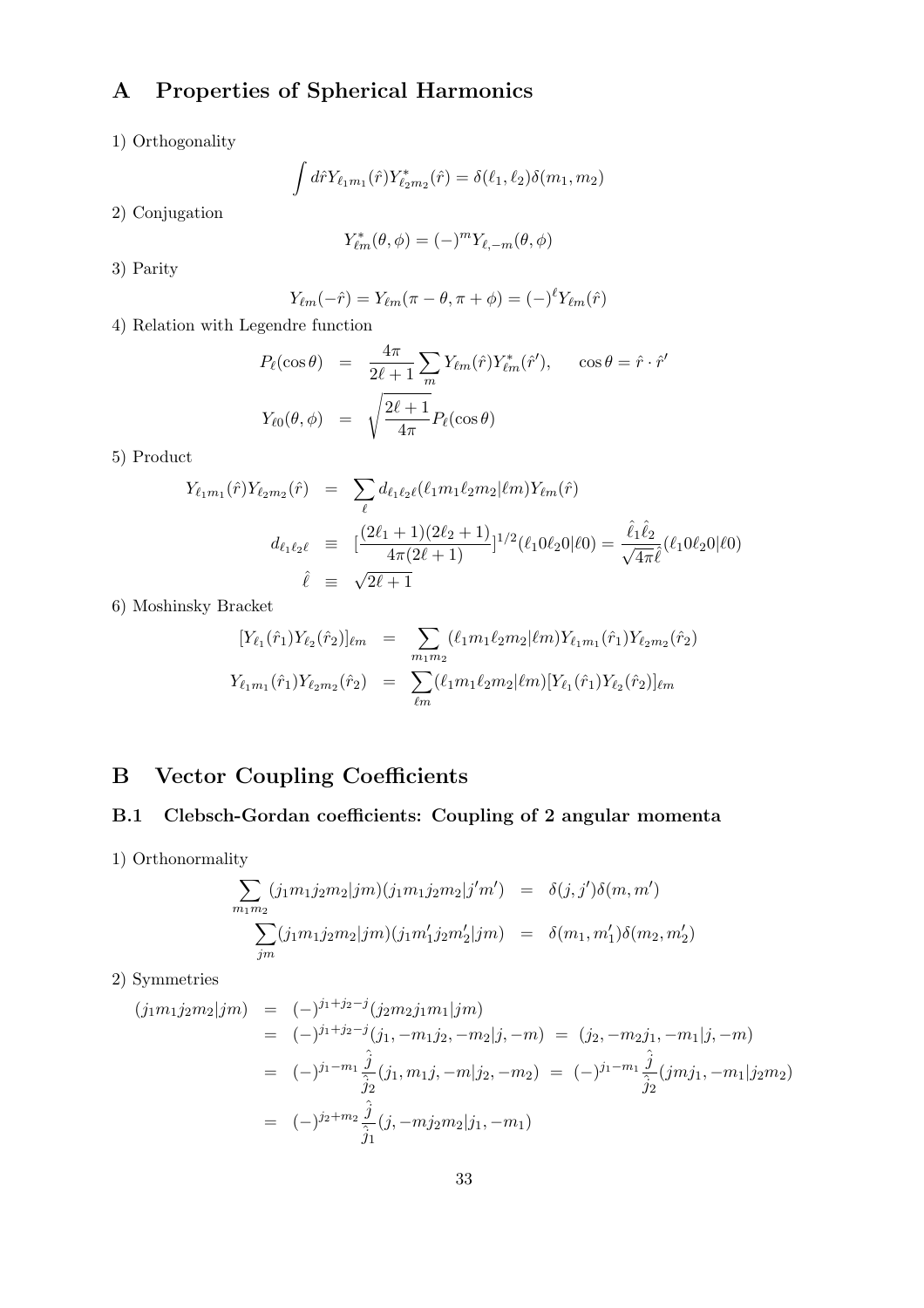# A Properties of Spherical Harmonics

1) Orthogonality

$$\int d\hat{r} Y_{\ell_1 m_1}(\hat{r}) Y^*_{\ell_2 m_2}(\hat{r}) = \delta(\ell_1, \ell_2)\delta(m_1, m_2)$$

2) Conjugation

$$Y^*_{\ell m}(\theta, \phi) = (-)^m Y_{\ell, -m}(\theta, \phi)$$

3) Parity

$$Y_{\ell m}(-\hat{r}) = Y_{\ell m}(\pi - \theta, \pi + \phi) = (-)^\ell Y_{\ell m}(\hat{r})$$

4) Relation with Legendre function

$$\begin{aligned}
P_\ell(\cos\theta) &= \frac{4\pi}{2\ell+1}\sum_m Y_{\ell m}(\hat{r}) Y^*_{\ell m}(\hat{r}'), \qquad \cos\theta = \hat{r}\cdot\hat{r}' \\
Y_{\ell 0}(\theta, \phi) &= \sqrt{\frac{2\ell+1}{4\pi}} P_\ell(\cos\theta)
\end{aligned}$$

5) Product

$$\begin{aligned}
Y_{\ell_1 m_1}(\hat{r}) Y_{\ell_2 m_2}(\hat{r}) &= \sum_\ell d_{\ell_1 \ell_2 \ell}(\ell_1 m_1 \ell_2 m_2 | \ell m) Y_{\ell m}(\hat{r}) \\
d_{\ell_1 \ell_2 \ell} &\equiv \left[\frac{(2\ell_1+1)(2\ell_2+1)}{4\pi(2\ell+1)}\right]^{1/2}(\ell_1 0 \ell_2 0 | \ell 0) = \frac{\hat{\ell}_1 \hat{\ell}_2}{\sqrt{4\pi}\hat{\ell}}(\ell_1 0 \ell_2 0 | \ell 0) \\
\hat{\ell} &\equiv \sqrt{2\ell+1}
\end{aligned}$$

6) Moshinsky Bracket

$$\begin{aligned}
[Y_{\ell_1}(\hat{r}_1) Y_{\ell_2}(\hat{r}_2)]_{\ell m} &= \sum_{m_1 m_2} (\ell_1 m_1 \ell_2 m_2 | \ell m) Y_{\ell_1 m_1}(\hat{r}_1) Y_{\ell_2 m_2}(\hat{r}_2) \\
Y_{\ell_1 m_1}(\hat{r}_1) Y_{\ell_2 m_2}(\hat{r}_2) &= \sum_{\ell m} (\ell_1 m_1 \ell_2 m_2 | \ell m) [Y_{\ell_1}(\hat{r}_1) Y_{\ell_2}(\hat{r}_2)]_{\ell m}
\end{aligned}$$

# B Vector Coupling Coefficients

## B.1 Clebsch-Gordan coefficients: Coupling of 2 angular momenta

1) Orthonormality

$$\begin{aligned}
\sum_{m_1 m_2} (j_1 m_1 j_2 m_2 | jm)(j_1 m_1 j_2 m_2 | j'm') &= \delta(j, j')\delta(m, m') \\
\sum_{jm} (j_1 m_1 j_2 m_2 | jm)(j_1 m'_1 j_2 m'_2 | jm) &= \delta(m_1, m'_1)\delta(m_2, m'_2)
\end{aligned}$$

2) Symmetries

$$\begin{aligned}
(j_1 m_1 j_2 m_2 | jm) &= (-)^{j_1+j_2-j}(j_2 m_2 j_1 m_1 | jm) \\
&= (-)^{j_1+j_2-j}(j_1, -m_1 j_2, -m_2 | j, -m) = (j_2, -m_2 j_1, -m_1 | j, -m) \\
&= (-)^{j_1-m_1}\frac{\hat{j}}{\hat{j}_2}(j_1, m_1 j, -m | j_2, -m_2) = (-)^{j_1-m_1}\frac{\hat{j}}{\hat{j}_2}(jm j_1, -m_1 | j_2 m_2) \\
&= (-)^{j_2+m_2}\frac{\hat{j}}{\hat{j}_1}(j, -m j_2 m_2 | j_1, -m_1)
\end{aligned}$$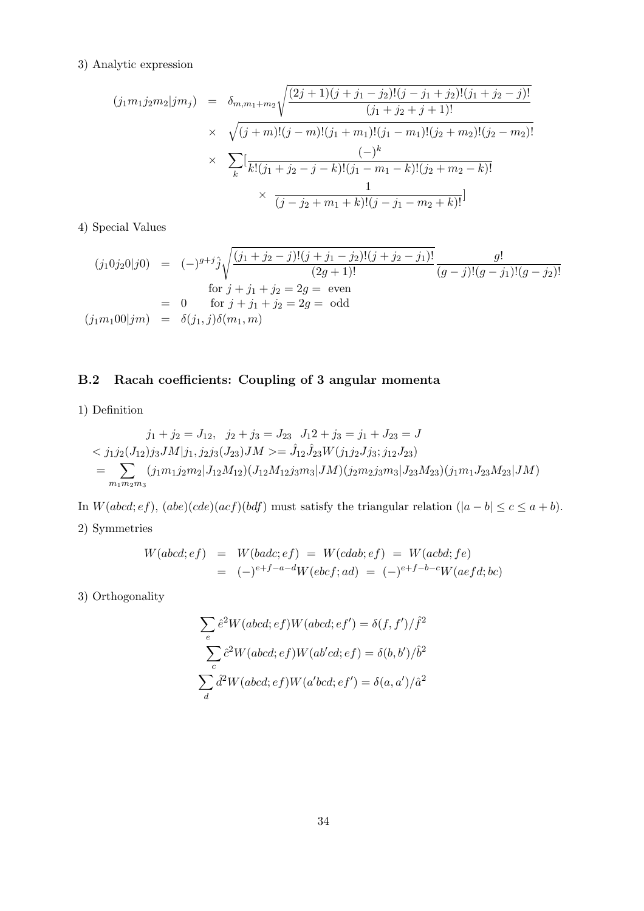3) Analytic expression

$$
\begin{aligned}
(j_1 m_1 j_2 m_2 | j m_j) &= \delta_{m,m_1+m_2} \sqrt{\frac{(2j+1)(j+j_1-j_2)!(j-j_1+j_2)!(j_1+j_2-j)!}{(j_1+j_2+j+1)!}} \\
&\times \sqrt{(j+m)!(j-m)!(j_1+m_1)!(j_1-m_1)!(j_2+m_2)!(j_2-m_2)!} \\
&\times \sum_k \Big[ \frac{(-)^k}{k!(j_1+j_2-j-k)!(j_1-m_1-k)!(j_2+m_2-k)!} \\
&\qquad \times \frac{1}{(j-j_2+m_1+k)!(j-j_1-m_2+k)!} \Big]
\end{aligned}
$$

4) Special Values

$$
\begin{aligned}
(j_1 0 j_2 0 | j 0) &= (-)^{g+j} \hat{j} \sqrt{\frac{(j_1+j_2-j)!(j+j_1-j_2)!(j+j_2-j_1)!}{(2g+1)!}} \frac{g!}{(g-j)!(g-j_1)!(g-j_2)!} \\
& \qquad \text{for } j+j_1+j_2 = 2g = \text{ even} \\
&= 0 \qquad \text{for } j+j_1+j_2 = 2g = \text{ odd} \\
(j_1 m_1 0 0 | j m) &= \delta(j_1, j)\delta(m_1, m)
\end{aligned}
$$

## B.2 Racah coefficients: Coupling of 3 angular momenta

1) Definition

$$
\begin{aligned}
& j_1 + j_2 = J_{12}, \quad j_2 + j_3 = J_{23} \quad J_12 + j_3 = j_1 + J_{23} = J \\
& < j_1 j_2 (J_{12}) j_3 J M | j_1, j_2 j_3 (J_{23}) J M >= \hat{J}_{12} \hat{J}_{23} W(j_1 j_2 J j_3; j_{12} J_{23}) \\
& = \sum_{m_1 m_2 m_3} (j_1 m_1 j_2 m_2 | J_{12} M_{12})(J_{12} M_{12} j_3 m_3 | J M)(j_2 m_2 j_3 m_3 | J_{23} M_{23})(j_1 m_1 J_{23} M_{23} | J M)
\end{aligned}
$$

In $W(abcd;ef)$, $(abe)(cde)(acf)(bdf)$ must satisfy the triangular relation ($|a-b| \leq c \leq a+b$).

2) Symmetries

$$
\begin{aligned}
W(abcd;ef) &= W(badc;ef) \;=\; W(cdab;ef) \;=\; W(acbd;fe) \\
&= (-)^{e+f-a-d} W(ebcf;ad) \;=\; (-)^{e+f-b-c} W(aefd;bc)
\end{aligned}
$$

3) Orthogonality

$$
\sum_e \hat{e}^2 W(abcd;ef) W(abcd;ef') = \delta(f,f')/\hat{f}^2
$$

$$
\sum_c \hat{c}^2 W(abcd;ef) W(ab'cd;ef) = \delta(b,b')/\hat{b}^2
$$

$$
\sum_d \hat{d}^2 W(abcd;ef) W(a'bcd;ef') = \delta(a,a')/\hat{a}^2
$$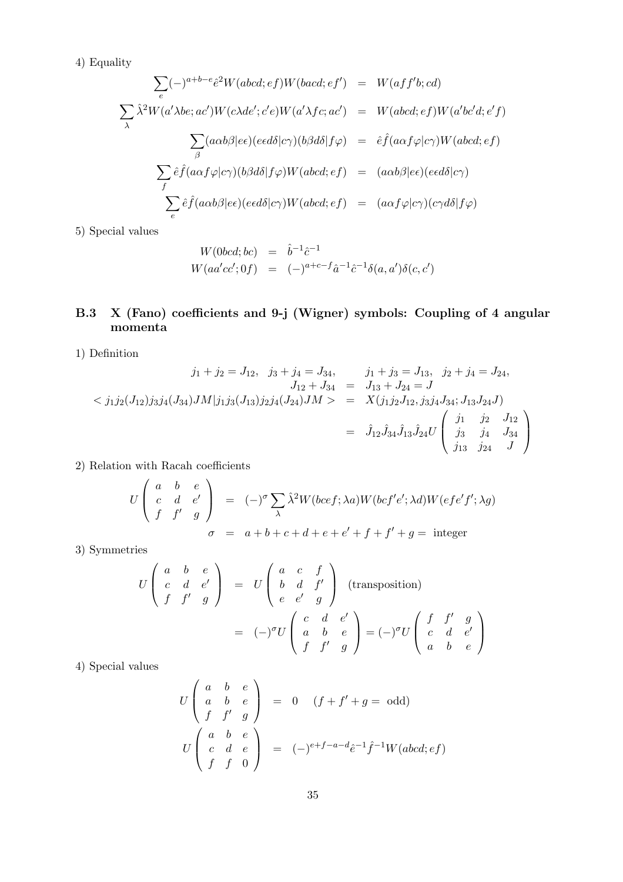4) Equality

$$
\begin{aligned}
\sum_e (-)^{a+b-e} \hat{e}^2 W(abcd;ef) W(bacd;ef') &= W(aff'b;cd) \\
\sum_\lambda \hat{\lambda}^2 W(a'\lambda be;ac') W(c\lambda de';c'e) W(a'\lambda fc;ac') &= W(abcd;ef) W(a'bc'd;e'f) \\
\sum_\beta (a\alpha b\beta|e\epsilon)(e\epsilon d\delta|c\gamma)(b\beta d\delta|f\varphi) &= \hat{e}\hat{f}(a\alpha f\varphi|c\gamma) W(abcd;ef) \\
\sum_f \hat{e}\hat{f}(a\alpha f\varphi|c\gamma)(b\beta d\delta|f\varphi) W(abcd;ef) &= (a\alpha b\beta|e\epsilon)(e\epsilon d\delta|c\gamma) \\
\sum_e \hat{e}\hat{f}(a\alpha b\beta|e\epsilon)(e\epsilon d\delta|c\gamma) W(abcd;ef) &= (a\alpha f\varphi|c\gamma)(c\gamma d\delta|f\varphi)
\end{aligned}
$$

5) Special values

$$
\begin{aligned}
W(0bcd;bc) &= \hat{b}^{-1}\hat{c}^{-1} \\
W(aa'cc';0f) &= (-)^{a+c-f}\hat{a}^{-1}\hat{c}^{-1}\delta(a,a')\delta(c,c')
\end{aligned}
$$

## B.3 X (Fano) coefficients and 9-j (Wigner) symbols: Coupling of 4 angular momenta

1) Definition

$$
\begin{aligned}
j_1 + j_2 = J_{12}, \quad j_3 + j_4 = J_{34}, \qquad & j_1 + j_3 = J_{13}, \quad j_2 + j_4 = J_{24}, \\
J_{12} + J_{34} &= J_{13} + J_{24} = J \\
< j_1 j_2 (J_{12}) j_3 j_4 (J_{34}) JM | j_1 j_3 (J_{13}) j_2 j_4 (J_{24}) JM > &= X(j_1 j_2 J_{12}, j_3 j_4 J_{34}; J_{13} J_{24} J) \\
&= \hat{J}_{12}\hat{J}_{34}\hat{J}_{13}\hat{J}_{24} U \begin{pmatrix} j_1 & j_2 & J_{12} \\ j_3 & j_4 & J_{34} \\ j_{13} & j_{24} & J \end{pmatrix}
\end{aligned}
$$

2) Relation with Racah coefficients

$$
\begin{aligned}
U \begin{pmatrix} a & b & e \\ c & d & e' \\ f & f' & g \end{pmatrix} &= (-)^\sigma \sum_\lambda \hat{\lambda}^2 W(bcef;\lambda a) W(bcf'e';\lambda d) W(efe'f';\lambda g) \\
\sigma &= a+b+c+d+e+e'+f+f'+g = \text{ integer}
\end{aligned}
$$

3) Symmetries

$$
\begin{aligned}
U \begin{pmatrix} a & b & e \\ c & d & e' \\ f & f' & g \end{pmatrix} &= U \begin{pmatrix} a & c & f \\ b & d & f' \\ e & e' & g \end{pmatrix} \quad \text{(transposition)} \\
&= (-)^\sigma U \begin{pmatrix} c & d & e' \\ a & b & e \\ f & f' & g \end{pmatrix} = (-)^\sigma U \begin{pmatrix} f & f' & g \\ c & d & e' \\ a & b & e \end{pmatrix}
\end{aligned}
$$

4) Special values

$$
\begin{aligned}
U \begin{pmatrix} a & b & e \\ a & b & e \\ f & f' & g \end{pmatrix} &= 0 \quad (f + f' + g = \text{ odd}) \\
U \begin{pmatrix} a & b & e \\ c & d & e \\ f & f & 0 \end{pmatrix} &= (-)^{e+f-a-d}\hat{e}^{-1}\hat{f}^{-1} W(abcd;ef)
\end{aligned}
$$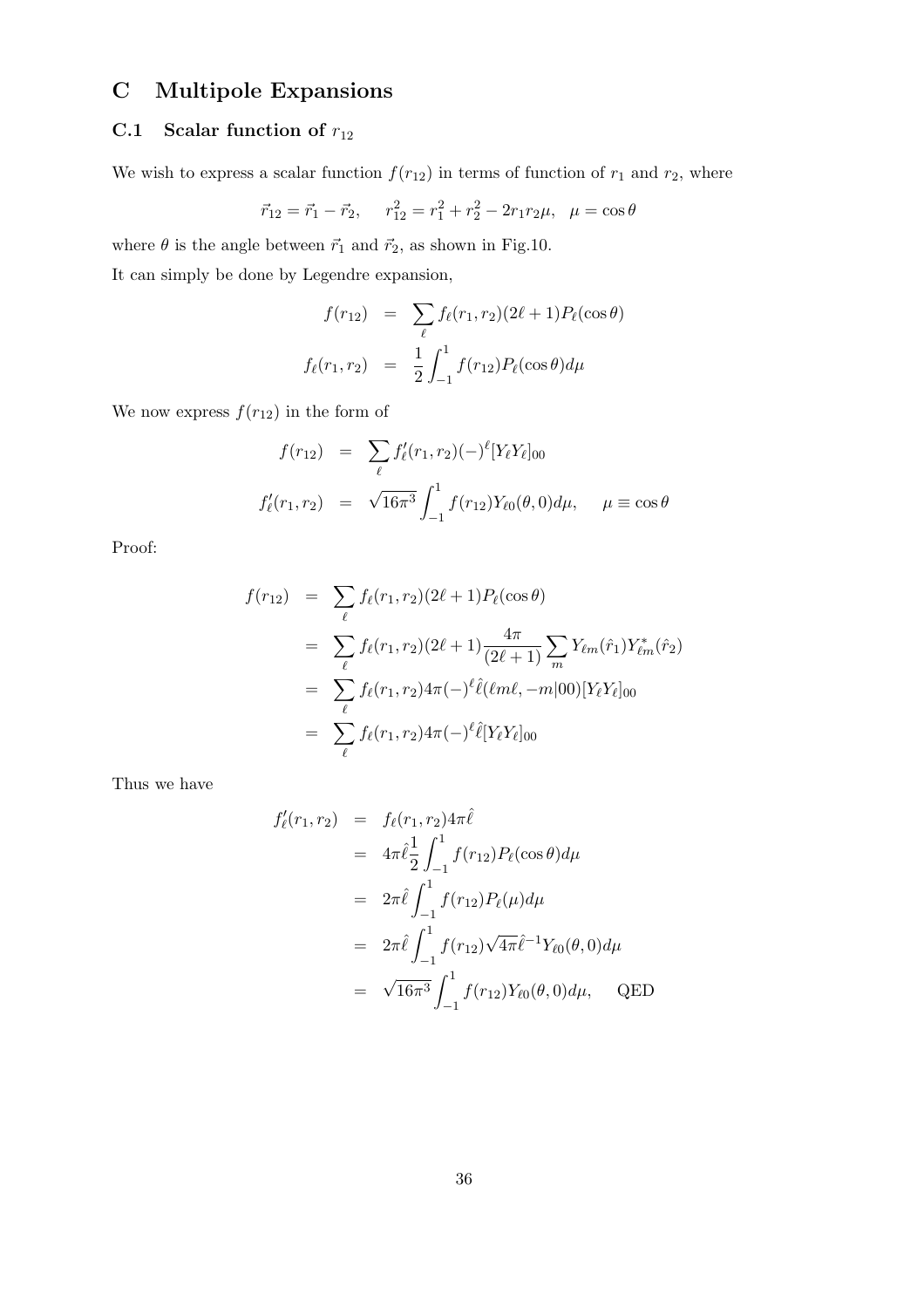# C Multipole Expansions

## C.1 Scalar function of $r_{12}$

We wish to express a scalar function $f(r_{12})$ in terms of function of $r_1$ and $r_2$, where

$$\vec{r}_{12} = \vec{r}_1 - \vec{r}_2, \quad r_{12}^2 = r_1^2 + r_2^2 - 2r_1 r_2 \mu, \quad \mu = \cos\theta$$

where $\theta$ is the angle between $\vec{r}_1$ and $\vec{r}_2$, as shown in Fig.10.

It can simply be done by Legendre expansion,

$$\begin{aligned}
f(r_{12}) &= \sum_\ell f_\ell(r_1, r_2)(2\ell+1)P_\ell(\cos\theta) \\
f_\ell(r_1, r_2) &= \frac{1}{2}\int_{-1}^{1} f(r_{12})P_\ell(\cos\theta)d\mu
\end{aligned}$$

We now express $f(r_{12})$ in the form of

$$\begin{aligned}
f(r_{12}) &= \sum_\ell f'_\ell(r_1, r_2)(-)^\ell [Y_\ell Y_\ell]_{00} \\
f'_\ell(r_1, r_2) &= \sqrt{16\pi^3}\int_{-1}^{1} f(r_{12})Y_{\ell 0}(\theta, 0)d\mu, \quad \mu \equiv \cos\theta
\end{aligned}$$

Proof:

$$\begin{aligned}
f(r_{12}) &= \sum_\ell f_\ell(r_1, r_2)(2\ell+1)P_\ell(\cos\theta) \\
&= \sum_\ell f_\ell(r_1, r_2)(2\ell+1)\frac{4\pi}{(2\ell+1)}\sum_m Y_{\ell m}(\hat{r}_1)Y^*_{\ell m}(\hat{r}_2) \\
&= \sum_\ell f_\ell(r_1, r_2)4\pi(-)^\ell \hat{\ell}(\ell m \ell, -m|00)[Y_\ell Y_\ell]_{00} \\
&= \sum_\ell f_\ell(r_1, r_2)4\pi(-)^\ell \hat{\ell}[Y_\ell Y_\ell]_{00}
\end{aligned}$$

Thus we have

$$\begin{aligned}
f'_\ell(r_1, r_2) &= f_\ell(r_1, r_2)4\pi\hat{\ell} \\
&= 4\pi\hat{\ell}\frac{1}{2}\int_{-1}^{1} f(r_{12})P_\ell(\cos\theta)d\mu \\
&= 2\pi\hat{\ell}\int_{-1}^{1} f(r_{12})P_\ell(\mu)d\mu \\
&= 2\pi\hat{\ell}\int_{-1}^{1} f(r_{12})\sqrt{4\pi}\hat{\ell}^{-1}Y_{\ell 0}(\theta, 0)d\mu \\
&= \sqrt{16\pi^3}\int_{-1}^{1} f(r_{12})Y_{\ell 0}(\theta, 0)d\mu, \quad \text{QED}
\end{aligned}$$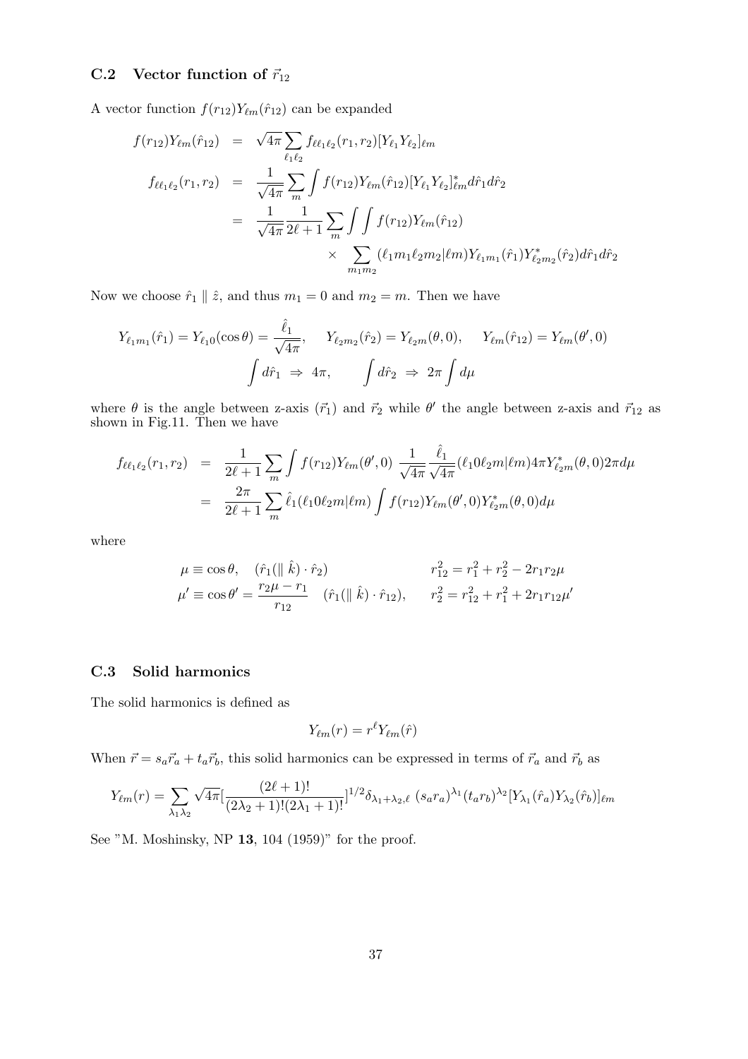### C.2 Vector function of $\vec{r}_{12}$

A vector function $f(r_{12})Y_{\ell m}(\hat{r}_{12})$ can be expanded

$$
\begin{aligned}
f(r_{12})Y_{\ell m}(\hat{r}_{12}) &= \sqrt{4\pi}\sum_{\ell_1\ell_2} f_{\ell\ell_1\ell_2}(r_1,r_2)[Y_{\ell_1}Y_{\ell_2}]_{\ell m} \\
f_{\ell\ell_1\ell_2}(r_1,r_2) &= \frac{1}{\sqrt{4\pi}}\sum_m \int f(r_{12})Y_{\ell m}(\hat{r}_{12})[Y_{\ell_1}Y_{\ell_2}]^*_{\ell m} d\hat{r}_1 d\hat{r}_2 \\
&= \frac{1}{\sqrt{4\pi}}\frac{1}{2\ell+1}\sum_m \int\int f(r_{12})Y_{\ell m}(\hat{r}_{12}) \\
&\qquad \times \sum_{m_1 m_2}(\ell_1 m_1 \ell_2 m_2|\ell m)Y_{\ell_1 m_1}(\hat{r}_1)Y^*_{\ell_2 m_2}(\hat{r}_2)d\hat{r}_1 d\hat{r}_2
\end{aligned}
$$

Now we choose $\hat{r}_1 \parallel \hat{z}$, and thus $m_1 = 0$ and $m_2 = m$. Then we have

$$
Y_{\ell_1 m_1}(\hat{r}_1) = Y_{\ell_1 0}(\cos\theta) = \frac{\hat{\ell}_1}{\sqrt{4\pi}}, \qquad Y_{\ell_2 m_2}(\hat{r}_2) = Y_{\ell_2 m}(\theta, 0), \qquad Y_{\ell m}(\hat{r}_{12}) = Y_{\ell m}(\theta', 0)
$$

$$
\int d\hat{r}_1 \;\Rightarrow\; 4\pi, \qquad \int d\hat{r}_2 \;\Rightarrow\; 2\pi\int d\mu
$$

where $\theta$ is the angle between z-axis ($\vec{r}_1$) and $\vec{r}_2$ while $\theta'$ the angle between z-axis and $\vec{r}_{12}$ as shown in Fig.11. Then we have

$$
\begin{aligned}
f_{\ell\ell_1\ell_2}(r_1,r_2) &= \frac{1}{2\ell+1}\sum_m \int f(r_{12})Y_{\ell m}(\theta',0)\;\frac{1}{\sqrt{4\pi}}\frac{\hat{\ell}_1}{\sqrt{4\pi}}(\ell_1 0 \ell_2 m|\ell m)4\pi Y^*_{\ell_2 m}(\theta,0)2\pi d\mu \\
&= \frac{2\pi}{2\ell+1}\sum_m \hat{\ell}_1(\ell_1 0 \ell_2 m|\ell m)\int f(r_{12})Y_{\ell m}(\theta',0)Y^*_{\ell_2 m}(\theta,0)d\mu
\end{aligned}
$$

where

$$
\begin{aligned}
&\mu \equiv \cos\theta, \quad (\hat{r}_1(\parallel \hat{k})\cdot\hat{r}_2) && r_{12}^2 = r_1^2 + r_2^2 - 2r_1 r_2 \mu \\
&\mu' \equiv \cos\theta' = \frac{r_2\mu - r_1}{r_{12}} \quad (\hat{r}_1(\parallel \hat{k})\cdot\hat{r}_{12}), && r_2^2 = r_{12}^2 + r_1^2 + 2r_1 r_{12}\mu'
\end{aligned}
$$

### C.3 Solid harmonics

The solid harmonics is defined as

$$
\mathcal{Y}_{\ell m}(r) = r^\ell Y_{\ell m}(\hat{r})
$$

When $\vec{r} = s_a\vec{r}_a + t_a\vec{r}_b$, this solid harmonics can be expressed in terms of $\vec{r}_a$ and $\vec{r}_b$ as

$$
\mathcal{Y}_{\ell m}(r) = \sum_{\lambda_1\lambda_2}\sqrt{4\pi}\left[\frac{(2\ell+1)!}{(2\lambda_2+1)!(2\lambda_1+1)!}\right]^{1/2}\delta_{\lambda_1+\lambda_2,\ell}\;(s_a r_a)^{\lambda_1}(t_a r_b)^{\lambda_2}[Y_{\lambda_1}(\hat{r}_a)Y_{\lambda_2}(\hat{r}_b)]_{\ell m}
$$

See "M. Moshinsky, NP **13**, 104 (1959)" for the proof.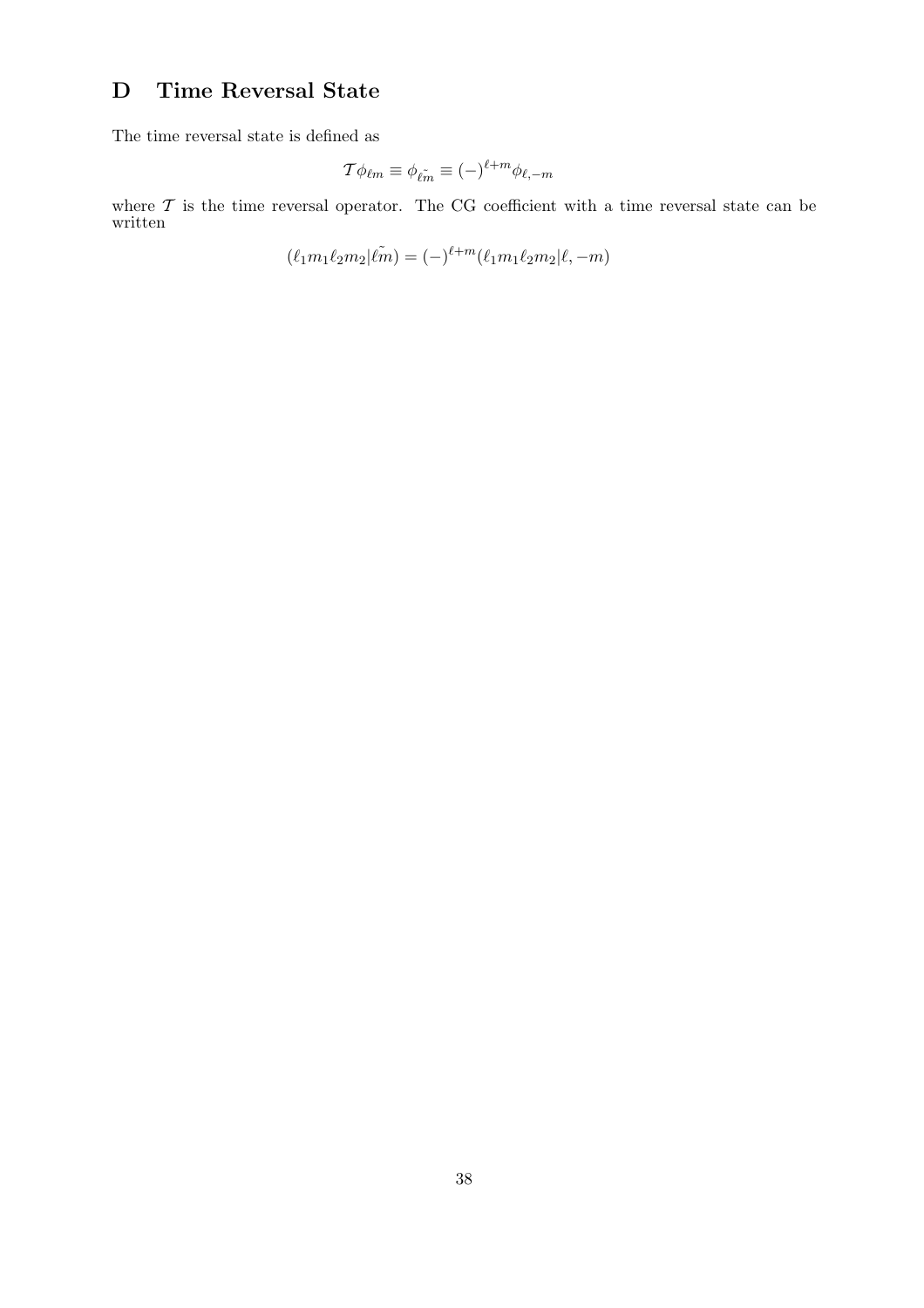# D Time Reversal State

The time reversal state is defined as

$$\mathcal{T}\phi_{\ell m} \equiv \phi_{\tilde{\ell m}} \equiv (-)^{\ell+m}\phi_{\ell,-m}$$

where $\mathcal{T}$ is the time reversal operator. The CG coefficient with a time reversal state can be written

$$(\ell_1 m_1 \ell_2 m_2|\tilde{\ell m}) = (-)^{\ell+m}(\ell_1 m_1 \ell_2 m_2|\ell, -m)$$